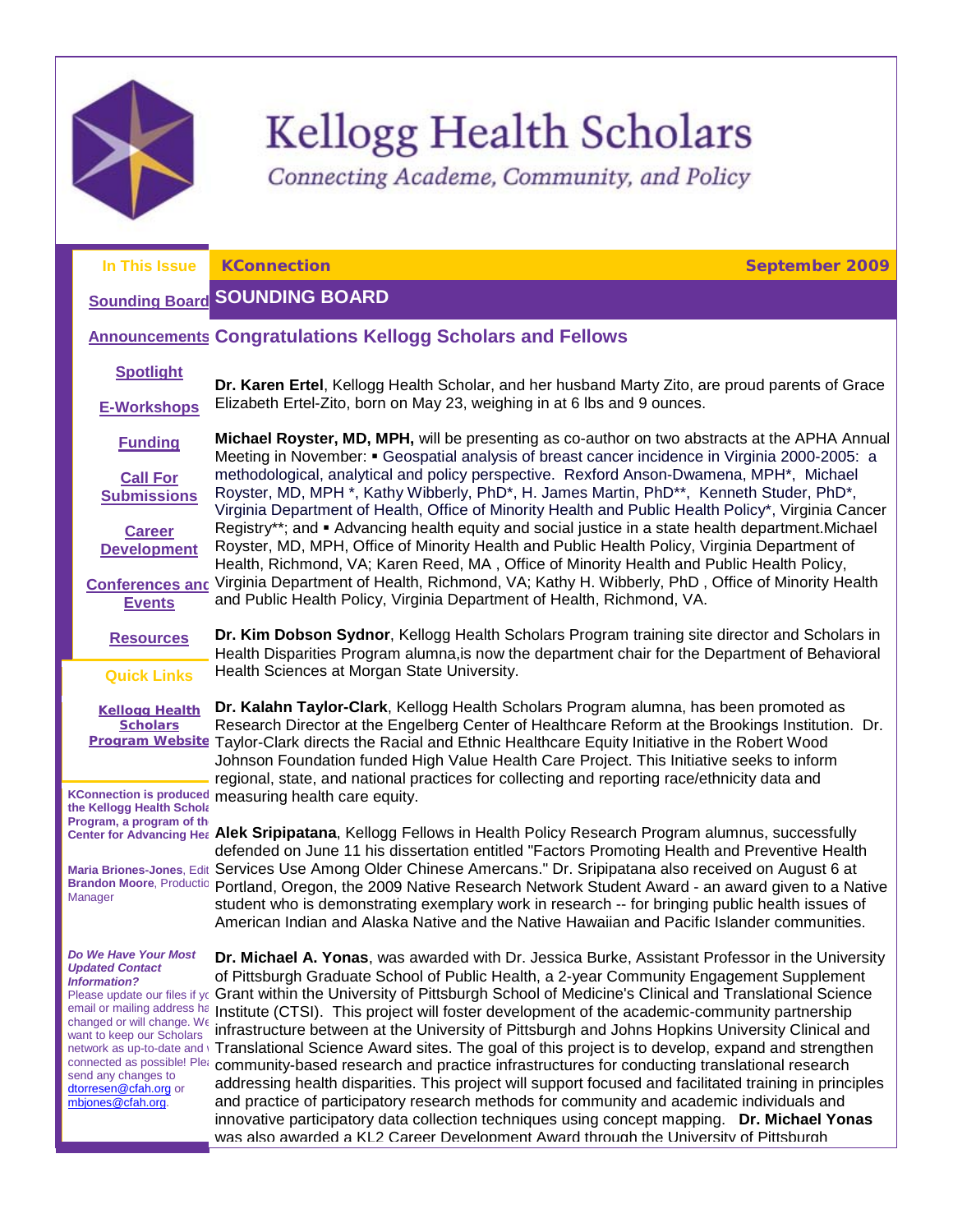# Kellogg Health Scholars

*Connecting Academe, Community, and Policy*

**In This Issue**

- Sounding Board
- Announcements
- Spotlight
- E-Workshops
- Funding
- Call For Submissions
- Career Development
- Conferences and Events
- Resources

**Quick Links**

- Kellogg Health Scholars Program Website

**KConnection is produced by the Kellogg Health Scholars Program, a program of the Center for Advancing Health**

**Maria Briones-Jones**, Editor
**Brandon Moore**, Production Manager

***Do We Have Your Most Updated Contact Information?***

Please update our files if your email or mailing address has changed or will change. We want to keep our Scholars network as up-to-date and well connected as possible! Please send any changes to dtorresen@cfah.org or mbjones@cfah.org.

**KConnection** — **September 2009**

## SOUNDING BOARD

### Congratulations Kellogg Scholars and Fellows

**Dr. Karen Ertel**, Kellogg Health Scholar, and her husband Marty Zito, are proud parents of Grace Elizabeth Ertel-Zito, born on May 23, weighing in at 6 lbs and 9 ounces.

**Michael Royster, MD, MPH,** will be presenting as co-author on two abstracts at the APHA Annual Meeting in November: ▪ Geospatial analysis of breast cancer incidence in Virginia 2000-2005: a methodological, analytical and policy perspective. Rexford Anson-Dwamena, MPH*, Michael Royster, MD, MPH *, Kathy Wibberly, PhD*, H. James Martin, PhD**, Kenneth Studer, PhD*, Virginia Department of Health, Office of Minority Health and Public Health Policy*, Virginia Cancer Registry**; and ▪ Advancing health equity and social justice in a state health department.Michael Royster, MD, MPH, Office of Minority Health and Public Health Policy, Virginia Department of Health, Richmond, VA; Karen Reed, MA , Office of Minority Health and Public Health Policy, Virginia Department of Health, Richmond, VA; Kathy H. Wibberly, PhD , Office of Minority Health and Public Health Policy, Virginia Department of Health, Richmond, VA.

**Dr. Kim Dobson Sydnor**, Kellogg Health Scholars Program training site director and Scholars in Health Disparities Program alumna,is now the department chair for the Department of Behavioral Health Sciences at Morgan State University.

**Dr. Kalahn Taylor-Clark**, Kellogg Health Scholars Program alumna, has been promoted as Research Director at the Engelberg Center of Healthcare Reform at the Brookings Institution. Dr. Taylor-Clark directs the Racial and Ethnic Healthcare Equity Initiative in the Robert Wood Johnson Foundation funded High Value Health Care Project. This Initiative seeks to inform regional, state, and national practices for collecting and reporting race/ethnicity data and measuring health care equity.

**Alek Sripipatana**, Kellogg Fellows in Health Policy Research Program alumnus, successfully defended on June 11 his dissertation entitled "Factors Promoting Health and Preventive Health Services Use Among Older Chinese Amercans." Dr. Sripipatana also received on August 6 at Portland, Oregon, the 2009 Native Research Network Student Award - an award given to a Native student who is demonstrating exemplary work in research -- for bringing public health issues of American Indian and Alaska Native and the Native Hawaiian and Pacific Islander communities.

**Dr. Michael A. Yonas**, was awarded with Dr. Jessica Burke, Assistant Professor in the University of Pittsburgh Graduate School of Public Health, a 2-year Community Engagement Supplement Grant within the University of Pittsburgh School of Medicine's Clinical and Translational Science Institute (CTSI). This project will foster development of the academic-community partnership infrastructure between at the University of Pittsburgh and Johns Hopkins University Clinical and Translational Science Award sites. The goal of this project is to develop, expand and strengthen community-based research and practice infrastructures for conducting translational research addressing health disparities. This project will support focused and facilitated training in principles and practice of participatory research methods for community and academic individuals and innovative participatory data collection techniques using concept mapping. **Dr. Michael Yonas** was also awarded a KL2 Career Development Award through the University of Pittsburgh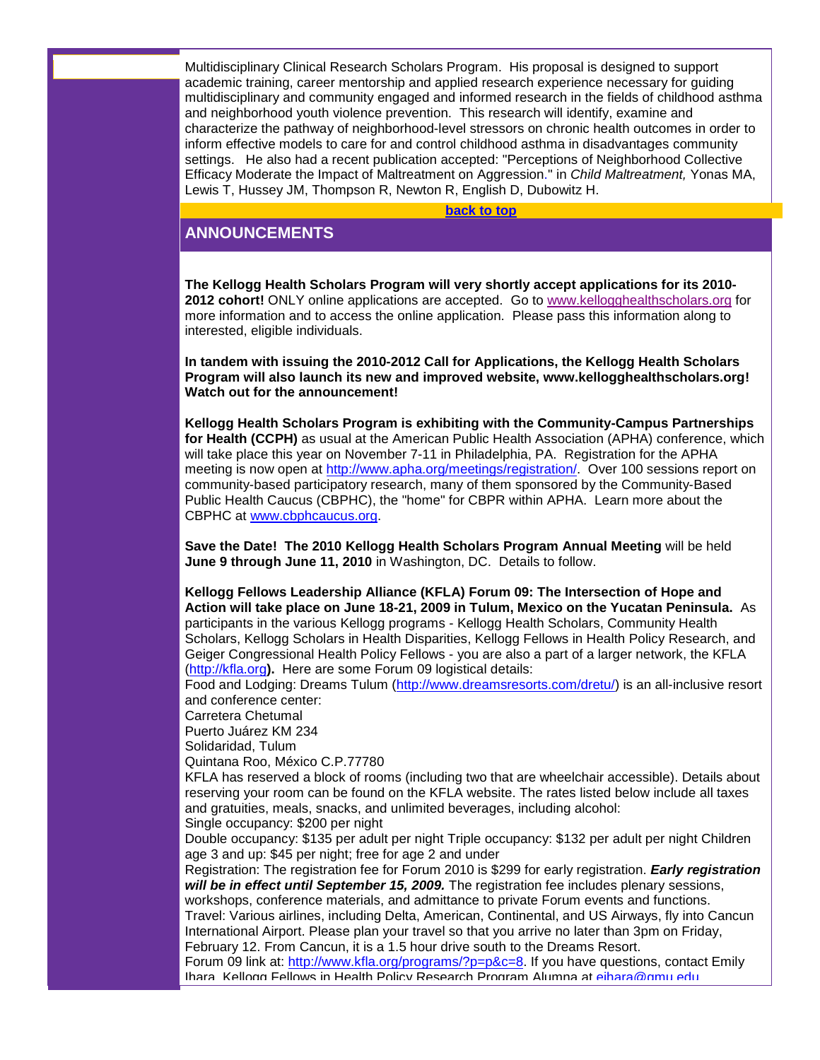Multidisciplinary Clinical Research Scholars Program. His proposal is designed to support academic training, career mentorship and applied research experience necessary for guiding multidisciplinary and community engaged and informed research in the fields of childhood asthma and neighborhood youth violence prevention. This research will identify, examine and characterize the pathway of neighborhood-level stressors on chronic health outcomes in order to inform effective models to care for and control childhood asthma in disadvantages community settings. He also had a recent publication accepted: "Perceptions of Neighborhood Collective Efficacy Moderate the Impact of Maltreatment on Aggression." in *Child Maltreatment,* Yonas MA, Lewis T, Hussey JM, Thompson R, Newton R, English D, Dubowitz H.

**back to top**

## ANNOUNCEMENTS

**The Kellogg Health Scholars Program will very shortly accept applications for its 2010-2012 cohort!** ONLY online applications are accepted. Go to www.kellogghealthscholars.org for more information and to access the online application. Please pass this information along to interested, eligible individuals.

**In tandem with issuing the 2010-2012 Call for Applications, the Kellogg Health Scholars Program will also launch its new and improved website, www.kellogghealthscholars.org! Watch out for the announcement!**

**Kellogg Health Scholars Program is exhibiting with the Community-Campus Partnerships for Health (CCPH)** as usual at the American Public Health Association (APHA) conference, which will take place this year on November 7-11 in Philadelphia, PA. Registration for the APHA meeting is now open at http://www.apha.org/meetings/registration/. Over 100 sessions report on community-based participatory research, many of them sponsored by the Community-Based Public Health Caucus (CBPHC), the "home" for CBPR within APHA. Learn more about the CBPHC at www.cbphcaucus.org.

**Save the Date! The 2010 Kellogg Health Scholars Program Annual Meeting** will be held **June 9 through June 11, 2010** in Washington, DC. Details to follow.

**Kellogg Fellows Leadership Alliance (KFLA) Forum 09: The Intersection of Hope and Action will take place on June 18-21, 2009 in Tulum, Mexico on the Yucatan Peninsula.** As participants in the various Kellogg programs - Kellogg Health Scholars, Community Health Scholars, Kellogg Scholars in Health Disparities, Kellogg Fellows in Health Policy Research, and Geiger Congressional Health Policy Fellows - you are also a part of a larger network, the KFLA (http://kfla.org**).** Here are some Forum 09 logistical details:
Food and Lodging: Dreams Tulum (http://www.dreamsresorts.com/dretu/) is an all-inclusive resort and conference center:
Carretera Chetumal
Puerto Juárez KM 234
Solidaridad, Tulum
Quintana Roo, México C.P.77780
KFLA has reserved a block of rooms (including two that are wheelchair accessible). Details about reserving your room can be found on the KFLA website. The rates listed below include all taxes and gratuities, meals, snacks, and unlimited beverages, including alcohol:
Single occupancy: $200 per night
Double occupancy: $135 per adult per night Triple occupancy: $132 per adult per night Children age 3 and up: $45 per night; free for age 2 and under
Registration: The registration fee for Forum 2010 is $299 for early registration. ***Early registration will be in effect until September 15, 2009.*** The registration fee includes plenary sessions, workshops, conference materials, and admittance to private Forum events and functions.
Travel: Various airlines, including Delta, American, Continental, and US Airways, fly into Cancun International Airport. Please plan your travel so that you arrive no later than 3pm on Friday, February 12. From Cancun, it is a 1.5 hour drive south to the Dreams Resort.
Forum 09 link at: http://www.kfla.org/programs/?p=p&c=8. If you have questions, contact Emily Ihara, Kellogg Fellows in Health Policy Research Program Alumna at eihara@gmu.edu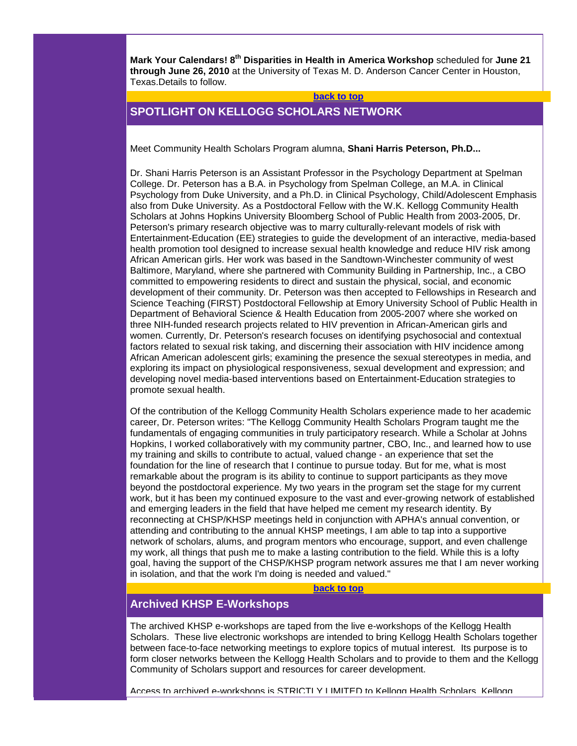**Mark Your Calendars! 8th Disparities in Health in America Workshop** scheduled for **June 21 through June 26, 2010** at the University of Texas M. D. Anderson Cancer Center in Houston, Texas.Details to follow.

**back to top**

## SPOTLIGHT ON KELLOGG SCHOLARS NETWORK

Meet Community Health Scholars Program alumna, **Shani Harris Peterson, Ph.D...**

Dr. Shani Harris Peterson is an Assistant Professor in the Psychology Department at Spelman College. Dr. Peterson has a B.A. in Psychology from Spelman College, an M.A. in Clinical Psychology from Duke University, and a Ph.D. in Clinical Psychology, Child/Adolescent Emphasis also from Duke University. As a Postdoctoral Fellow with the W.K. Kellogg Community Health Scholars at Johns Hopkins University Bloomberg School of Public Health from 2003-2005, Dr. Peterson's primary research objective was to marry culturally-relevant models of risk with Entertainment-Education (EE) strategies to guide the development of an interactive, media-based health promotion tool designed to increase sexual health knowledge and reduce HIV risk among African American girls. Her work was based in the Sandtown-Winchester community of west Baltimore, Maryland, where she partnered with Community Building in Partnership, Inc., a CBO committed to empowering residents to direct and sustain the physical, social, and economic development of their community. Dr. Peterson was then accepted to Fellowships in Research and Science Teaching (FIRST) Postdoctoral Fellowship at Emory University School of Public Health in Department of Behavioral Science & Health Education from 2005-2007 where she worked on three NIH-funded research projects related to HIV prevention in African-American girls and women. Currently, Dr. Peterson's research focuses on identifying psychosocial and contextual factors related to sexual risk taking, and discerning their association with HIV incidence among African American adolescent girls; examining the presence the sexual stereotypes in media, and exploring its impact on physiological responsiveness, sexual development and expression; and developing novel media-based interventions based on Entertainment-Education strategies to promote sexual health.

Of the contribution of the Kellogg Community Health Scholars experience made to her academic career, Dr. Peterson writes: "The Kellogg Community Health Scholars Program taught me the fundamentals of engaging communities in truly participatory research. While a Scholar at Johns Hopkins, I worked collaboratively with my community partner, CBO, Inc., and learned how to use my training and skills to contribute to actual, valued change - an experience that set the foundation for the line of research that I continue to pursue today. But for me, what is most remarkable about the program is its ability to continue to support participants as they move beyond the postdoctoral experience. My two years in the program set the stage for my current work, but it has been my continued exposure to the vast and ever-growing network of established and emerging leaders in the field that have helped me cement my research identity. By reconnecting at CHSP/KHSP meetings held in conjunction with APHA's annual convention, or attending and contributing to the annual KHSP meetings, I am able to tap into a supportive network of scholars, alums, and program mentors who encourage, support, and even challenge my work, all things that push me to make a lasting contribution to the field. While this is a lofty goal, having the support of the CHSP/KHSP program network assures me that I am never working in isolation, and that the work I'm doing is needed and valued."

**back to top**

## Archived KHSP E-Workshops

The archived KHSP e-workshops are taped from the live e-workshops of the Kellogg Health Scholars. These live electronic workshops are intended to bring Kellogg Health Scholars together between face-to-face networking meetings to explore topics of mutual interest. Its purpose is to form closer networks between the Kellogg Health Scholars and to provide to them and the Kellogg Community of Scholars support and resources for career development.

Access to archived e-workshops is STRICTLY LIMITED to Kellogg Health Scholars, Kellogg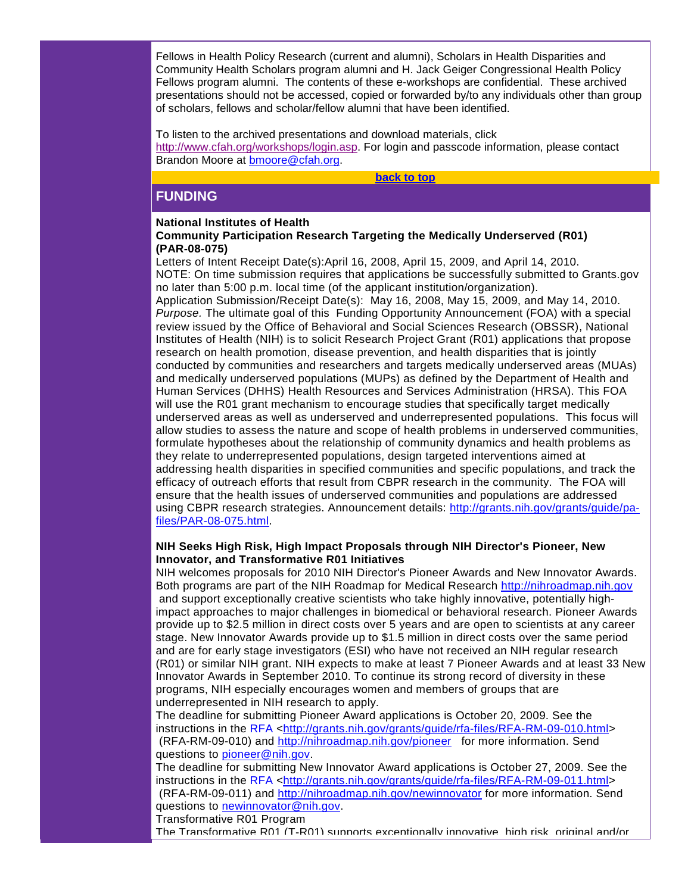Fellows in Health Policy Research (current and alumni), Scholars in Health Disparities and Community Health Scholars program alumni and H. Jack Geiger Congressional Health Policy Fellows program alumni. The contents of these e-workshops are confidential. These archived presentations should not be accessed, copied or forwarded by/to any individuals other than group of scholars, fellows and scholar/fellow alumni that have been identified.

To listen to the archived presentations and download materials, click http://www.cfah.org/workshops/login.asp. For login and passcode information, please contact Brandon Moore at bmoore@cfah.org.

**back to top**

## FUNDING

**National Institutes of Health**
**Community Participation Research Targeting the Medically Underserved (R01) (PAR-08-075)**

Letters of Intent Receipt Date(s):April 16, 2008, April 15, 2009, and April 14, 2010.
NOTE: On time submission requires that applications be successfully submitted to Grants.gov no later than 5:00 p.m. local time (of the applicant institution/organization).
Application Submission/Receipt Date(s): May 16, 2008, May 15, 2009, and May 14, 2010.
*Purpose.* The ultimate goal of this Funding Opportunity Announcement (FOA) with a special review issued by the Office of Behavioral and Social Sciences Research (OBSSR), National Institutes of Health (NIH) is to solicit Research Project Grant (R01) applications that propose research on health promotion, disease prevention, and health disparities that is jointly conducted by communities and researchers and targets medically underserved areas (MUAs) and medically underserved populations (MUPs) as defined by the Department of Health and Human Services (DHHS) Health Resources and Services Administration (HRSA). This FOA will use the R01 grant mechanism to encourage studies that specifically target medically underserved areas as well as underserved and underrepresented populations. This focus will allow studies to assess the nature and scope of health problems in underserved communities, formulate hypotheses about the relationship of community dynamics and health problems as they relate to underrepresented populations, design targeted interventions aimed at addressing health disparities in specified communities and specific populations, and track the efficacy of outreach efforts that result from CBPR research in the community. The FOA will ensure that the health issues of underserved communities and populations are addressed using CBPR research strategies. Announcement details: http://grants.nih.gov/grants/guide/pa-files/PAR-08-075.html.

**NIH Seeks High Risk, High Impact Proposals through NIH Director's Pioneer, New Innovator, and Transformative R01 Initiatives**

NIH welcomes proposals for 2010 NIH Director's Pioneer Awards and New Innovator Awards. Both programs are part of the NIH Roadmap for Medical Research http://nihroadmap.nih.gov and support exceptionally creative scientists who take highly innovative, potentially high-impact approaches to major challenges in biomedical or behavioral research. Pioneer Awards provide up to $2.5 million in direct costs over 5 years and are open to scientists at any career stage. New Innovator Awards provide up to $1.5 million in direct costs over the same period and are for early stage investigators (ESI) who have not received an NIH regular research (R01) or similar NIH grant. NIH expects to make at least 7 Pioneer Awards and at least 33 New Innovator Awards in September 2010. To continue its strong record of diversity in these programs, NIH especially encourages women and members of groups that are underrepresented in NIH research to apply.
The deadline for submitting Pioneer Award applications is October 20, 2009. See the instructions in the RFA <http://grants.nih.gov/grants/guide/rfa-files/RFA-RM-09-010.html> (RFA-RM-09-010) and http://nihroadmap.nih.gov/pioneer for more information. Send questions to pioneer@nih.gov.
The deadline for submitting New Innovator Award applications is October 27, 2009. See the instructions in the RFA <http://grants.nih.gov/grants/guide/rfa-files/RFA-RM-09-011.html> (RFA-RM-09-011) and http://nihroadmap.nih.gov/newinnovator for more information. Send questions to newinnovator@nih.gov.
Transformative R01 Program
The Transformative R01 (T-R01) supports exceptionally innovative, high risk, original and/or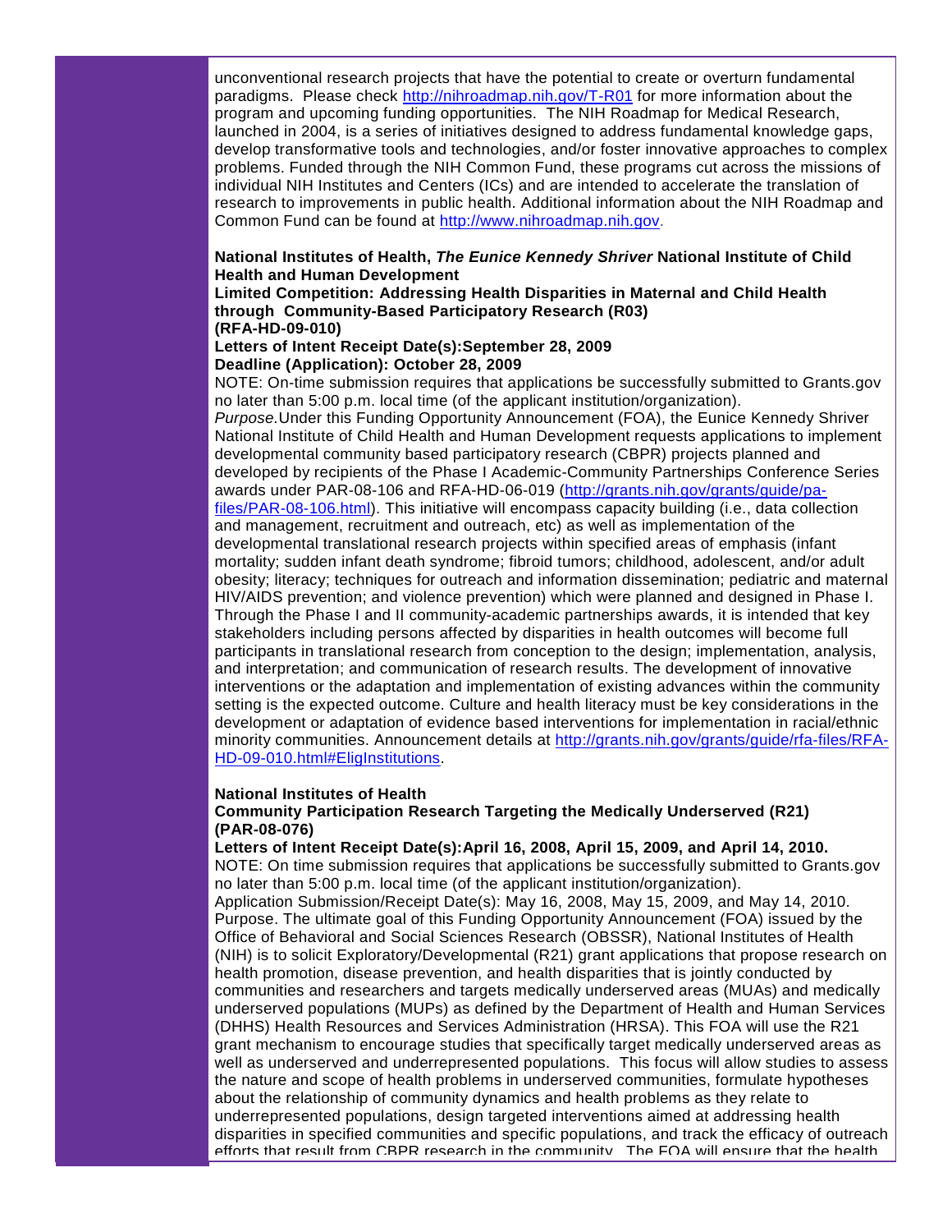unconventional research projects that have the potential to create or overturn fundamental paradigms. Please check [http://nihroadmap.nih.gov/T-R01](http://nihroadmap.nih.gov/T-R01) for more information about the program and upcoming funding opportunities. The NIH Roadmap for Medical Research, launched in 2004, is a series of initiatives designed to address fundamental knowledge gaps, develop transformative tools and technologies, and/or foster innovative approaches to complex problems. Funded through the NIH Common Fund, these programs cut across the missions of individual NIH Institutes and Centers (ICs) and are intended to accelerate the translation of research to improvements in public health. Additional information about the NIH Roadmap and Common Fund can be found at [http://www.nihroadmap.nih.gov](http://www.nihroadmap.nih.gov).

**National Institutes of Health, *The Eunice Kennedy Shriver* National Institute of Child Health and Human Development**
**Limited Competition: Addressing Health Disparities in Maternal and Child Health through Community-Based Participatory Research (R03)**
**(RFA-HD-09-010)**
**Letters of Intent Receipt Date(s):September 28, 2009**
**Deadline (Application): October 28, 2009**
NOTE: On-time submission requires that applications be successfully submitted to Grants.gov no later than 5:00 p.m. local time (of the applicant institution/organization).
*Purpose.*Under this Funding Opportunity Announcement (FOA), the Eunice Kennedy Shriver National Institute of Child Health and Human Development requests applications to implement developmental community based participatory research (CBPR) projects planned and developed by recipients of the Phase I Academic-Community Partnerships Conference Series awards under PAR-08-106 and RFA-HD-06-019 ([http://grants.nih.gov/grants/guide/pa-files/PAR-08-106.html](http://grants.nih.gov/grants/guide/pa-files/PAR-08-106.html)). This initiative will encompass capacity building (i.e., data collection and management, recruitment and outreach, etc) as well as implementation of the developmental translational research projects within specified areas of emphasis (infant mortality; sudden infant death syndrome; fibroid tumors; childhood, adolescent, and/or adult obesity; literacy; techniques for outreach and information dissemination; pediatric and maternal HIV/AIDS prevention; and violence prevention) which were planned and designed in Phase I. Through the Phase I and II community-academic partnerships awards, it is intended that key stakeholders including persons affected by disparities in health outcomes will become full participants in translational research from conception to the design; implementation, analysis, and interpretation; and communication of research results. The development of innovative interventions or the adaptation and implementation of existing advances within the community setting is the expected outcome. Culture and health literacy must be key considerations in the development or adaptation of evidence based interventions for implementation in racial/ethnic minority communities. Announcement details at [http://grants.nih.gov/grants/guide/rfa-files/RFA-HD-09-010.html#EligInstitutions](http://grants.nih.gov/grants/guide/rfa-files/RFA-HD-09-010.html#EligInstitutions).

**National Institutes of Health**
**Community Participation Research Targeting the Medically Underserved (R21)**
**(PAR-08-076)**
**Letters of Intent Receipt Date(s):April 16, 2008, April 15, 2009, and April 14, 2010.**
NOTE: On time submission requires that applications be successfully submitted to Grants.gov no later than 5:00 p.m. local time (of the applicant institution/organization).
Application Submission/Receipt Date(s): May 16, 2008, May 15, 2009, and May 14, 2010.
Purpose. The ultimate goal of this Funding Opportunity Announcement (FOA) issued by the Office of Behavioral and Social Sciences Research (OBSSR), National Institutes of Health (NIH) is to solicit Exploratory/Developmental (R21) grant applications that propose research on health promotion, disease prevention, and health disparities that is jointly conducted by communities and researchers and targets medically underserved areas (MUAs) and medically underserved populations (MUPs) as defined by the Department of Health and Human Services (DHHS) Health Resources and Services Administration (HRSA). This FOA will use the R21 grant mechanism to encourage studies that specifically target medically underserved areas as well as underserved and underrepresented populations. This focus will allow studies to assess the nature and scope of health problems in underserved communities, formulate hypotheses about the relationship of community dynamics and health problems as they relate to underrepresented populations, design targeted interventions aimed at addressing health disparities in specified communities and specific populations, and track the efficacy of outreach efforts that result from CBPR research in the community. The FOA will ensure that the health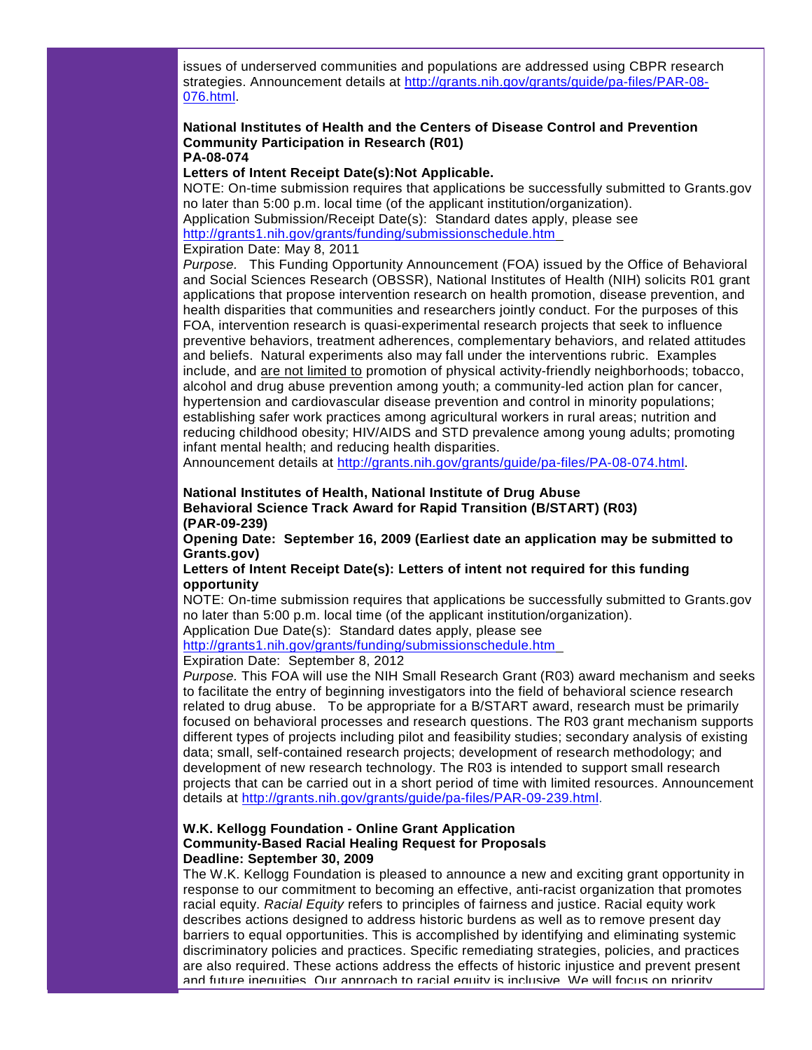issues of underserved communities and populations are addressed using CBPR research strategies. Announcement details at http://grants.nih.gov/grants/guide/pa-files/PAR-08-076.html.

**National Institutes of Health and the Centers of Disease Control and Prevention**
**Community Participation in Research (R01)**
**PA-08-074**
**Letters of Intent Receipt Date(s):Not Applicable.**
NOTE: On-time submission requires that applications be successfully submitted to Grants.gov no later than 5:00 p.m. local time (of the applicant institution/organization).
Application Submission/Receipt Date(s): Standard dates apply, please see http://grants1.nih.gov/grants/funding/submissionschedule.htm
Expiration Date: May 8, 2011
*Purpose.* This Funding Opportunity Announcement (FOA) issued by the Office of Behavioral and Social Sciences Research (OBSSR), National Institutes of Health (NIH) solicits R01 grant applications that propose intervention research on health promotion, disease prevention, and health disparities that communities and researchers jointly conduct. For the purposes of this FOA, intervention research is quasi-experimental research projects that seek to influence preventive behaviors, treatment adherences, complementary behaviors, and related attitudes and beliefs. Natural experiments also may fall under the interventions rubric. Examples include, and are not limited to promotion of physical activity-friendly neighborhoods; tobacco, alcohol and drug abuse prevention among youth; a community-led action plan for cancer, hypertension and cardiovascular disease prevention and control in minority populations; establishing safer work practices among agricultural workers in rural areas; nutrition and reducing childhood obesity; HIV/AIDS and STD prevalence among young adults; promoting infant mental health; and reducing health disparities.
Announcement details at http://grants.nih.gov/grants/guide/pa-files/PA-08-074.html.

**National Institutes of Health, National Institute of Drug Abuse**
**Behavioral Science Track Award for Rapid Transition (B/START) (R03)**
**(PAR-09-239)**
**Opening Date: September 16, 2009 (Earliest date an application may be submitted to Grants.gov)**
**Letters of Intent Receipt Date(s): Letters of intent not required for this funding opportunity**
NOTE: On-time submission requires that applications be successfully submitted to Grants.gov no later than 5:00 p.m. local time (of the applicant institution/organization).
Application Due Date(s): Standard dates apply, please see
http://grants1.nih.gov/grants/funding/submissionschedule.htm
Expiration Date: September 8, 2012
*Purpose.* This FOA will use the NIH Small Research Grant (R03) award mechanism and seeks to facilitate the entry of beginning investigators into the field of behavioral science research related to drug abuse. To be appropriate for a B/START award, research must be primarily focused on behavioral processes and research questions. The R03 grant mechanism supports different types of projects including pilot and feasibility studies; secondary analysis of existing data; small, self-contained research projects; development of research methodology; and development of new research technology. The R03 is intended to support small research projects that can be carried out in a short period of time with limited resources. Announcement details at http://grants.nih.gov/grants/guide/pa-files/PAR-09-239.html.

**W.K. Kellogg Foundation - Online Grant Application**
**Community-Based Racial Healing Request for Proposals**
**Deadline: September 30, 2009**
The W.K. Kellogg Foundation is pleased to announce a new and exciting grant opportunity in response to our commitment to becoming an effective, anti-racist organization that promotes racial equity. *Racial Equity* refers to principles of fairness and justice. Racial equity work describes actions designed to address historic burdens as well as to remove present day barriers to equal opportunities. This is accomplished by identifying and eliminating systemic discriminatory policies and practices. Specific remediating strategies, policies, and practices are also required. These actions address the effects of historic injustice and prevent present and future inequities. Our approach to racial equity is inclusive. We will focus on priority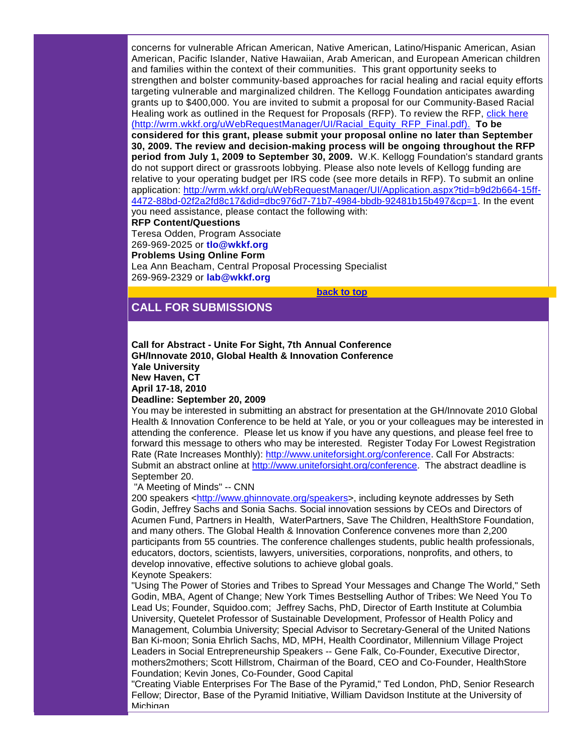concerns for vulnerable African American, Native American, Latino/Hispanic American, Asian American, Pacific Islander, Native Hawaiian, Arab American, and European American children and families within the context of their communities. This grant opportunity seeks to strengthen and bolster community-based approaches for racial healing and racial equity efforts targeting vulnerable and marginalized children. The Kellogg Foundation anticipates awarding grants up to $400,000. You are invited to submit a proposal for our Community-Based Racial Healing work as outlined in the Request for Proposals (RFP). To review the RFP, [click here (http://wrm.wkkf.org/uWebRequestManager/UI/Racial_Equity_RFP_Final.pdf).](http://wrm.wkkf.org/uWebRequestManager/UI/Racial_Equity_RFP_Final.pdf) **To be considered for this grant, please submit your proposal online no later than September 30, 2009. The review and decision-making process will be ongoing throughout the RFP period from July 1, 2009 to September 30, 2009.** W.K. Kellogg Foundation's standard grants do not support direct or grassroots lobbying. Please also note levels of Kellogg funding are relative to your operating budget per IRS code (see more details in RFP). To submit an online application: http://wrm.wkkf.org/uWebRequestManager/UI/Application.aspx?tid=b9d2b664-15ff-4472-88bd-02f2a2fd8c17&did=dbc976d7-71b7-4984-bbdb-92481b15b497&cp=1. In the event you need assistance, please contact the following with:

**RFP Content/Questions**
Teresa Odden, Program Associate
269-969-2025 or **tlo@wkkf.org**

**Problems Using Online Form**
Lea Ann Beacham, Central Proposal Processing Specialist
269-969-2329 or **lab@wkkf.org**

**back to top**

## CALL FOR SUBMISSIONS

**Call for Abstract - Unite For Sight, 7th Annual Conference**
**GH/Innovate 2010, Global Health & Innovation Conference**
**Yale University**
**New Haven, CT**
**April 17-18, 2010**
**Deadline: September 20, 2009**

You may be interested in submitting an abstract for presentation at the GH/Innovate 2010 Global Health & Innovation Conference to be held at Yale, or you or your colleagues may be interested in attending the conference. Please let us know if you have any questions, and please feel free to forward this message to others who may be interested. Register Today For Lowest Registration Rate (Rate Increases Monthly): http://www.uniteforsight.org/conference. Call For Abstracts: Submit an abstract online at http://www.uniteforsight.org/conference. The abstract deadline is September 20.

"A Meeting of Minds" -- CNN

200 speakers <http://www.ghinnovate.org/speakers>, including keynote addresses by Seth Godin, Jeffrey Sachs and Sonia Sachs. Social innovation sessions by CEOs and Directors of Acumen Fund, Partners in Health, WaterPartners, Save The Children, HealthStore Foundation, and many others. The Global Health & Innovation Conference convenes more than 2,200 participants from 55 countries. The conference challenges students, public health professionals, educators, doctors, scientists, lawyers, universities, corporations, nonprofits, and others, to develop innovative, effective solutions to achieve global goals.

Keynote Speakers:

"Using The Power of Stories and Tribes to Spread Your Messages and Change The World," Seth Godin, MBA, Agent of Change; New York Times Bestselling Author of Tribes: We Need You To Lead Us; Founder, Squidoo.com; Jeffrey Sachs, PhD, Director of Earth Institute at Columbia University, Quetelet Professor of Sustainable Development, Professor of Health Policy and Management, Columbia University; Special Advisor to Secretary-General of the United Nations Ban Ki-moon; Sonia Ehrlich Sachs, MD, MPH, Health Coordinator, Millennium Village Project

Leaders in Social Entrepreneurship Speakers -- Gene Falk, Co-Founder, Executive Director, mothers2mothers; Scott Hillstrom, Chairman of the Board, CEO and Co-Founder, HealthStore Foundation; Kevin Jones, Co-Founder, Good Capital

"Creating Viable Enterprises For The Base of the Pyramid," Ted London, PhD, Senior Research Fellow; Director, Base of the Pyramid Initiative, William Davidson Institute at the University of Michigan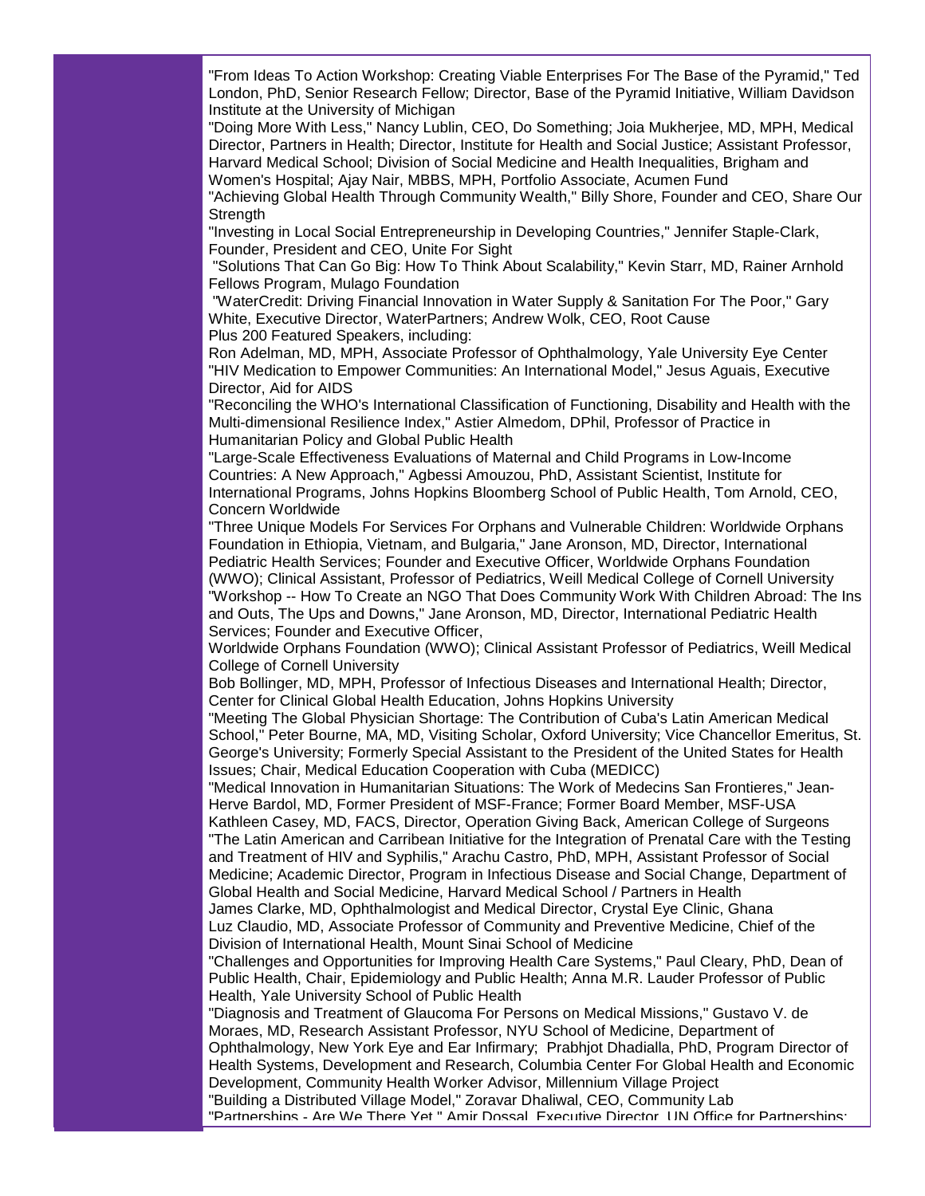"From Ideas To Action Workshop: Creating Viable Enterprises For The Base of the Pyramid," Ted London, PhD, Senior Research Fellow; Director, Base of the Pyramid Initiative, William Davidson Institute at the University of Michigan

"Doing More With Less," Nancy Lublin, CEO, Do Something; Joia Mukherjee, MD, MPH, Medical Director, Partners in Health; Director, Institute for Health and Social Justice; Assistant Professor, Harvard Medical School; Division of Social Medicine and Health Inequalities, Brigham and Women's Hospital; Ajay Nair, MBBS, MPH, Portfolio Associate, Acumen Fund

"Achieving Global Health Through Community Wealth," Billy Shore, Founder and CEO, Share Our Strength

"Investing in Local Social Entrepreneurship in Developing Countries," Jennifer Staple-Clark, Founder, President and CEO, Unite For Sight

"Solutions That Can Go Big: How To Think About Scalability," Kevin Starr, MD, Rainer Arnhold Fellows Program, Mulago Foundation

"WaterCredit: Driving Financial Innovation in Water Supply & Sanitation For The Poor," Gary White, Executive Director, WaterPartners; Andrew Wolk, CEO, Root Cause

Plus 200 Featured Speakers, including:

Ron Adelman, MD, MPH, Associate Professor of Ophthalmology, Yale University Eye Center

"HIV Medication to Empower Communities: An International Model," Jesus Aguais, Executive Director, Aid for AIDS

"Reconciling the WHO's International Classification of Functioning, Disability and Health with the Multi-dimensional Resilience Index," Astier Almedom, DPhil, Professor of Practice in Humanitarian Policy and Global Public Health

"Large-Scale Effectiveness Evaluations of Maternal and Child Programs in Low-Income Countries: A New Approach," Agbessi Amouzou, PhD, Assistant Scientist, Institute for International Programs, Johns Hopkins Bloomberg School of Public Health, Tom Arnold, CEO, Concern Worldwide

"Three Unique Models For Services For Orphans and Vulnerable Children: Worldwide Orphans Foundation in Ethiopia, Vietnam, and Bulgaria," Jane Aronson, MD, Director, International Pediatric Health Services; Founder and Executive Officer, Worldwide Orphans Foundation (WWO); Clinical Assistant, Professor of Pediatrics, Weill Medical College of Cornell University

"Workshop -- How To Create an NGO That Does Community Work With Children Abroad: The Ins and Outs, The Ups and Downs," Jane Aronson, MD, Director, International Pediatric Health Services; Founder and Executive Officer, Worldwide Orphans Foundation (WWO); Clinical Assistant Professor of Pediatrics, Weill Medical College of Cornell University

Bob Bollinger, MD, MPH, Professor of Infectious Diseases and International Health; Director, Center for Clinical Global Health Education, Johns Hopkins University

"Meeting The Global Physician Shortage: The Contribution of Cuba's Latin American Medical School," Peter Bourne, MA, MD, Visiting Scholar, Oxford University; Vice Chancellor Emeritus, St. George's University; Formerly Special Assistant to the President of the United States for Health Issues; Chair, Medical Education Cooperation with Cuba (MEDICC)

"Medical Innovation in Humanitarian Situations: The Work of Medecins San Frontieres," Jean-Herve Bardol, MD, Former President of MSF-France; Former Board Member, MSF-USA

Kathleen Casey, MD, FACS, Director, Operation Giving Back, American College of Surgeons

"The Latin American and Carribean Initiative for the Integration of Prenatal Care with the Testing and Treatment of HIV and Syphilis," Arachu Castro, PhD, MPH, Assistant Professor of Social Medicine; Academic Director, Program in Infectious Disease and Social Change, Department of Global Health and Social Medicine, Harvard Medical School / Partners in Health

James Clarke, MD, Ophthalmologist and Medical Director, Crystal Eye Clinic, Ghana

Luz Claudio, MD, Associate Professor of Community and Preventive Medicine, Chief of the Division of International Health, Mount Sinai School of Medicine

"Challenges and Opportunities for Improving Health Care Systems," Paul Cleary, PhD, Dean of Public Health, Chair, Epidemiology and Public Health; Anna M.R. Lauder Professor of Public Health, Yale University School of Public Health

"Diagnosis and Treatment of Glaucoma For Persons on Medical Missions," Gustavo V. de Moraes, MD, Research Assistant Professor, NYU School of Medicine, Department of Ophthalmology, New York Eye and Ear Infirmary; Prabhjot Dhadialla, PhD, Program Director of Health Systems, Development and Research, Columbia Center For Global Health and Economic Development, Community Health Worker Advisor, Millennium Village Project

"Building a Distributed Village Model," Zoravar Dhaliwal, CEO, Community Lab

"Partnerships - Are We There Yet," Amir Dossal, Executive Director, UN Office for Partnerships;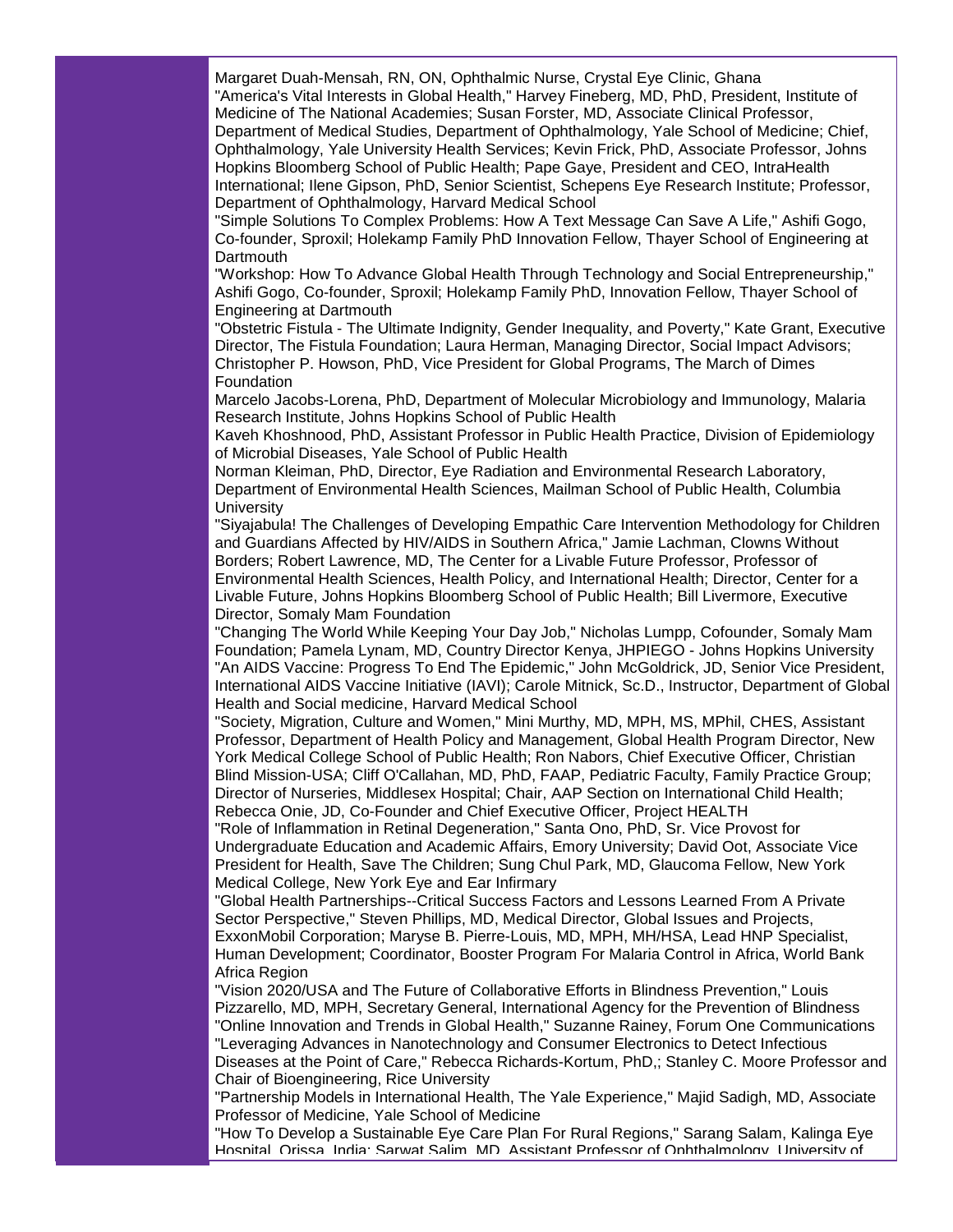Margaret Duah-Mensah, RN, ON, Ophthalmic Nurse, Crystal Eye Clinic, Ghana

"America's Vital Interests in Global Health," Harvey Fineberg, MD, PhD, President, Institute of Medicine of The National Academies; Susan Forster, MD, Associate Clinical Professor, Department of Medical Studies, Department of Ophthalmology, Yale School of Medicine; Chief, Ophthalmology, Yale University Health Services; Kevin Frick, PhD, Associate Professor, Johns Hopkins Bloomberg School of Public Health; Pape Gaye, President and CEO, IntraHealth International; Ilene Gipson, PhD, Senior Scientist, Schepens Eye Research Institute; Professor, Department of Ophthalmology, Harvard Medical School

"Simple Solutions To Complex Problems: How A Text Message Can Save A Life," Ashifi Gogo, Co-founder, Sproxil; Holekamp Family PhD Innovation Fellow, Thayer School of Engineering at Dartmouth

"Workshop: How To Advance Global Health Through Technology and Social Entrepreneurship," Ashifi Gogo, Co-founder, Sproxil; Holekamp Family PhD, Innovation Fellow, Thayer School of Engineering at Dartmouth

"Obstetric Fistula - The Ultimate Indignity, Gender Inequality, and Poverty," Kate Grant, Executive Director, The Fistula Foundation; Laura Herman, Managing Director, Social Impact Advisors; Christopher P. Howson, PhD, Vice President for Global Programs, The March of Dimes Foundation

Marcelo Jacobs-Lorena, PhD, Department of Molecular Microbiology and Immunology, Malaria Research Institute, Johns Hopkins School of Public Health

Kaveh Khoshnood, PhD, Assistant Professor in Public Health Practice, Division of Epidemiology of Microbial Diseases, Yale School of Public Health

Norman Kleiman, PhD, Director, Eye Radiation and Environmental Research Laboratory, Department of Environmental Health Sciences, Mailman School of Public Health, Columbia University

"Siyajabula! The Challenges of Developing Empathic Care Intervention Methodology for Children and Guardians Affected by HIV/AIDS in Southern Africa," Jamie Lachman, Clowns Without Borders; Robert Lawrence, MD, The Center for a Livable Future Professor, Professor of Environmental Health Sciences, Health Policy, and International Health; Director, Center for a Livable Future, Johns Hopkins Bloomberg School of Public Health; Bill Livermore, Executive Director, Somaly Mam Foundation

"Changing The World While Keeping Your Day Job," Nicholas Lumpp, Cofounder, Somaly Mam Foundation; Pamela Lynam, MD, Country Director Kenya, JHPIEGO - Johns Hopkins University

"An AIDS Vaccine: Progress To End The Epidemic," John McGoldrick, JD, Senior Vice President, International AIDS Vaccine Initiative (IAVI); Carole Mitnick, Sc.D., Instructor, Department of Global Health and Social medicine, Harvard Medical School

"Society, Migration, Culture and Women," Mini Murthy, MD, MPH, MS, MPhil, CHES, Assistant Professor, Department of Health Policy and Management, Global Health Program Director, New York Medical College School of Public Health; Ron Nabors, Chief Executive Officer, Christian Blind Mission-USA; Cliff O'Callahan, MD, PhD, FAAP, Pediatric Faculty, Family Practice Group; Director of Nurseries, Middlesex Hospital; Chair, AAP Section on International Child Health; Rebecca Onie, JD, Co-Founder and Chief Executive Officer, Project HEALTH

"Role of Inflammation in Retinal Degeneration," Santa Ono, PhD, Sr. Vice Provost for Undergraduate Education and Academic Affairs, Emory University; David Oot, Associate Vice President for Health, Save The Children; Sung Chul Park, MD, Glaucoma Fellow, New York Medical College, New York Eye and Ear Infirmary

"Global Health Partnerships--Critical Success Factors and Lessons Learned From A Private Sector Perspective," Steven Phillips, MD, Medical Director, Global Issues and Projects, ExxonMobil Corporation; Maryse B. Pierre-Louis, MD, MPH, MH/HSA, Lead HNP Specialist, Human Development; Coordinator, Booster Program For Malaria Control in Africa, World Bank Africa Region

"Vision 2020/USA and The Future of Collaborative Efforts in Blindness Prevention," Louis Pizzarello, MD, MPH, Secretary General, International Agency for the Prevention of Blindness

"Online Innovation and Trends in Global Health," Suzanne Rainey, Forum One Communications

"Leveraging Advances in Nanotechnology and Consumer Electronics to Detect Infectious Diseases at the Point of Care," Rebecca Richards-Kortum, PhD,; Stanley C. Moore Professor and Chair of Bioengineering, Rice University

"Partnership Models in International Health, The Yale Experience," Majid Sadigh, MD, Associate Professor of Medicine, Yale School of Medicine

"How To Develop a Sustainable Eye Care Plan For Rural Regions," Sarang Salam, Kalinga Eye Hospital, Orissa, India; Sarwat Salim, MD, Assistant Professor of Ophthalmology, University of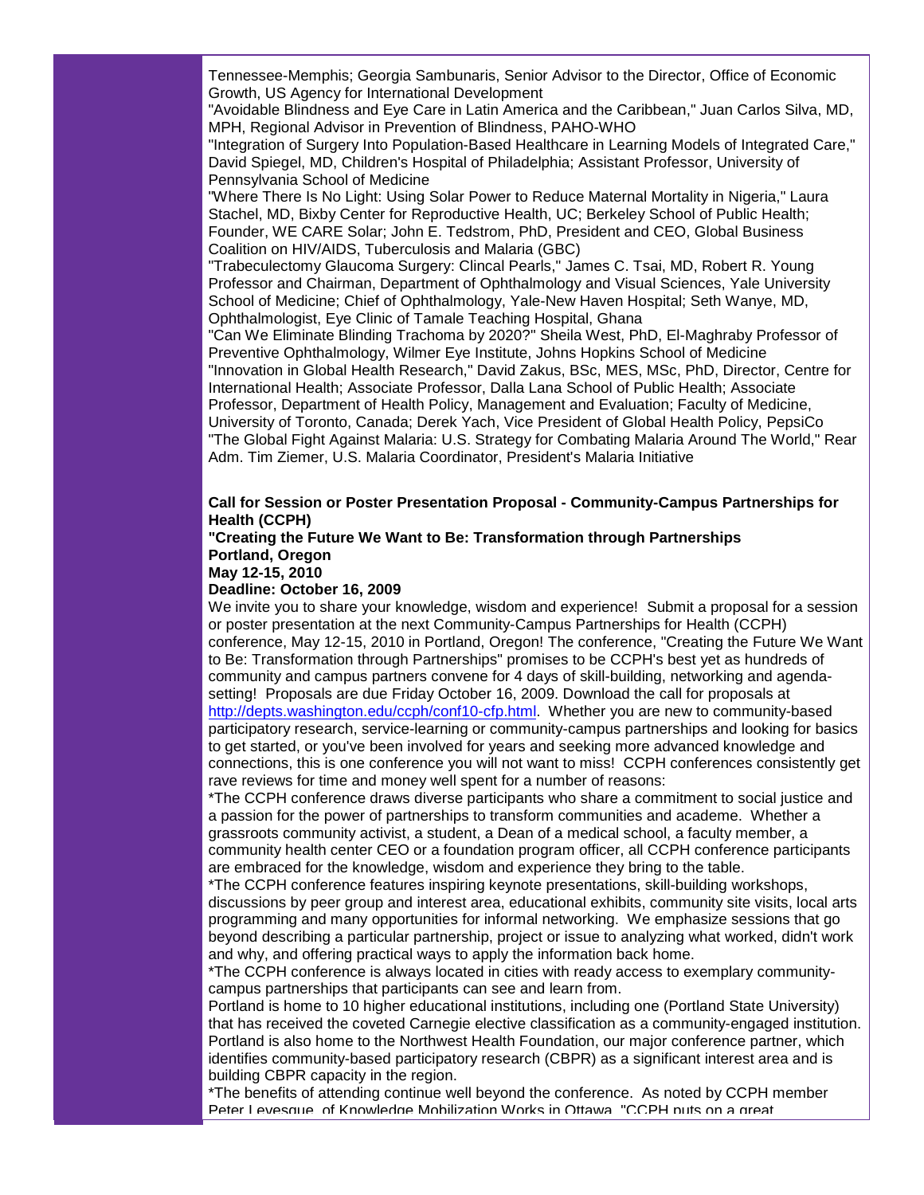Tennessee-Memphis; Georgia Sambunaris, Senior Advisor to the Director, Office of Economic Growth, US Agency for International Development

"Avoidable Blindness and Eye Care in Latin America and the Caribbean," Juan Carlos Silva, MD, MPH, Regional Advisor in Prevention of Blindness, PAHO-WHO

"Integration of Surgery Into Population-Based Healthcare in Learning Models of Integrated Care," David Spiegel, MD, Children's Hospital of Philadelphia; Assistant Professor, University of Pennsylvania School of Medicine

"Where There Is No Light: Using Solar Power to Reduce Maternal Mortality in Nigeria," Laura Stachel, MD, Bixby Center for Reproductive Health, UC; Berkeley School of Public Health; Founder, WE CARE Solar; John E. Tedstrom, PhD, President and CEO, Global Business Coalition on HIV/AIDS, Tuberculosis and Malaria (GBC)

"Trabeculectomy Glaucoma Surgery: Clincal Pearls," James C. Tsai, MD, Robert R. Young Professor and Chairman, Department of Ophthalmology and Visual Sciences, Yale University School of Medicine; Chief of Ophthalmology, Yale-New Haven Hospital; Seth Wanye, MD, Ophthalmologist, Eye Clinic of Tamale Teaching Hospital, Ghana

"Can We Eliminate Blinding Trachoma by 2020?" Sheila West, PhD, El-Maghraby Professor of Preventive Ophthalmology, Wilmer Eye Institute, Johns Hopkins School of Medicine

"Innovation in Global Health Research," David Zakus, BSc, MES, MSc, PhD, Director, Centre for International Health; Associate Professor, Dalla Lana School of Public Health; Associate Professor, Department of Health Policy, Management and Evaluation; Faculty of Medicine, University of Toronto, Canada; Derek Yach, Vice President of Global Health Policy, PepsiCo

"The Global Fight Against Malaria: U.S. Strategy for Combating Malaria Around The World," Rear Adm. Tim Ziemer, U.S. Malaria Coordinator, President's Malaria Initiative

**Call for Session or Poster Presentation Proposal - Community-Campus Partnerships for Health (CCPH)**
**"Creating the Future We Want to Be: Transformation through Partnerships**
**Portland, Oregon**
**May 12-15, 2010**
**Deadline: October 16, 2009**

We invite you to share your knowledge, wisdom and experience! Submit a proposal for a session or poster presentation at the next Community-Campus Partnerships for Health (CCPH) conference, May 12-15, 2010 in Portland, Oregon! The conference, "Creating the Future We Want to Be: Transformation through Partnerships" promises to be CCPH's best yet as hundreds of community and campus partners convene for 4 days of skill-building, networking and agenda-setting! Proposals are due Friday October 16, 2009. Download the call for proposals at http://depts.washington.edu/ccph/conf10-cfp.html. Whether you are new to community-based participatory research, service-learning or community-campus partnerships and looking for basics to get started, or you've been involved for years and seeking more advanced knowledge and connections, this is one conference you will not want to miss! CCPH conferences consistently get rave reviews for time and money well spent for a number of reasons:

*The CCPH conference draws diverse participants who share a commitment to social justice and a passion for the power of partnerships to transform communities and academe. Whether a grassroots community activist, a student, a Dean of a medical school, a faculty member, a community health center CEO or a foundation program officer, all CCPH conference participants are embraced for the knowledge, wisdom and experience they bring to the table.

*The CCPH conference features inspiring keynote presentations, skill-building workshops, discussions by peer group and interest area, educational exhibits, community site visits, local arts programming and many opportunities for informal networking. We emphasize sessions that go beyond describing a particular partnership, project or issue to analyzing what worked, didn't work and why, and offering practical ways to apply the information back home.

*The CCPH conference is always located in cities with ready access to exemplary community-campus partnerships that participants can see and learn from.

Portland is home to 10 higher educational institutions, including one (Portland State University) that has received the coveted Carnegie elective classification as a community-engaged institution. Portland is also home to the Northwest Health Foundation, our major conference partner, which identifies community-based participatory research (CBPR) as a significant interest area and is building CBPR capacity in the region.

*The benefits of attending continue well beyond the conference. As noted by CCPH member Peter Levesque, of Knowledge Mobilization Works in Ottawa, "CCPH puts on a great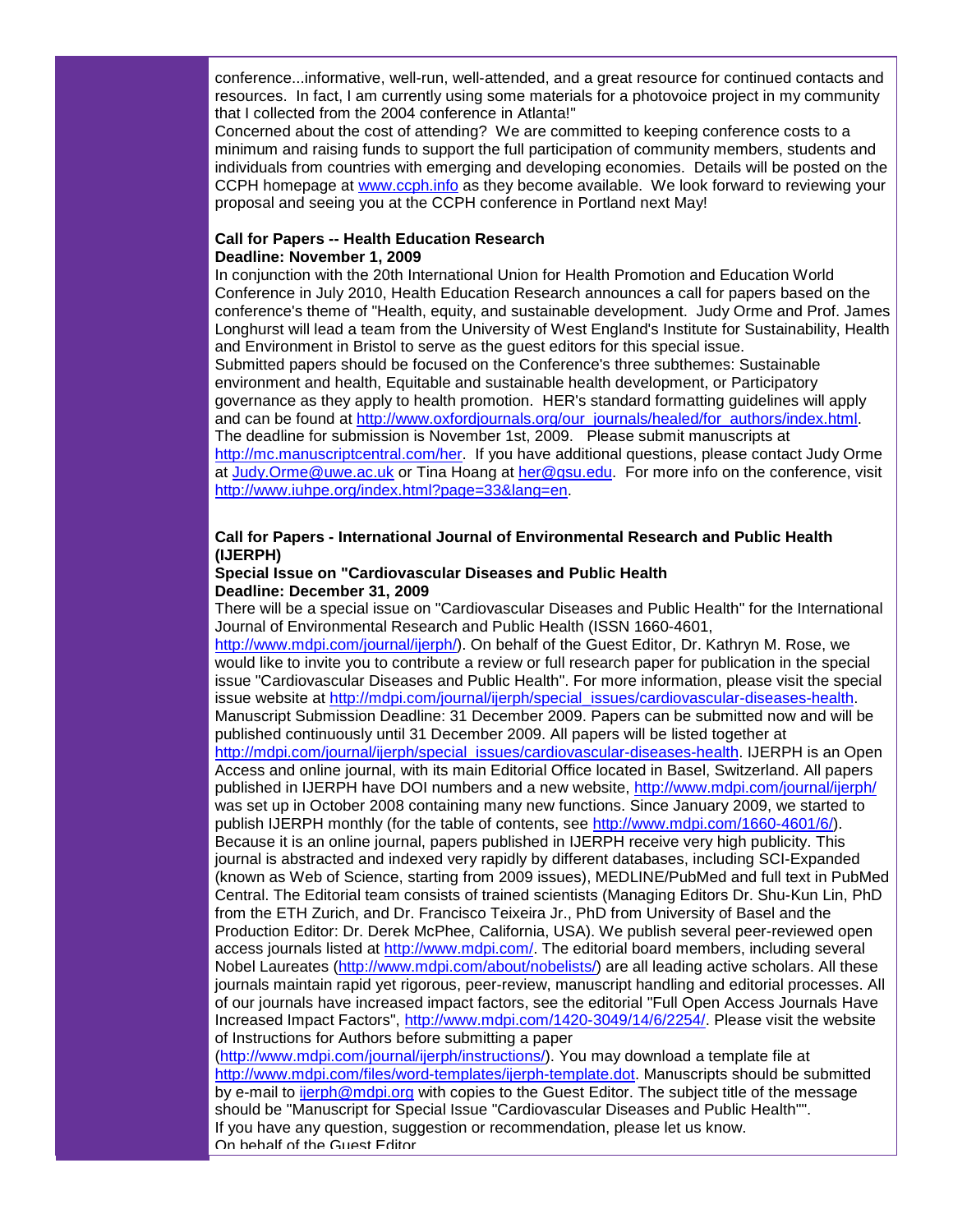conference...informative, well-run, well-attended, and a great resource for continued contacts and resources. In fact, I am currently using some materials for a photovoice project in my community that I collected from the 2004 conference in Atlanta!"

Concerned about the cost of attending? We are committed to keeping conference costs to a minimum and raising funds to support the full participation of community members, students and individuals from countries with emerging and developing economies. Details will be posted on the CCPH homepage at www.ccph.info as they become available. We look forward to reviewing your proposal and seeing you at the CCPH conference in Portland next May!

**Call for Papers -- Health Education Research**
**Deadline: November 1, 2009**

In conjunction with the 20th International Union for Health Promotion and Education World Conference in July 2010, Health Education Research announces a call for papers based on the conference's theme of "Health, equity, and sustainable development. Judy Orme and Prof. James Longhurst will lead a team from the University of West England's Institute for Sustainability, Health and Environment in Bristol to serve as the guest editors for this special issue.

Submitted papers should be focused on the Conference's three subthemes: Sustainable environment and health, Equitable and sustainable health development, or Participatory governance as they apply to health promotion. HER's standard formatting guidelines will apply and can be found at http://www.oxfordjournals.org/our_journals/healed/for_authors/index.html. The deadline for submission is November 1st, 2009. Please submit manuscripts at http://mc.manuscriptcentral.com/her. If you have additional questions, please contact Judy Orme at Judy.Orme@uwe.ac.uk or Tina Hoang at her@gsu.edu. For more info on the conference, visit http://www.iuhpe.org/index.html?page=33&lang=en.

**Call for Papers - International Journal of Environmental Research and Public Health (IJERPH)**
**Special Issue on "Cardiovascular Diseases and Public Health**
**Deadline: December 31, 2009**

There will be a special issue on "Cardiovascular Diseases and Public Health" for the International Journal of Environmental Research and Public Health (ISSN 1660-4601, http://www.mdpi.com/journal/ijerph/). On behalf of the Guest Editor, Dr. Kathryn M. Rose, we would like to invite you to contribute a review or full research paper for publication in the special issue "Cardiovascular Diseases and Public Health". For more information, please visit the special issue website at http://mdpi.com/journal/ijerph/special_issues/cardiovascular-diseases-health. Manuscript Submission Deadline: 31 December 2009. Papers can be submitted now and will be published continuously until 31 December 2009. All papers will be listed together at http://mdpi.com/journal/ijerph/special_issues/cardiovascular-diseases-health. IJERPH is an Open Access and online journal, with its main Editorial Office located in Basel, Switzerland. All papers published in IJERPH have DOI numbers and a new website, http://www.mdpi.com/journal/ijerph/ was set up in October 2008 containing many new functions. Since January 2009, we started to publish IJERPH monthly (for the table of contents, see http://www.mdpi.com/1660-4601/6/). Because it is an online journal, papers published in IJERPH receive very high publicity. This journal is abstracted and indexed very rapidly by different databases, including SCI-Expanded (known as Web of Science, starting from 2009 issues), MEDLINE/PubMed and full text in PubMed Central. The Editorial team consists of trained scientists (Managing Editors Dr. Shu-Kun Lin, PhD from the ETH Zurich, and Dr. Francisco Teixeira Jr., PhD from University of Basel and the Production Editor: Dr. Derek McPhee, California, USA). We publish several peer-reviewed open access journals listed at http://www.mdpi.com/. The editorial board members, including several Nobel Laureates (http://www.mdpi.com/about/nobelists/) are all leading active scholars. All these journals maintain rapid yet rigorous, peer-review, manuscript handling and editorial processes. All of our journals have increased impact factors, see the editorial "Full Open Access Journals Have Increased Impact Factors", http://www.mdpi.com/1420-3049/14/6/2254/. Please visit the website of Instructions for Authors before submitting a paper (http://www.mdpi.com/journal/ijerph/instructions/). You may download a template file at http://www.mdpi.com/files/word-templates/ijerph-template.dot. Manuscripts should be submitted by e-mail to ijerph@mdpi.org with copies to the Guest Editor. The subject title of the message should be "Manuscript for Special Issue "Cardiovascular Diseases and Public Health"".

If you have any question, suggestion or recommendation, please let us know.

On behalf of the Guest Editor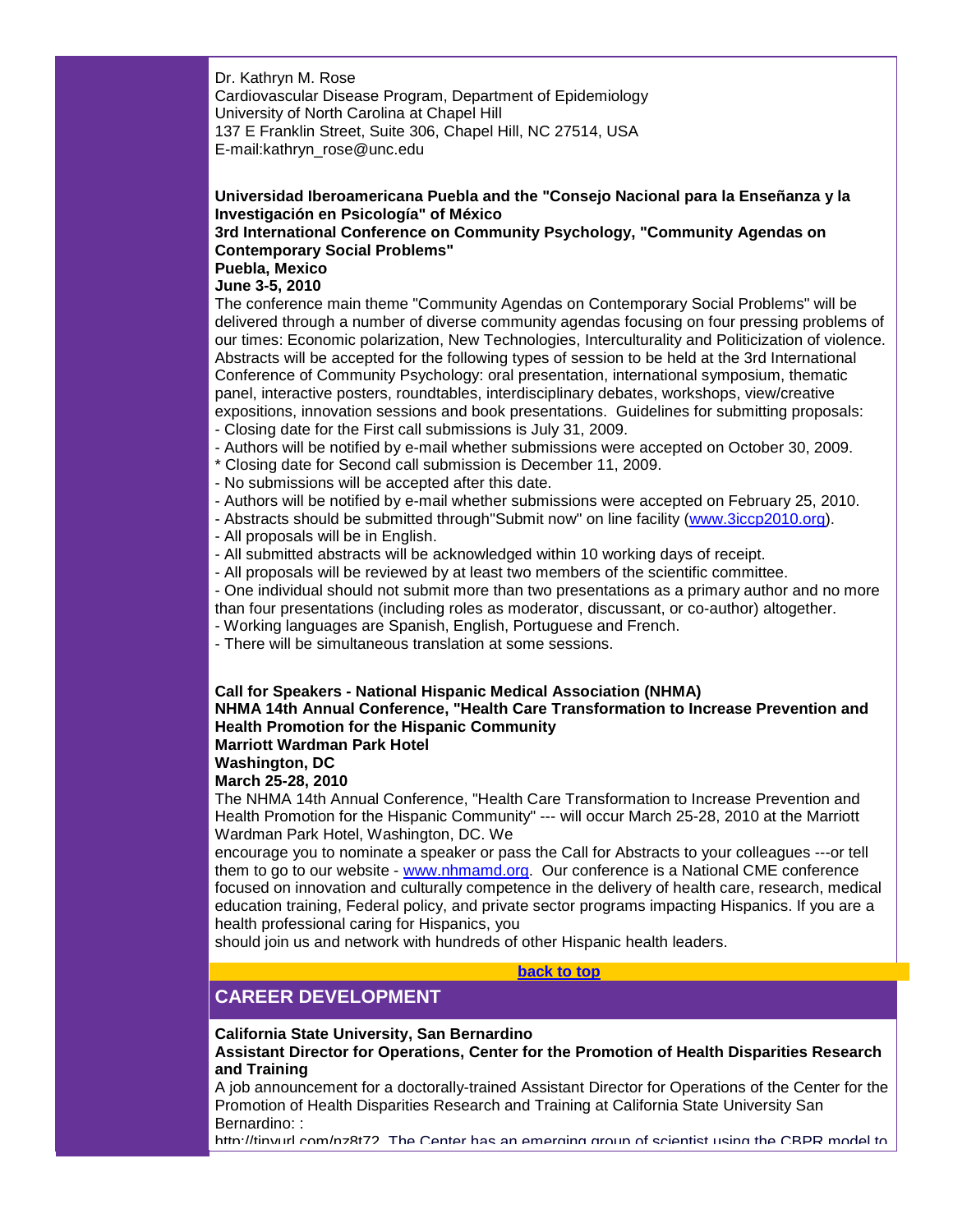Dr. Kathryn M. Rose
Cardiovascular Disease Program, Department of Epidemiology
University of North Carolina at Chapel Hill
137 E Franklin Street, Suite 306, Chapel Hill, NC 27514, USA
E-mail:kathryn_rose@unc.edu

**Universidad Iberoamericana Puebla and the "Consejo Nacional para la Enseñanza y la Investigación en Psicología" of México**
**3rd International Conference on Community Psychology, "Community Agendas on Contemporary Social Problems"**
**Puebla, Mexico**
**June 3-5, 2010**

The conference main theme "Community Agendas on Contemporary Social Problems" will be delivered through a number of diverse community agendas focusing on four pressing problems of our times: Economic polarization, New Technologies, Interculturality and Politicization of violence. Abstracts will be accepted for the following types of session to be held at the 3rd International Conference of Community Psychology: oral presentation, international symposium, thematic panel, interactive posters, roundtables, interdisciplinary debates, workshops, view/creative expositions, innovation sessions and book presentations. Guidelines for submitting proposals:

- Closing date for the First call submissions is July 31, 2009.
- Authors will be notified by e-mail whether submissions were accepted on October 30, 2009.

* Closing date for Second call submission is December 11, 2009.

- No submissions will be accepted after this date.
- Authors will be notified by e-mail whether submissions were accepted on February 25, 2010.
- Abstracts should be submitted through"Submit now" on line facility (www.3iccp2010.org).
- All proposals will be in English.
- All submitted abstracts will be acknowledged within 10 working days of receipt.
- All proposals will be reviewed by at least two members of the scientific committee.
- One individual should not submit more than two presentations as a primary author and no more than four presentations (including roles as moderator, discussant, or co-author) altogether.
- Working languages are Spanish, English, Portuguese and French.
- There will be simultaneous translation at some sessions.

**Call for Speakers - National Hispanic Medical Association (NHMA)**
**NHMA 14th Annual Conference, "Health Care Transformation to Increase Prevention and Health Promotion for the Hispanic Community**
**Marriott Wardman Park Hotel**
**Washington, DC**
**March 25-28, 2010**

The NHMA 14th Annual Conference, "Health Care Transformation to Increase Prevention and Health Promotion for the Hispanic Community" --- will occur March 25-28, 2010 at the Marriott Wardman Park Hotel, Washington, DC. We
encourage you to nominate a speaker or pass the Call for Abstracts to your colleagues ---or tell them to go to our website - www.nhmamd.org. Our conference is a National CME conference focused on innovation and culturally competence in the delivery of health care, research, medical education training, Federal policy, and private sector programs impacting Hispanics. If you are a health professional caring for Hispanics, you
should join us and network with hundreds of other Hispanic health leaders.

**back to top**

## CAREER DEVELOPMENT

**California State University, San Bernardino**
**Assistant Director for Operations, Center for the Promotion of Health Disparities Research and Training**

A job announcement for a doctorally-trained Assistant Director for Operations of the Center for the Promotion of Health Disparities Research and Training at California State University San Bernardino: :
http://tinyurl.com/nz8t72. The Center has an emerging group of scientist using the CBPR model to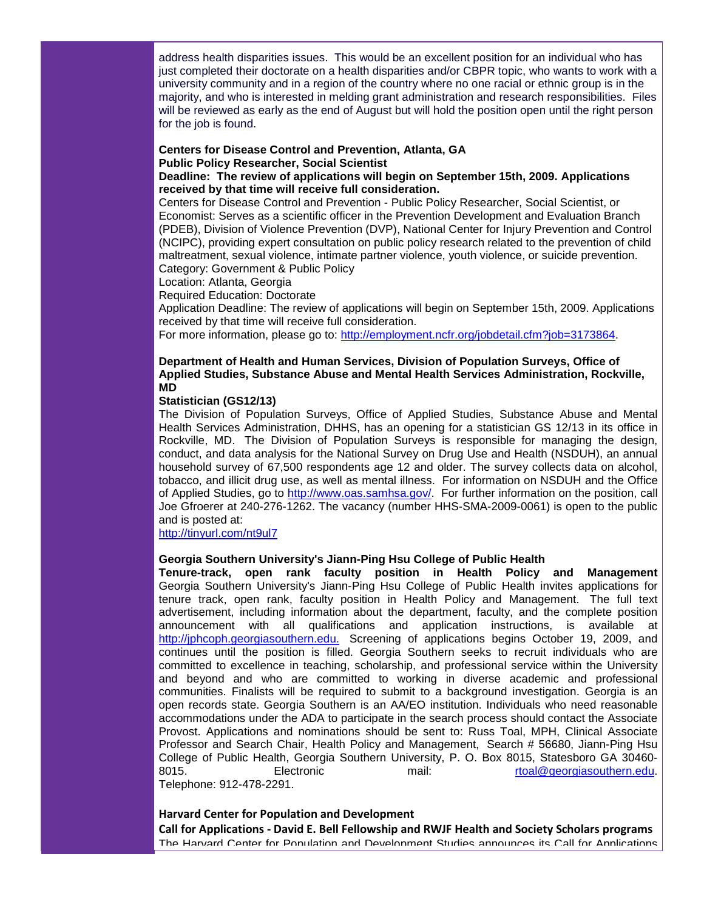address health disparities issues. This would be an excellent position for an individual who has just completed their doctorate on a health disparities and/or CBPR topic, who wants to work with a university community and in a region of the country where no one racial or ethnic group is in the majority, and who is interested in melding grant administration and research responsibilities. Files will be reviewed as early as the end of August but will hold the position open until the right person for the job is found.

**Centers for Disease Control and Prevention, Atlanta, GA**
**Public Policy Researcher, Social Scientist**
**Deadline: The review of applications will begin on September 15th, 2009. Applications received by that time will receive full consideration.**

Centers for Disease Control and Prevention - Public Policy Researcher, Social Scientist, or Economist: Serves as a scientific officer in the Prevention Development and Evaluation Branch (PDEB), Division of Violence Prevention (DVP), National Center for Injury Prevention and Control (NCIPC), providing expert consultation on public policy research related to the prevention of child maltreatment, sexual violence, intimate partner violence, youth violence, or suicide prevention.
Category: Government & Public Policy
Location: Atlanta, Georgia
Required Education: Doctorate
Application Deadline: The review of applications will begin on September 15th, 2009. Applications received by that time will receive full consideration.
For more information, please go to: http://employment.ncfr.org/jobdetail.cfm?job=3173864.

**Department of Health and Human Services, Division of Population Surveys, Office of Applied Studies, Substance Abuse and Mental Health Services Administration, Rockville, MD**
**Statistician (GS12/13)**

The Division of Population Surveys, Office of Applied Studies, Substance Abuse and Mental Health Services Administration, DHHS, has an opening for a statistician GS 12/13 in its office in Rockville, MD. The Division of Population Surveys is responsible for managing the design, conduct, and data analysis for the National Survey on Drug Use and Health (NSDUH), an annual household survey of 67,500 respondents age 12 and older. The survey collects data on alcohol, tobacco, and illicit drug use, as well as mental illness. For information on NSDUH and the Office of Applied Studies, go to http://www.oas.samhsa.gov/. For further information on the position, call Joe Gfroerer at 240-276-1262. The vacancy (number HHS-SMA-2009-0061) is open to the public and is posted at:
http://tinyurl.com/nt9ul7

**Georgia Southern University's Jiann-Ping Hsu College of Public Health**
**Tenure-track, open rank faculty position in Health Policy and Management**
Georgia Southern University's Jiann-Ping Hsu College of Public Health invites applications for tenure track, open rank, faculty position in Health Policy and Management. The full text advertisement, including information about the department, faculty, and the complete position announcement with all qualifications and application instructions, is available at http://jphcoph.georgiasouthern.edu. Screening of applications begins October 19, 2009, and continues until the position is filled. Georgia Southern seeks to recruit individuals who are committed to excellence in teaching, scholarship, and professional service within the University and beyond and who are committed to working in diverse academic and professional communities. Finalists will be required to submit to a background investigation. Georgia is an open records state. Georgia Southern is an AA/EO institution. Individuals who need reasonable accommodations under the ADA to participate in the search process should contact the Associate Provost. Applications and nominations should be sent to: Russ Toal, MPH, Clinical Associate Professor and Search Chair, Health Policy and Management, Search # 56680, Jiann-Ping Hsu College of Public Health, Georgia Southern University, P. O. Box 8015, Statesboro GA 30460-8015. Electronic mail: rtoal@georgiasouthern.edu. Telephone: 912-478-2291.

**Harvard Center for Population and Development**
**Call for Applications - David E. Bell Fellowship and RWJF Health and Society Scholars programs**
The Harvard Center for Population and Development Studies announces its Call for Applications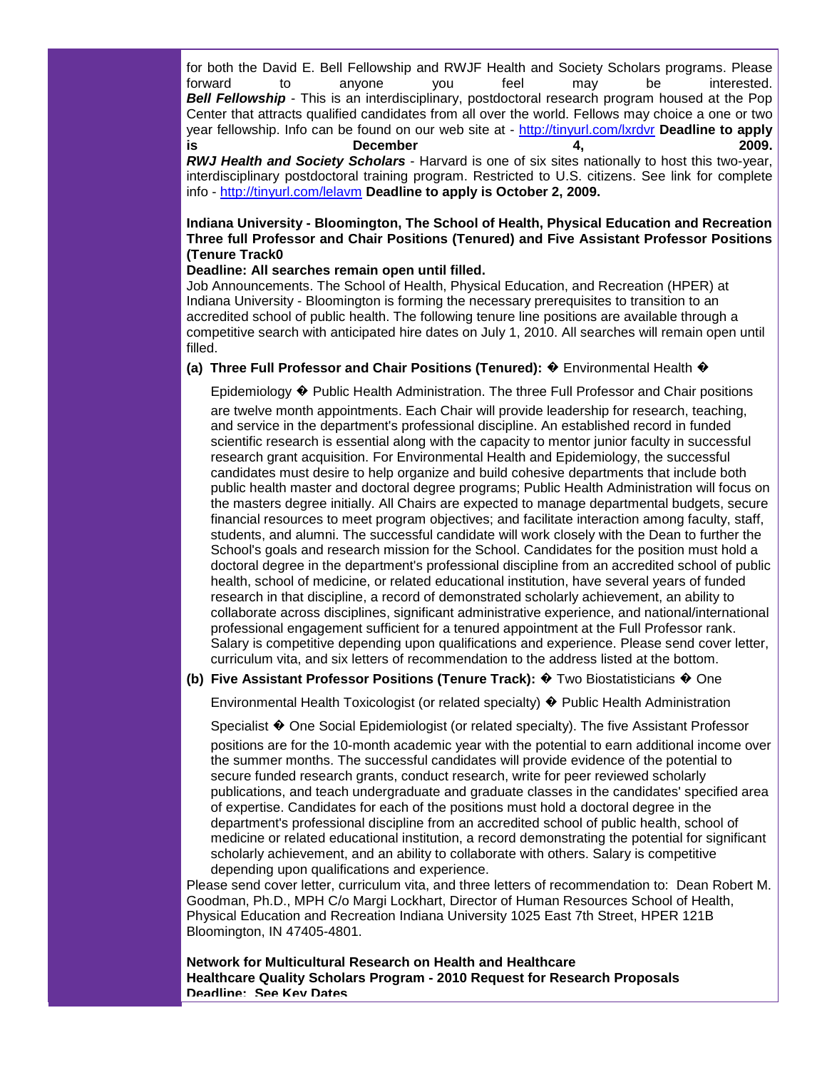for both the David E. Bell Fellowship and RWJF Health and Society Scholars programs. Please forward to anyone you feel may be interested.

***Bell Fellowship*** - This is an interdisciplinary, postdoctoral research program housed at the Pop Center that attracts qualified candidates from all over the world. Fellows may choice a one or two year fellowship. Info can be found on our web site at - http://tinyurl.com/lxrdvr **Deadline to apply is December 4, 2009.**

***RWJ Health and Society Scholars*** - Harvard is one of six sites nationally to host this two-year, interdisciplinary postdoctoral training program. Restricted to U.S. citizens. See link for complete info - http://tinyurl.com/lelavm **Deadline to apply is October 2, 2009.**

**Indiana University - Bloomington, The School of Health, Physical Education and Recreation Three full Professor and Chair Positions (Tenured) and Five Assistant Professor Positions (Tenure Track0**

**Deadline: All searches remain open until filled.**

Job Announcements. The School of Health, Physical Education, and Recreation (HPER) at Indiana University - Bloomington is forming the necessary prerequisites to transition to an accredited school of public health. The following tenure line positions are available through a competitive search with anticipated hire dates on July 1, 2010. All searches will remain open until filled.

**(a) Three Full Professor and Chair Positions (Tenured):** � Environmental Health � Epidemiology � Public Health Administration. The three Full Professor and Chair positions are twelve month appointments. Each Chair will provide leadership for research, teaching, and service in the department's professional discipline. An established record in funded scientific research is essential along with the capacity to mentor junior faculty in successful research grant acquisition. For Environmental Health and Epidemiology, the successful candidates must desire to help organize and build cohesive departments that include both public health master and doctoral degree programs; Public Health Administration will focus on the masters degree initially. All Chairs are expected to manage departmental budgets, secure financial resources to meet program objectives; and facilitate interaction among faculty, staff, students, and alumni. The successful candidate will work closely with the Dean to further the School's goals and research mission for the School. Candidates for the position must hold a doctoral degree in the department's professional discipline from an accredited school of public health, school of medicine, or related educational institution, have several years of funded research in that discipline, a record of demonstrated scholarly achievement, an ability to collaborate across disciplines, significant administrative experience, and national/international professional engagement sufficient for a tenured appointment at the Full Professor rank. Salary is competitive depending upon qualifications and experience. Please send cover letter, curriculum vita, and six letters of recommendation to the address listed at the bottom.

**(b) Five Assistant Professor Positions (Tenure Track):** � Two Biostatisticians � One Environmental Health Toxicologist (or related specialty) � Public Health Administration Specialist � One Social Epidemiologist (or related specialty). The five Assistant Professor positions are for the 10-month academic year with the potential to earn additional income over the summer months. The successful candidates will provide evidence of the potential to secure funded research grants, conduct research, write for peer reviewed scholarly publications, and teach undergraduate and graduate classes in the candidates' specified area of expertise. Candidates for each of the positions must hold a doctoral degree in the department's professional discipline from an accredited school of public health, school of medicine or related educational institution, a record demonstrating the potential for significant scholarly achievement, and an ability to collaborate with others. Salary is competitive depending upon qualifications and experience.

Please send cover letter, curriculum vita, and three letters of recommendation to: Dean Robert M. Goodman, Ph.D., MPH C/o Margi Lockhart, Director of Human Resources School of Health, Physical Education and Recreation Indiana University 1025 East 7th Street, HPER 121B Bloomington, IN 47405-4801.

**Network for Multicultural Research on Health and Healthcare**
**Healthcare Quality Scholars Program - 2010 Request for Research Proposals**
**Deadline: See Key Dates**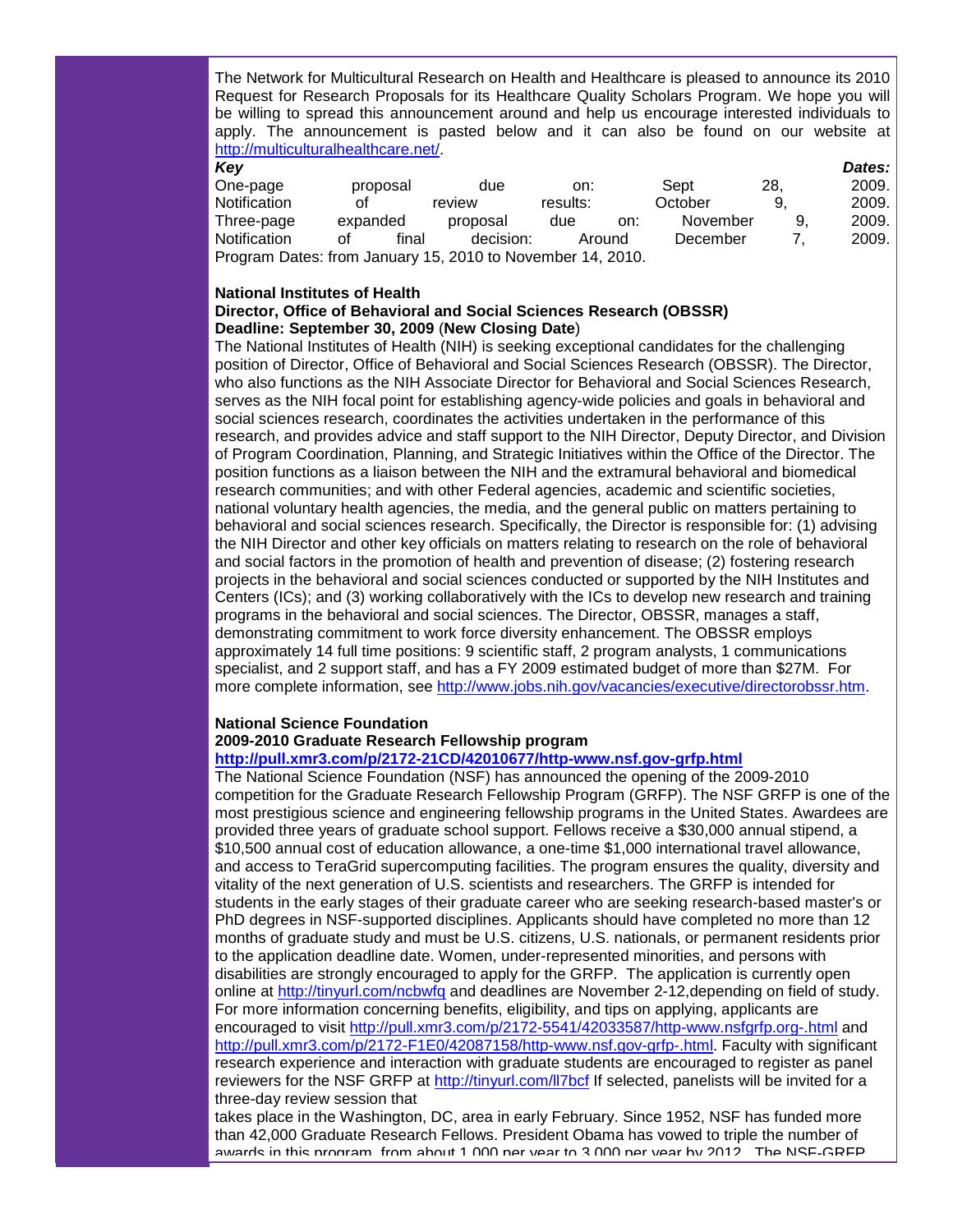The Network for Multicultural Research on Health and Healthcare is pleased to announce its 2010 Request for Research Proposals for its Healthcare Quality Scholars Program. We hope you will be willing to spread this announcement around and help us encourage interested individuals to apply. The announcement is pasted below and it can also be found on our website at [http://multiculturalhealthcare.net/](http://multiculturalhealthcare.net/).

***Key Dates:***

One-page proposal due on: Sept 28, 2009.
Notification of review results: October 9, 2009.
Three-page expanded proposal due on: November 9, 2009.
Notification of final decision: Around December 7, 2009.
Program Dates: from January 15, 2010 to November 14, 2010.

**National Institutes of Health**
**Director, Office of Behavioral and Social Sciences Research (OBSSR)**
**Deadline: September 30, 2009** (**New Closing Date**)

The National Institutes of Health (NIH) is seeking exceptional candidates for the challenging position of Director, Office of Behavioral and Social Sciences Research (OBSSR). The Director, who also functions as the NIH Associate Director for Behavioral and Social Sciences Research, serves as the NIH focal point for establishing agency-wide policies and goals in behavioral and social sciences research, coordinates the activities undertaken in the performance of this research, and provides advice and staff support to the NIH Director, Deputy Director, and Division of Program Coordination, Planning, and Strategic Initiatives within the Office of the Director. The position functions as a liaison between the NIH and the extramural behavioral and biomedical research communities; and with other Federal agencies, academic and scientific societies, national voluntary health agencies, the media, and the general public on matters pertaining to behavioral and social sciences research. Specifically, the Director is responsible for: (1) advising the NIH Director and other key officials on matters relating to research on the role of behavioral and social factors in the promotion of health and prevention of disease; (2) fostering research projects in the behavioral and social sciences conducted or supported by the NIH Institutes and Centers (ICs); and (3) working collaboratively with the ICs to develop new research and training programs in the behavioral and social sciences. The Director, OBSSR, manages a staff, demonstrating commitment to work force diversity enhancement. The OBSSR employs approximately 14 full time positions: 9 scientific staff, 2 program analysts, 1 communications specialist, and 2 support staff, and has a FY 2009 estimated budget of more than $27M. For more complete information, see [http://www.jobs.nih.gov/vacancies/executive/directorobssr.htm](http://www.jobs.nih.gov/vacancies/executive/directorobssr.htm).

**National Science Foundation**
**2009-2010 Graduate Research Fellowship program**
**[http://pull.xmr3.com/p/2172-21CD/42010677/http-www.nsf.gov-grfp.html](http://pull.xmr3.com/p/2172-21CD/42010677/http-www.nsf.gov-grfp.html)**

The National Science Foundation (NSF) has announced the opening of the 2009-2010 competition for the Graduate Research Fellowship Program (GRFP). The NSF GRFP is one of the most prestigious science and engineering fellowship programs in the United States. Awardees are provided three years of graduate school support. Fellows receive a $30,000 annual stipend, a $10,500 annual cost of education allowance, a one-time $1,000 international travel allowance, and access to TeraGrid supercomputing facilities. The program ensures the quality, diversity and vitality of the next generation of U.S. scientists and researchers. The GRFP is intended for students in the early stages of their graduate career who are seeking research-based master's or PhD degrees in NSF-supported disciplines. Applicants should have completed no more than 12 months of graduate study and must be U.S. citizens, U.S. nationals, or permanent residents prior to the application deadline date. Women, under-represented minorities, and persons with disabilities are strongly encouraged to apply for the GRFP. The application is currently open online at [http://tinyurl.com/ncbwfq](http://tinyurl.com/ncbwfq) and deadlines are November 2-12,depending on field of study. For more information concerning benefits, eligibility, and tips on applying, applicants are encouraged to visit [http://pull.xmr3.com/p/2172-5541/42033587/http-www.nsfgrfp.org-.html](http://pull.xmr3.com/p/2172-5541/42033587/http-www.nsfgrfp.org-.html) and [http://pull.xmr3.com/p/2172-F1E0/42087158/http-www.nsf.gov-grfp-.html](http://pull.xmr3.com/p/2172-F1E0/42087158/http-www.nsf.gov-grfp-.html). Faculty with significant research experience and interaction with graduate students are encouraged to register as panel reviewers for the NSF GRFP at [http://tinyurl.com/ll7bcf](http://tinyurl.com/ll7bcf) If selected, panelists will be invited for a three-day review session that

takes place in the Washington, DC, area in early February. Since 1952, NSF has funded more than 42,000 Graduate Research Fellows. President Obama has vowed to triple the number of awards in this program, from about 1,000 per year to 3,000 per year by 2012. The NSF-GRFP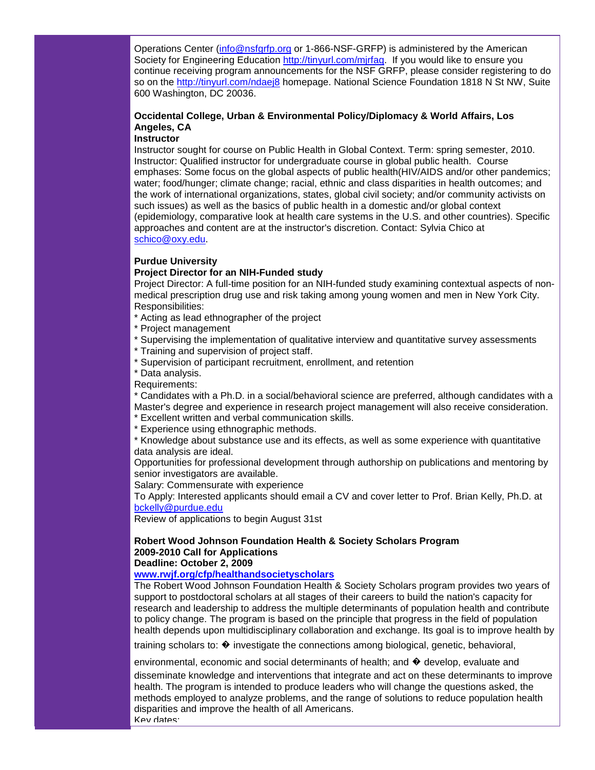Operations Center (info@nsfgrfp.org or 1-866-NSF-GRFP) is administered by the American Society for Engineering Education http://tinyurl.com/mjrfaq. If you would like to ensure you continue receiving program announcements for the NSF GRFP, please consider registering to do so on the http://tinyurl.com/ndaej8 homepage. National Science Foundation 1818 N St NW, Suite 600 Washington, DC 20036.

**Occidental College, Urban & Environmental Policy/Diplomacy & World Affairs, Los Angeles, CA**
**Instructor**

Instructor sought for course on Public Health in Global Context. Term: spring semester, 2010. Instructor: Qualified instructor for undergraduate course in global public health. Course emphases: Some focus on the global aspects of public health(HIV/AIDS and/or other pandemics; water; food/hunger; climate change; racial, ethnic and class disparities in health outcomes; and the work of international organizations, states, global civil society; and/or community activists on such issues) as well as the basics of public health in a domestic and/or global context (epidemiology, comparative look at health care systems in the U.S. and other countries). Specific approaches and content are at the instructor's discretion. Contact: Sylvia Chico at schico@oxy.edu.

**Purdue University**
**Project Director for an NIH-Funded study**

Project Director: A full-time position for an NIH-funded study examining contextual aspects of non-medical prescription drug use and risk taking among young women and men in New York City.
Responsibilities:
* Acting as lead ethnographer of the project
* Project management
* Supervising the implementation of qualitative interview and quantitative survey assessments
* Training and supervision of project staff.
* Supervision of participant recruitment, enrollment, and retention
* Data analysis.

Requirements:
* Candidates with a Ph.D. in a social/behavioral science are preferred, although candidates with a Master's degree and experience in research project management will also receive consideration.
* Excellent written and verbal communication skills.
* Experience using ethnographic methods.
* Knowledge about substance use and its effects, as well as some experience with quantitative data analysis are ideal.

Opportunities for professional development through authorship on publications and mentoring by senior investigators are available.
Salary: Commensurate with experience
To Apply: Interested applicants should email a CV and cover letter to Prof. Brian Kelly, Ph.D. at bckelly@purdue.edu
Review of applications to begin August 31st

**Robert Wood Johnson Foundation Health & Society Scholars Program**
**2009-2010 Call for Applications**
**Deadline: October 2, 2009**
**www.rwjf.org/cfp/healthandsocietyscholars**

The Robert Wood Johnson Foundation Health & Society Scholars program provides two years of support to postdoctoral scholars at all stages of their careers to build the nation's capacity for research and leadership to address the multiple determinants of population health and contribute to policy change. The program is based on the principle that progress in the field of population health depends upon multidisciplinary collaboration and exchange. Its goal is to improve health by training scholars to: � investigate the connections among biological, genetic, behavioral, environmental, economic and social determinants of health; and � develop, evaluate and disseminate knowledge and interventions that integrate and act on these determinants to improve health. The program is intended to produce leaders who will change the questions asked, the methods employed to analyze problems, and the range of solutions to reduce population health disparities and improve the health of all Americans.
Key dates: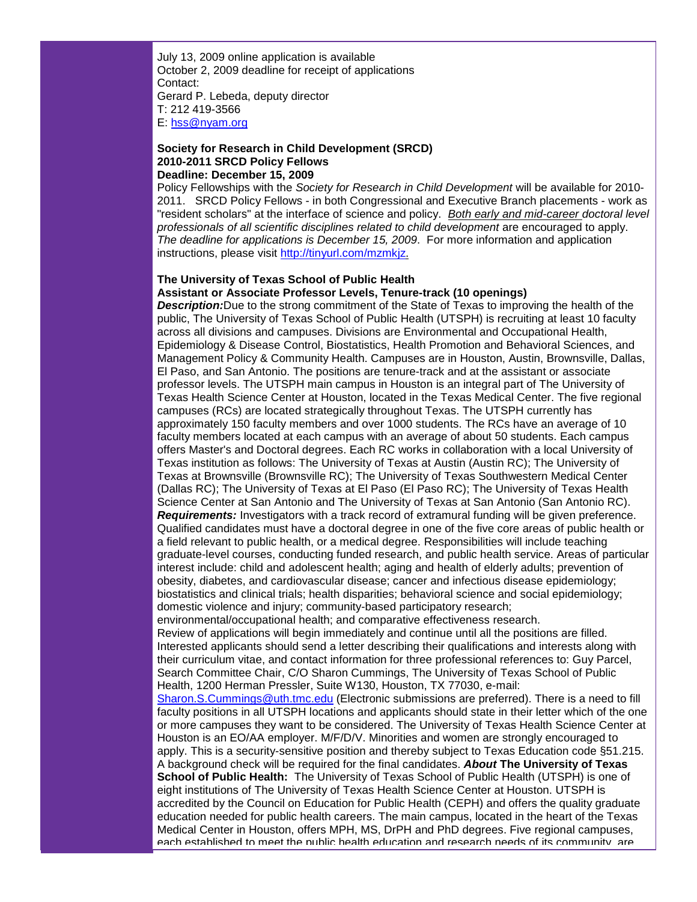July 13, 2009 online application is available
October 2, 2009 deadline for receipt of applications
Contact:
Gerard P. Lebeda, deputy director
T: 212 419-3566
E: hss@nyam.org

**Society for Research in Child Development (SRCD)**
**2010-2011 SRCD Policy Fellows**
**Deadline: December 15, 2009**

Policy Fellowships with the *Society for Research in Child Development* will be available for 2010-2011. SRCD Policy Fellows - in both Congressional and Executive Branch placements - work as "resident scholars" at the interface of science and policy. *Both early and mid-career doctoral level professionals of all scientific disciplines related to child development* are encouraged to apply. *The deadline for applications is December 15, 2009*. For more information and application instructions, please visit http://tinyurl.com/mzmkjz.

**The University of Texas School of Public Health**
**Assistant or Associate Professor Levels, Tenure-track (10 openings)**

***Description:*** Due to the strong commitment of the State of Texas to improving the health of the public, The University of Texas School of Public Health (UTSPH) is recruiting at least 10 faculty across all divisions and campuses. Divisions are Environmental and Occupational Health, Epidemiology & Disease Control, Biostatistics, Health Promotion and Behavioral Sciences, and Management Policy & Community Health. Campuses are in Houston, Austin, Brownsville, Dallas, El Paso, and San Antonio. The positions are tenure-track and at the assistant or associate professor levels. The UTSPH main campus in Houston is an integral part of The University of Texas Health Science Center at Houston, located in the Texas Medical Center. The five regional campuses (RCs) are located strategically throughout Texas. The UTSPH currently has approximately 150 faculty members and over 1000 students. The RCs have an average of 10 faculty members located at each campus with an average of about 50 students. Each campus offers Master's and Doctoral degrees. Each RC works in collaboration with a local University of Texas institution as follows: The University of Texas at Austin (Austin RC); The University of Texas at Brownsville (Brownsville RC); The University of Texas Southwestern Medical Center (Dallas RC); The University of Texas at El Paso (El Paso RC); The University of Texas Health Science Center at San Antonio and The University of Texas at San Antonio (San Antonio RC).
***Requirements:*** Investigators with a track record of extramural funding will be given preference. Qualified candidates must have a doctoral degree in one of the five core areas of public health or a field relevant to public health, or a medical degree. Responsibilities will include teaching graduate-level courses, conducting funded research, and public health service. Areas of particular interest include: child and adolescent health; aging and health of elderly adults; prevention of obesity, diabetes, and cardiovascular disease; cancer and infectious disease epidemiology; biostatistics and clinical trials; health disparities; behavioral science and social epidemiology; domestic violence and injury; community-based participatory research; environmental/occupational health; and comparative effectiveness research.
Review of applications will begin immediately and continue until all the positions are filled. Interested applicants should send a letter describing their qualifications and interests along with their curriculum vitae, and contact information for three professional references to: Guy Parcel, Search Committee Chair, C/O Sharon Cummings, The University of Texas School of Public Health, 1200 Herman Pressler, Suite W130, Houston, TX 77030, e-mail: Sharon.S.Cummings@uth.tmc.edu (Electronic submissions are preferred). There is a need to fill faculty positions in all UTSPH locations and applicants should state in their letter which of the one or more campuses they want to be considered. The University of Texas Health Science Center at Houston is an EO/AA employer. M/F/D/V. Minorities and women are strongly encouraged to apply. This is a security-sensitive position and thereby subject to Texas Education code §51.215. A background check will be required for the final candidates. ***About* The University of Texas School of Public Health:** The University of Texas School of Public Health (UTSPH) is one of eight institutions of The University of Texas Health Science Center at Houston. UTSPH is accredited by the Council on Education for Public Health (CEPH) and offers the quality graduate education needed for public health careers. The main campus, located in the heart of the Texas Medical Center in Houston, offers MPH, MS, DrPH and PhD degrees. Five regional campuses, each established to meet the public health education and research needs of its community, are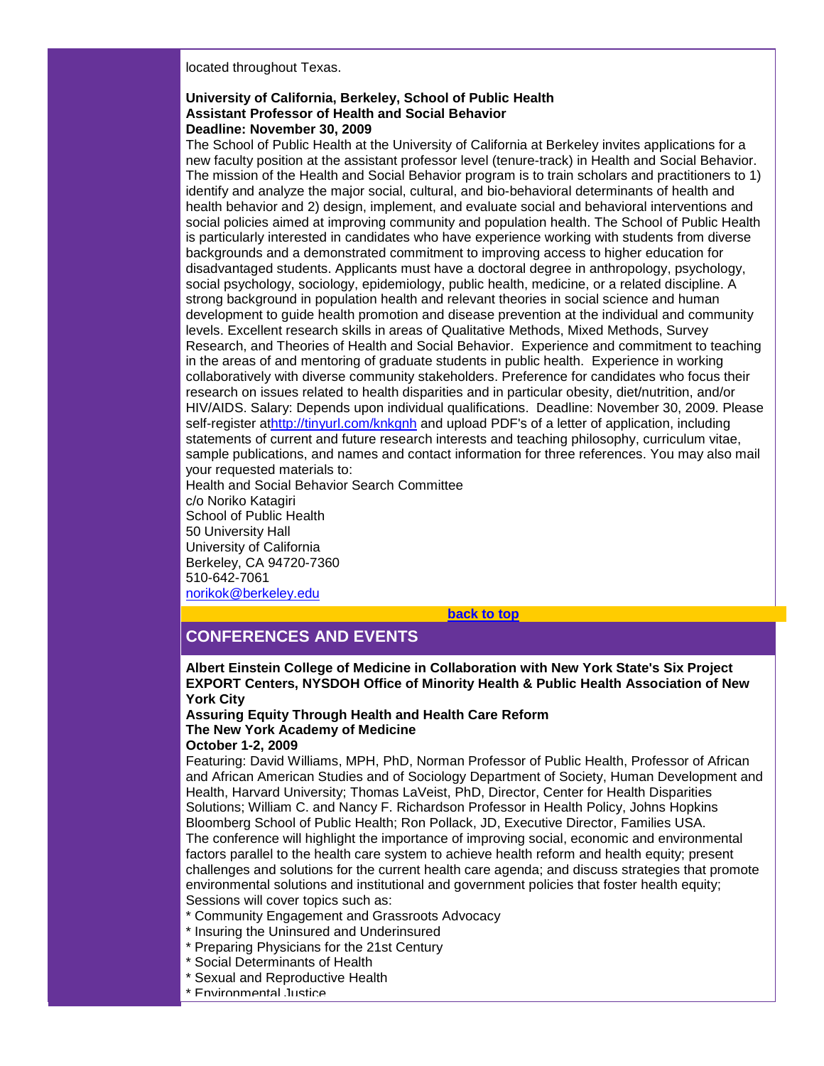located throughout Texas.

**University of California, Berkeley, School of Public Health**
**Assistant Professor of Health and Social Behavior**
**Deadline: November 30, 2009**

The School of Public Health at the University of California at Berkeley invites applications for a new faculty position at the assistant professor level (tenure-track) in Health and Social Behavior. The mission of the Health and Social Behavior program is to train scholars and practitioners to 1) identify and analyze the major social, cultural, and bio-behavioral determinants of health and health behavior and 2) design, implement, and evaluate social and behavioral interventions and social policies aimed at improving community and population health. The School of Public Health is particularly interested in candidates who have experience working with students from diverse backgrounds and a demonstrated commitment to improving access to higher education for disadvantaged students. Applicants must have a doctoral degree in anthropology, psychology, social psychology, sociology, epidemiology, public health, medicine, or a related discipline. A strong background in population health and relevant theories in social science and human development to guide health promotion and disease prevention at the individual and community levels. Excellent research skills in areas of Qualitative Methods, Mixed Methods, Survey Research, and Theories of Health and Social Behavior. Experience and commitment to teaching in the areas of and mentoring of graduate students in public health. Experience in working collaboratively with diverse community stakeholders. Preference for candidates who focus their research on issues related to health disparities and in particular obesity, diet/nutrition, and/or HIV/AIDS. Salary: Depends upon individual qualifications. Deadline: November 30, 2009. Please self-register at[http://tinyurl.com/knkgnh](http://tinyurl.com/knkgnh) and upload PDF's of a letter of application, including statements of current and future research interests and teaching philosophy, curriculum vitae, sample publications, and names and contact information for three references. You may also mail your requested materials to:

Health and Social Behavior Search Committee
c/o Noriko Katagiri
School of Public Health
50 University Hall
University of California
Berkeley, CA 94720-7360
510-642-7061
[norikok@berkeley.edu](mailto:norikok@berkeley.edu)

**back to top**

## CONFERENCES AND EVENTS

**Albert Einstein College of Medicine in Collaboration with New York State's Six Project EXPORT Centers, NYSDOH Office of Minority Health & Public Health Association of New York City**
**Assuring Equity Through Health and Health Care Reform**
**The New York Academy of Medicine**
**October 1-2, 2009**

Featuring: David Williams, MPH, PhD, Norman Professor of Public Health, Professor of African and African American Studies and of Sociology Department of Society, Human Development and Health, Harvard University; Thomas LaVeist, PhD, Director, Center for Health Disparities Solutions; William C. and Nancy F. Richardson Professor in Health Policy, Johns Hopkins Bloomberg School of Public Health; Ron Pollack, JD, Executive Director, Families USA.
The conference will highlight the importance of improving social, economic and environmental factors parallel to the health care system to achieve health reform and health equity; present challenges and solutions for the current health care agenda; and discuss strategies that promote environmental solutions and institutional and government policies that foster health equity; Sessions will cover topics such as:

* Community Engagement and Grassroots Advocacy
* Insuring the Uninsured and Underinsured
* Preparing Physicians for the 21st Century
* Social Determinants of Health
* Sexual and Reproductive Health
* Environmental Justice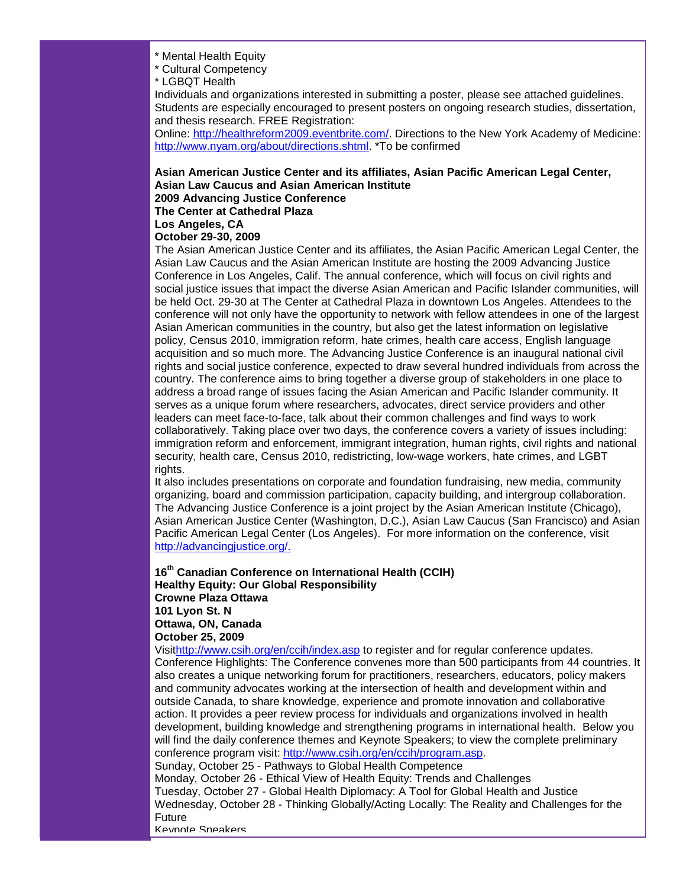* Mental Health Equity
* Cultural Competency
* LGBQT Health

Individuals and organizations interested in submitting a poster, please see attached guidelines. Students are especially encouraged to present posters on ongoing research studies, dissertation, and thesis research. FREE Registration:
Online: [http://healthreform2009.eventbrite.com/](http://healthreform2009.eventbrite.com/). Directions to the New York Academy of Medicine: [http://www.nyam.org/about/directions.shtml](http://www.nyam.org/about/directions.shtml). *To be confirmed

**Asian American Justice Center and its affiliates, Asian Pacific American Legal Center, Asian Law Caucus and Asian American Institute**
**2009 Advancing Justice Conference**
**The Center at Cathedral Plaza**
**Los Angeles, CA**
**October 29-30, 2009**

The Asian American Justice Center and its affiliates, the Asian Pacific American Legal Center, the Asian Law Caucus and the Asian American Institute are hosting the 2009 Advancing Justice Conference in Los Angeles, Calif. The annual conference, which will focus on civil rights and social justice issues that impact the diverse Asian American and Pacific Islander communities, will be held Oct. 29-30 at The Center at Cathedral Plaza in downtown Los Angeles. Attendees to the conference will not only have the opportunity to network with fellow attendees in one of the largest Asian American communities in the country, but also get the latest information on legislative policy, Census 2010, immigration reform, hate crimes, health care access, English language acquisition and so much more. The Advancing Justice Conference is an inaugural national civil rights and social justice conference, expected to draw several hundred individuals from across the country. The conference aims to bring together a diverse group of stakeholders in one place to address a broad range of issues facing the Asian American and Pacific Islander community. It serves as a unique forum where researchers, advocates, direct service providers and other leaders can meet face-to-face, talk about their common challenges and find ways to work collaboratively. Taking place over two days, the conference covers a variety of issues including: immigration reform and enforcement, immigrant integration, human rights, civil rights and national security, health care, Census 2010, redistricting, low-wage workers, hate crimes, and LGBT rights.

It also includes presentations on corporate and foundation fundraising, new media, community organizing, board and commission participation, capacity building, and intergroup collaboration. The Advancing Justice Conference is a joint project by the Asian American Institute (Chicago), Asian American Justice Center (Washington, D.C.), Asian Law Caucus (San Francisco) and Asian Pacific American Legal Center (Los Angeles). For more information on the conference, visit [http://advancingjustice.org/.](http://advancingjustice.org/)

**16th Canadian Conference on International Health (CCIH)**
**Healthy Equity: Our Global Responsibility**
**Crowne Plaza Ottawa**
**101 Lyon St. N**
**Ottawa, ON, Canada**
**October 25, 2009**

Visit[http://www.csih.org/en/ccih/index.asp](http://www.csih.org/en/ccih/index.asp) to register and for regular conference updates.
Conference Highlights: The Conference convenes more than 500 participants from 44 countries. It also creates a unique networking forum for practitioners, researchers, educators, policy makers and community advocates working at the intersection of health and development within and outside Canada, to share knowledge, experience and promote innovation and collaborative action. It provides a peer review process for individuals and organizations involved in health development, building knowledge and strengthening programs in international health. Below you will find the daily conference themes and Keynote Speakers; to view the complete preliminary conference program visit: [http://www.csih.org/en/ccih/program.asp](http://www.csih.org/en/ccih/program.asp).
Sunday, October 25 - Pathways to Global Health Competence
Monday, October 26 - Ethical View of Health Equity: Trends and Challenges
Tuesday, October 27 - Global Health Diplomacy: A Tool for Global Health and Justice
Wednesday, October 28 - Thinking Globally/Acting Locally: The Reality and Challenges for the Future
Keynote Speakers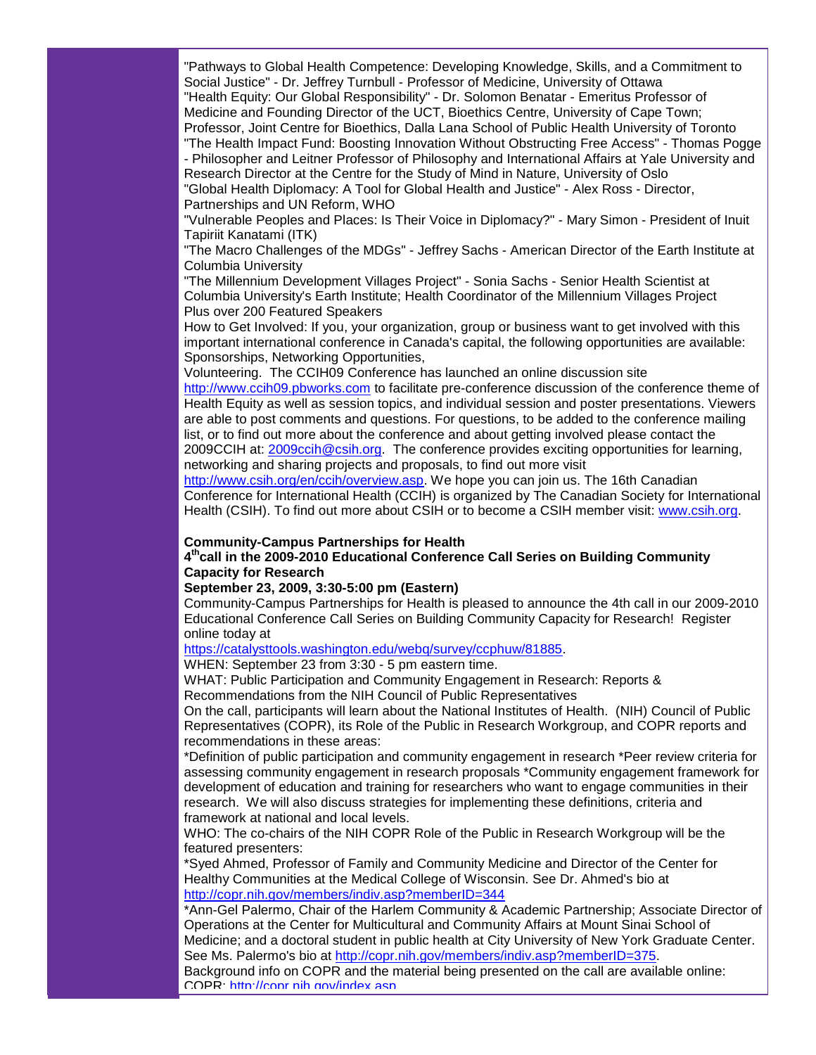"Pathways to Global Health Competence: Developing Knowledge, Skills, and a Commitment to Social Justice" - Dr. Jeffrey Turnbull - Professor of Medicine, University of Ottawa
"Health Equity: Our Global Responsibility" - Dr. Solomon Benatar - Emeritus Professor of Medicine and Founding Director of the UCT, Bioethics Centre, University of Cape Town; Professor, Joint Centre for Bioethics, Dalla Lana School of Public Health University of Toronto
"The Health Impact Fund: Boosting Innovation Without Obstructing Free Access" - Thomas Pogge - Philosopher and Leitner Professor of Philosophy and International Affairs at Yale University and Research Director at the Centre for the Study of Mind in Nature, University of Oslo
"Global Health Diplomacy: A Tool for Global Health and Justice" - Alex Ross - Director, Partnerships and UN Reform, WHO
"Vulnerable Peoples and Places: Is Their Voice in Diplomacy?" - Mary Simon - President of Inuit Tapiriit Kanatami (ITK)
"The Macro Challenges of the MDGs" - Jeffrey Sachs - American Director of the Earth Institute at Columbia University
"The Millennium Development Villages Project" - Sonia Sachs - Senior Health Scientist at Columbia University's Earth Institute; Health Coordinator of the Millennium Villages Project
Plus over 200 Featured Speakers
How to Get Involved: If you, your organization, group or business want to get involved with this important international conference in Canada's capital, the following opportunities are available: Sponsorships, Networking Opportunities,
Volunteering. The CCIH09 Conference has launched an online discussion site http://www.ccih09.pbworks.com to facilitate pre-conference discussion of the conference theme of Health Equity as well as session topics, and individual session and poster presentations. Viewers are able to post comments and questions. For questions, to be added to the conference mailing list, or to find out more about the conference and about getting involved please contact the 2009CCIH at: 2009ccih@csih.org. The conference provides exciting opportunities for learning, networking and sharing projects and proposals, to find out more visit http://www.csih.org/en/ccih/overview.asp. We hope you can join us. The 16th Canadian Conference for International Health (CCIH) is organized by The Canadian Society for International Health (CSIH). To find out more about CSIH or to become a CSIH member visit: www.csih.org.

**Community-Campus Partnerships for Health**
**4th call in the 2009-2010 Educational Conference Call Series on Building Community Capacity for Research**
**September 23, 2009, 3:30-5:00 pm (Eastern)**

Community-Campus Partnerships for Health is pleased to announce the 4th call in our 2009-2010 Educational Conference Call Series on Building Community Capacity for Research! Register online today at
https://catalysttools.washington.edu/webq/survey/ccphuw/81885.
WHEN: September 23 from 3:30 - 5 pm eastern time.
WHAT: Public Participation and Community Engagement in Research: Reports & Recommendations from the NIH Council of Public Representatives
On the call, participants will learn about the National Institutes of Health. (NIH) Council of Public Representatives (COPR), its Role of the Public in Research Workgroup, and COPR reports and recommendations in these areas:
*Definition of public participation and community engagement in research *Peer review criteria for assessing community engagement in research proposals *Community engagement framework for development of education and training for researchers who want to engage communities in their research. We will also discuss strategies for implementing these definitions, criteria and framework at national and local levels.
WHO: The co-chairs of the NIH COPR Role of the Public in Research Workgroup will be the featured presenters:
*Syed Ahmed, Professor of Family and Community Medicine and Director of the Center for Healthy Communities at the Medical College of Wisconsin. See Dr. Ahmed's bio at http://copr.nih.gov/members/indiv.asp?memberID=344
*Ann-Gel Palermo, Chair of the Harlem Community & Academic Partnership; Associate Director of Operations at the Center for Multicultural and Community Affairs at Mount Sinai School of Medicine; and a doctoral student in public health at City University of New York Graduate Center. See Ms. Palermo's bio at http://copr.nih.gov/members/indiv.asp?memberID=375.
Background info on COPR and the material being presented on the call are available online: COPR: http://copr.nih.gov/index.asp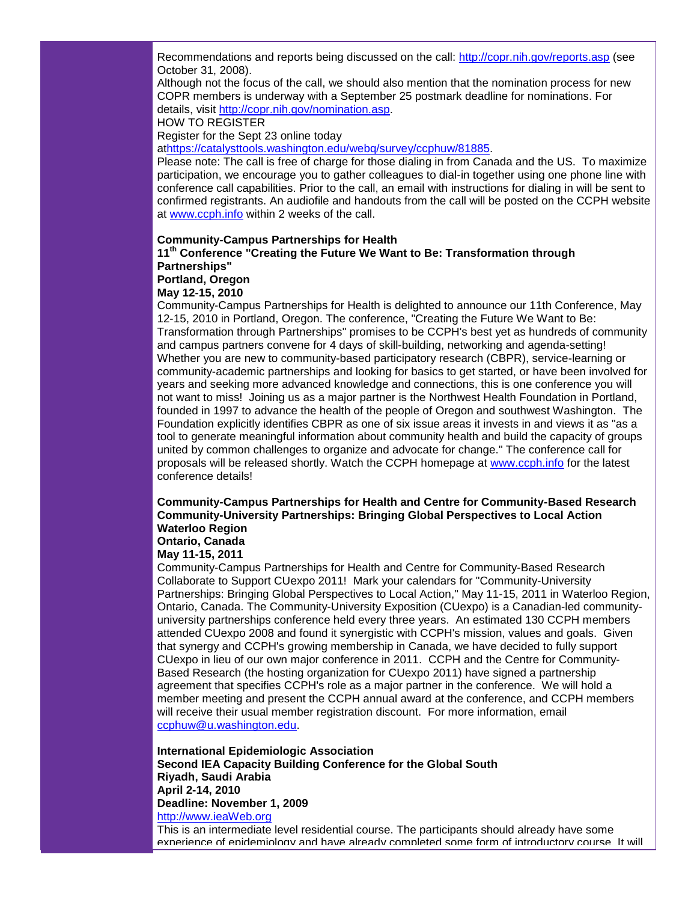Recommendations and reports being discussed on the call: http://copr.nih.gov/reports.asp (see October 31, 2008).

Although not the focus of the call, we should also mention that the nomination process for new COPR members is underway with a September 25 postmark deadline for nominations. For details, visit http://copr.nih.gov/nomination.asp.

HOW TO REGISTER

Register for the Sept 23 online today athttps://catalysttools.washington.edu/webq/survey/ccphuw/81885.

Please note: The call is free of charge for those dialing in from Canada and the US. To maximize participation, we encourage you to gather colleagues to dial-in together using one phone line with conference call capabilities. Prior to the call, an email with instructions for dialing in will be sent to confirmed registrants. An audiofile and handouts from the call will be posted on the CCPH website at www.ccph.info within 2 weeks of the call.

**Community-Campus Partnerships for Health**
**11th Conference "Creating the Future We Want to Be: Transformation through Partnerships"**
**Portland, Oregon**
**May 12-15, 2010**

Community-Campus Partnerships for Health is delighted to announce our 11th Conference, May 12-15, 2010 in Portland, Oregon. The conference, "Creating the Future We Want to Be: Transformation through Partnerships" promises to be CCPH's best yet as hundreds of community and campus partners convene for 4 days of skill-building, networking and agenda-setting! Whether you are new to community-based participatory research (CBPR), service-learning or community-academic partnerships and looking for basics to get started, or have been involved for years and seeking more advanced knowledge and connections, this is one conference you will not want to miss! Joining us as a major partner is the Northwest Health Foundation in Portland, founded in 1997 to advance the health of the people of Oregon and southwest Washington. The Foundation explicitly identifies CBPR as one of six issue areas it invests in and views it as "as a tool to generate meaningful information about community health and build the capacity of groups united by common challenges to organize and advocate for change." The conference call for proposals will be released shortly. Watch the CCPH homepage at www.ccph.info for the latest conference details!

**Community-Campus Partnerships for Health and Centre for Community-Based Research**
**Community-University Partnerships: Bringing Global Perspectives to Local Action**
**Waterloo Region**
**Ontario, Canada**
**May 11-15, 2011**

Community-Campus Partnerships for Health and Centre for Community-Based Research Collaborate to Support CUexpo 2011! Mark your calendars for "Community-University Partnerships: Bringing Global Perspectives to Local Action," May 11-15, 2011 in Waterloo Region, Ontario, Canada. The Community-University Exposition (CUexpo) is a Canadian-led community-university partnerships conference held every three years. An estimated 130 CCPH members attended CUexpo 2008 and found it synergistic with CCPH's mission, values and goals. Given that synergy and CCPH's growing membership in Canada, we have decided to fully support CUexpo in lieu of our own major conference in 2011. CCPH and the Centre for Community-Based Research (the hosting organization for CUexpo 2011) have signed a partnership agreement that specifies CCPH's role as a major partner in the conference. We will hold a member meeting and present the CCPH annual award at the conference, and CCPH members will receive their usual member registration discount. For more information, email ccphuw@u.washington.edu.

**International Epidemiologic Association**
**Second IEA Capacity Building Conference for the Global South**
**Riyadh, Saudi Arabia**
**April 2-14, 2010**
**Deadline: November 1, 2009**
http://www.ieaWeb.org

This is an intermediate level residential course. The participants should already have some experience of epidemiology and have already completed some form of introductory course. It will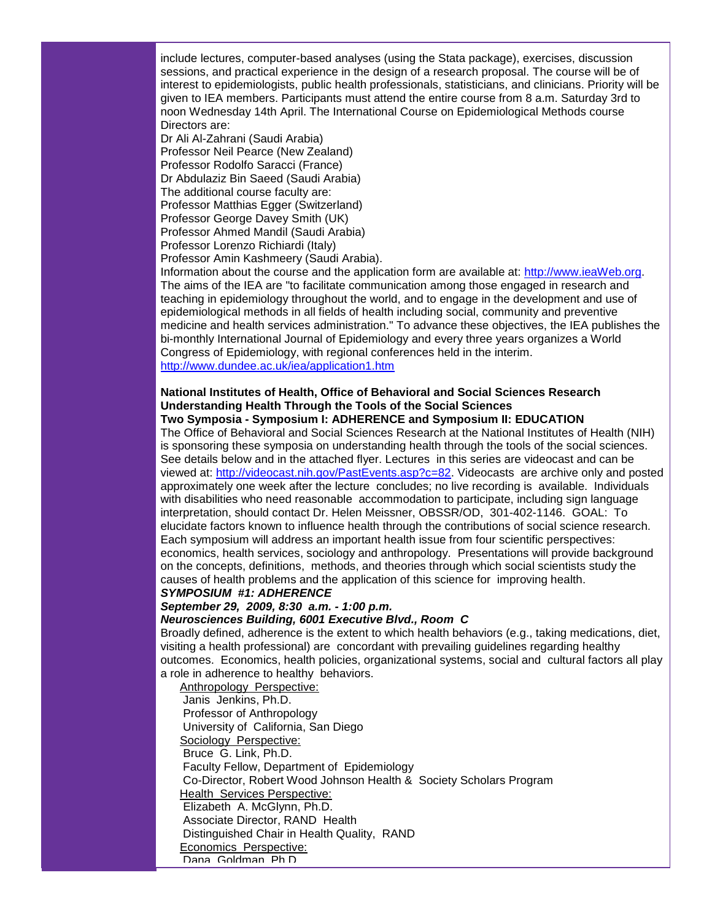include lectures, computer-based analyses (using the Stata package), exercises, discussion sessions, and practical experience in the design of a research proposal. The course will be of interest to epidemiologists, public health professionals, statisticians, and clinicians. Priority will be given to IEA members. Participants must attend the entire course from 8 a.m. Saturday 3rd to noon Wednesday 14th April. The International Course on Epidemiological Methods course Directors are:

Dr Ali Al-Zahrani (Saudi Arabia)
Professor Neil Pearce (New Zealand)
Professor Rodolfo Saracci (France)
Dr Abdulaziz Bin Saeed (Saudi Arabia)

The additional course faculty are:

Professor Matthias Egger (Switzerland)
Professor George Davey Smith (UK)
Professor Ahmed Mandil (Saudi Arabia)
Professor Lorenzo Richiardi (Italy)
Professor Amin Kashmeery (Saudi Arabia).

Information about the course and the application form are available at: [http://www.ieaWeb.org](http://www.ieaWeb.org).
The aims of the IEA are "to facilitate communication among those engaged in research and teaching in epidemiology throughout the world, and to engage in the development and use of epidemiological methods in all fields of health including social, community and preventive medicine and health services administration." To advance these objectives, the IEA publishes the bi-monthly International Journal of Epidemiology and every three years organizes a World Congress of Epidemiology, with regional conferences held in the interim.
[http://www.dundee.ac.uk/iea/application1.htm](http://www.dundee.ac.uk/iea/application1.htm)

**National Institutes of Health, Office of Behavioral and Social Sciences Research**
**Understanding Health Through the Tools of the Social Sciences**
**Two Symposia - Symposium I: ADHERENCE and Symposium II: EDUCATION**

The Office of Behavioral and Social Sciences Research at the National Institutes of Health (NIH) is sponsoring these symposia on understanding health through the tools of the social sciences. See details below and in the attached flyer. Lectures in this series are videocast and can be viewed at: [http://videocast.nih.gov/PastEvents.asp?c=82](http://videocast.nih.gov/PastEvents.asp?c=82). Videocasts are archive only and posted approximately one week after the lecture concludes; no live recording is available. Individuals with disabilities who need reasonable accommodation to participate, including sign language interpretation, should contact Dr. Helen Meissner, OBSSR/OD, 301-402-1146. GOAL: To elucidate factors known to influence health through the contributions of social science research. Each symposium will address an important health issue from four scientific perspectives: economics, health services, sociology and anthropology. Presentations will provide background on the concepts, definitions, methods, and theories through which social scientists study the causes of health problems and the application of this science for improving health.

***SYMPOSIUM #1: ADHERENCE***
***September 29, 2009, 8:30 a.m. - 1:00 p.m.***
***Neurosciences Building, 6001 Executive Blvd., Room C***

Broadly defined, adherence is the extent to which health behaviors (e.g., taking medications, diet, visiting a health professional) are concordant with prevailing guidelines regarding healthy outcomes. Economics, health policies, organizational systems, social and cultural factors all play a role in adherence to healthy behaviors.

<u>Anthropology Perspective:</u>
Janis Jenkins, Ph.D.
Professor of Anthropology
University of California, San Diego

<u>Sociology Perspective:</u>
Bruce G. Link, Ph.D.
Faculty Fellow, Department of Epidemiology
Co-Director, Robert Wood Johnson Health & Society Scholars Program

<u>Health Services Perspective:</u>
Elizabeth A. McGlynn, Ph.D.
Associate Director, RAND Health
Distinguished Chair in Health Quality, RAND

<u>Economics Perspective:</u>
Dana Goldman, Ph.D.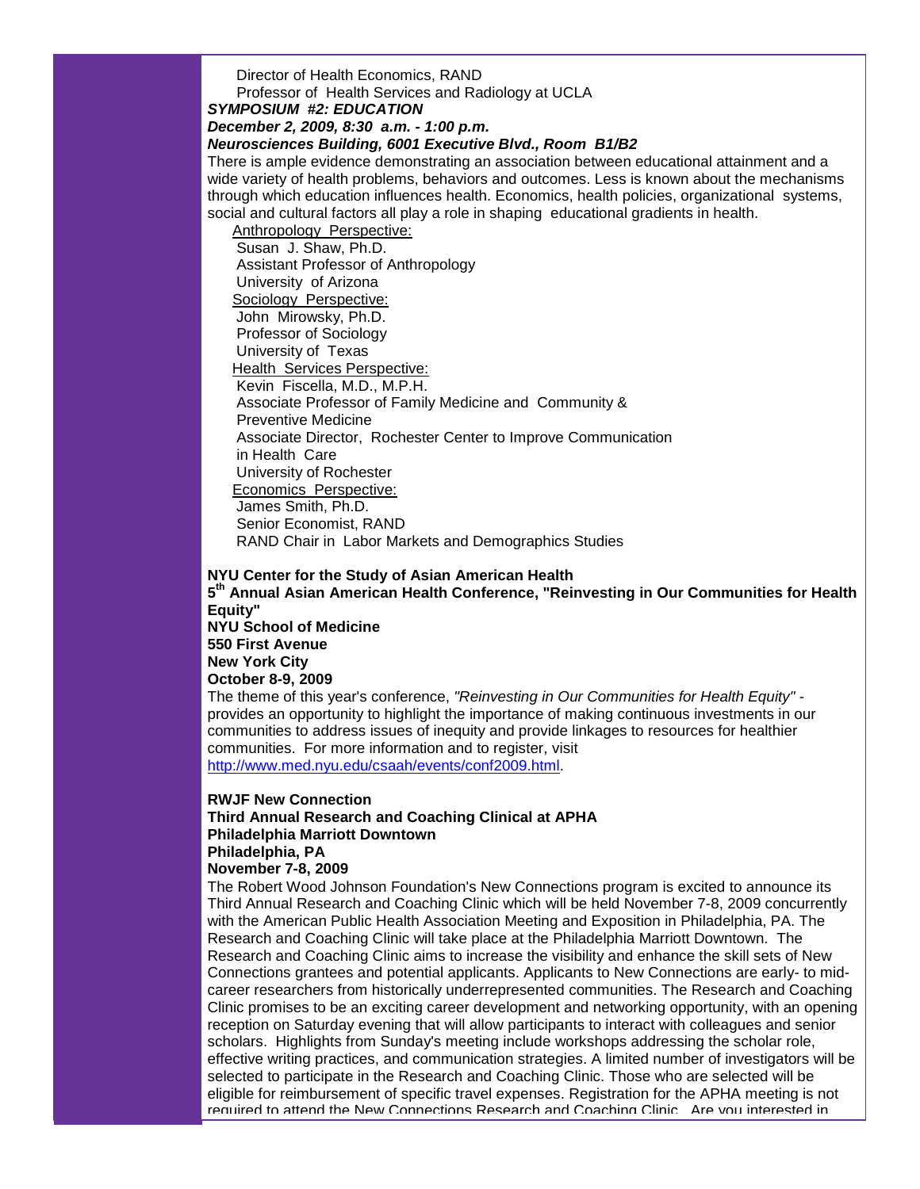Director of Health Economics, RAND
Professor of Health Services and Radiology at UCLA

***SYMPOSIUM #2: EDUCATION***
***December 2, 2009, 8:30 a.m. - 1:00 p.m.***
***Neurosciences Building, 6001 Executive Blvd., Room B1/B2***

There is ample evidence demonstrating an association between educational attainment and a wide variety of health problems, behaviors and outcomes. Less is known about the mechanisms through which education influences health. Economics, health policies, organizational systems, social and cultural factors all play a role in shaping educational gradients in health.

Anthropology Perspective:
Susan J. Shaw, Ph.D.
Assistant Professor of Anthropology
University of Arizona

Sociology Perspective:
John Mirowsky, Ph.D.
Professor of Sociology
University of Texas

Health Services Perspective:
Kevin Fiscella, M.D., M.P.H.
Associate Professor of Family Medicine and Community & Preventive Medicine
Associate Director, Rochester Center to Improve Communication in Health Care
University of Rochester

Economics Perspective:
James Smith, Ph.D.
Senior Economist, RAND
RAND Chair in Labor Markets and Demographics Studies

**NYU Center for the Study of Asian American Health**
**5th Annual Asian American Health Conference, "Reinvesting in Our Communities for Health Equity"**
**NYU School of Medicine**
**550 First Avenue**
**New York City**
**October 8-9, 2009**

The theme of this year's conference, *"Reinvesting in Our Communities for Health Equity"* - provides an opportunity to highlight the importance of making continuous investments in our communities to address issues of inequity and provide linkages to resources for healthier communities. For more information and to register, visit http://www.med.nyu.edu/csaah/events/conf2009.html.

**RWJF New Connection**
**Third Annual Research and Coaching Clinical at APHA**
**Philadelphia Marriott Downtown**
**Philadelphia, PA**
**November 7-8, 2009**

The Robert Wood Johnson Foundation's New Connections program is excited to announce its Third Annual Research and Coaching Clinic which will be held November 7-8, 2009 concurrently with the American Public Health Association Meeting and Exposition in Philadelphia, PA. The Research and Coaching Clinic will take place at the Philadelphia Marriott Downtown. The Research and Coaching Clinic aims to increase the visibility and enhance the skill sets of New Connections grantees and potential applicants. Applicants to New Connections are early- to mid-career researchers from historically underrepresented communities. The Research and Coaching Clinic promises to be an exciting career development and networking opportunity, with an opening reception on Saturday evening that will allow participants to interact with colleagues and senior scholars. Highlights from Sunday's meeting include workshops addressing the scholar role, effective writing practices, and communication strategies. A limited number of investigators will be selected to participate in the Research and Coaching Clinic. Those who are selected will be eligible for reimbursement of specific travel expenses. Registration for the APHA meeting is not required to attend the New Connections Research and Coaching Clinic. Are you interested in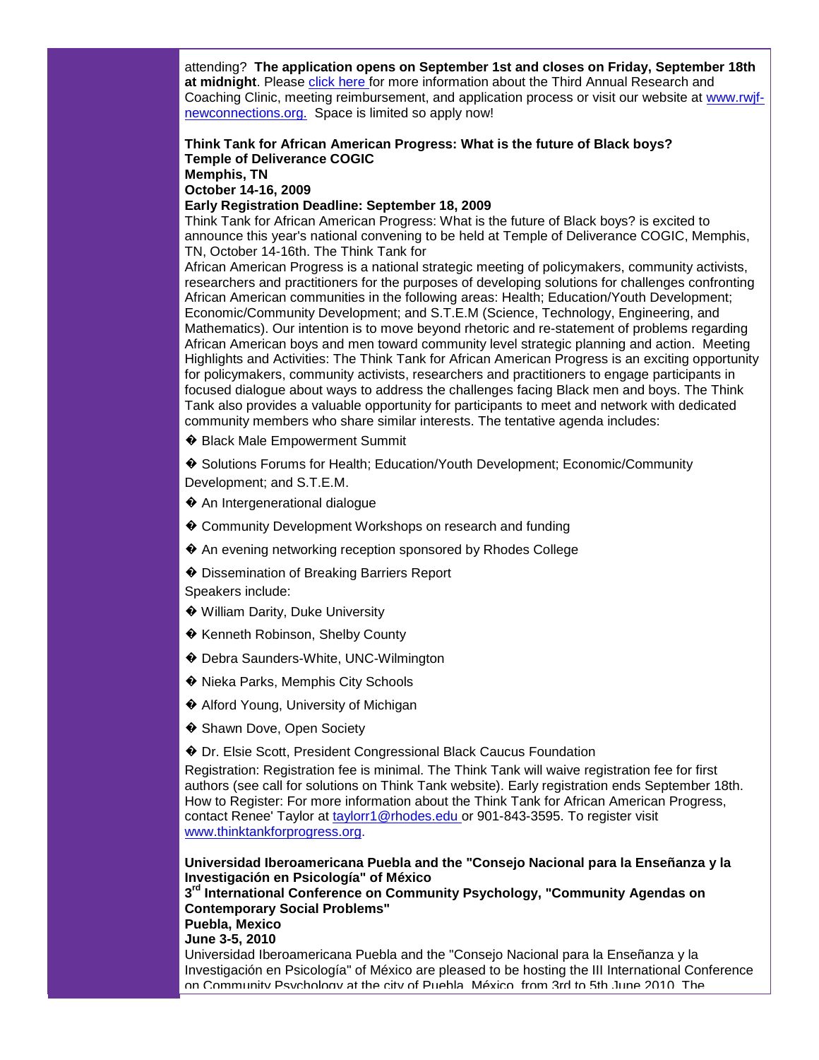attending? **The application opens on September 1st and closes on Friday, September 18th at midnight**. Please click here for more information about the Third Annual Research and Coaching Clinic, meeting reimbursement, and application process or visit our website at www.rwjf-newconnections.org. Space is limited so apply now!

**Think Tank for African American Progress: What is the future of Black boys?**
**Temple of Deliverance COGIC**
**Memphis, TN**
**October 14-16, 2009**
**Early Registration Deadline: September 18, 2009**

Think Tank for African American Progress: What is the future of Black boys? is excited to announce this year's national convening to be held at Temple of Deliverance COGIC, Memphis, TN, October 14-16th. The Think Tank for African American Progress is a national strategic meeting of policymakers, community activists, researchers and practitioners for the purposes of developing solutions for challenges confronting African American communities in the following areas: Health; Education/Youth Development; Economic/Community Development; and S.T.E.M (Science, Technology, Engineering, and Mathematics). Our intention is to move beyond rhetoric and re-statement of problems regarding African American boys and men toward community level strategic planning and action. Meeting Highlights and Activities: The Think Tank for African American Progress is an exciting opportunity for policymakers, community activists, researchers and practitioners to engage participants in focused dialogue about ways to address the challenges facing Black men and boys. The Think Tank also provides a valuable opportunity for participants to meet and network with dedicated community members who share similar interests. The tentative agenda includes:

- Black Male Empowerment Summit
- Solutions Forums for Health; Education/Youth Development; Economic/Community Development; and S.T.E.M.
- An Intergenerational dialogue
- Community Development Workshops on research and funding
- An evening networking reception sponsored by Rhodes College
- Dissemination of Breaking Barriers Report

Speakers include:

- William Darity, Duke University
- Kenneth Robinson, Shelby County
- Debra Saunders-White, UNC-Wilmington
- Nieka Parks, Memphis City Schools
- Alford Young, University of Michigan
- Shawn Dove, Open Society
- Dr. Elsie Scott, President Congressional Black Caucus Foundation

Registration: Registration fee is minimal. The Think Tank will waive registration fee for first authors (see call for solutions on Think Tank website). Early registration ends September 18th. How to Register: For more information about the Think Tank for African American Progress, contact Renee' Taylor at taylorr1@rhodes.edu or 901-843-3595. To register visit www.thinktankforprogress.org.

**Universidad Iberoamericana Puebla and the "Consejo Nacional para la Enseñanza y la Investigación en Psicología" of México**
**3rd International Conference on Community Psychology, "Community Agendas on Contemporary Social Problems"**
**Puebla, Mexico**
**June 3-5, 2010**

Universidad Iberoamericana Puebla and the "Consejo Nacional para la Enseñanza y la Investigación en Psicología" of México are pleased to be hosting the III International Conference on Community Psychology at the city of Puebla, México, from 3rd to 5th June 2010. The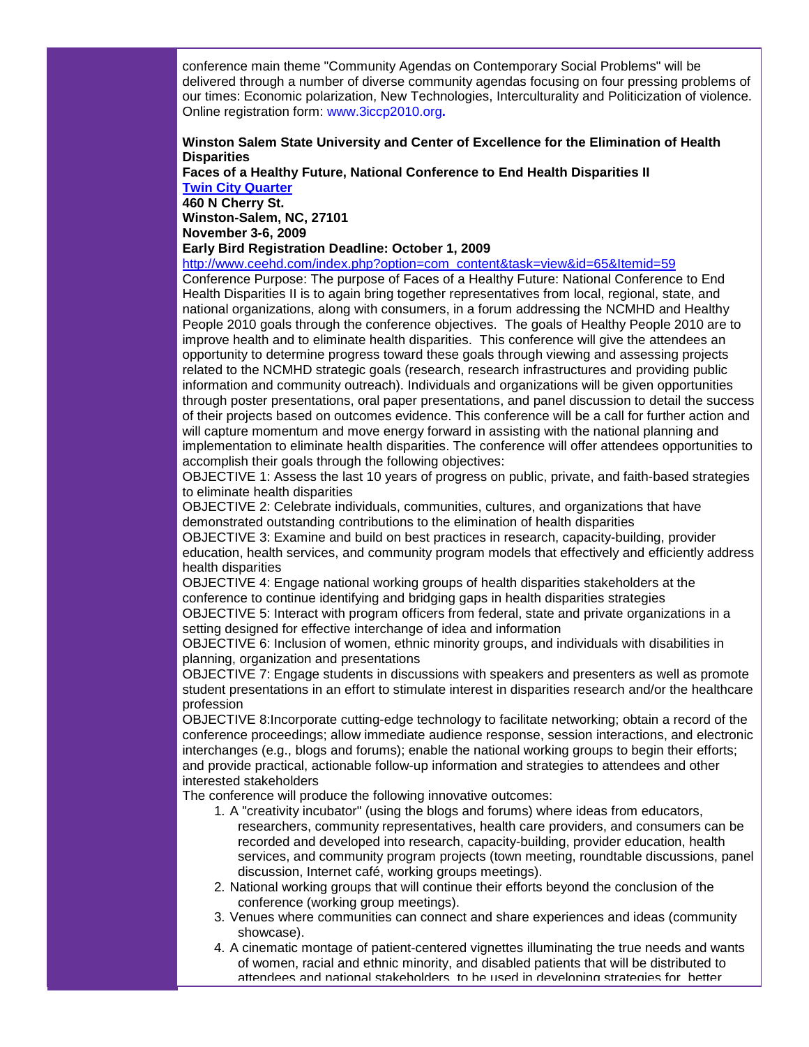conference main theme "Community Agendas on Contemporary Social Problems" will be delivered through a number of diverse community agendas focusing on four pressing problems of our times: Economic polarization, New Technologies, Interculturality and Politicization of violence. Online registration form: www.3iccp2010.org**.**

**Winston Salem State University and Center of Excellence for the Elimination of Health Disparities**
**Faces of a Healthy Future, National Conference to End Health Disparities II**
**Twin City Quarter**
**460 N Cherry St.**
**Winston-Salem, NC, 27101**
**November 3-6, 2009**
**Early Bird Registration Deadline: October 1, 2009**
http://www.ceehd.com/index.php?option=com_content&task=view&id=65&Itemid=59
Conference Purpose: The purpose of Faces of a Healthy Future: National Conference to End Health Disparities II is to again bring together representatives from local, regional, state, and national organizations, along with consumers, in a forum addressing the NCMHD and Healthy People 2010 goals through the conference objectives. The goals of Healthy People 2010 are to improve health and to eliminate health disparities. This conference will give the attendees an opportunity to determine progress toward these goals through viewing and assessing projects related to the NCMHD strategic goals (research, research infrastructures and providing public information and community outreach). Individuals and organizations will be given opportunities through poster presentations, oral paper presentations, and panel discussion to detail the success of their projects based on outcomes evidence. This conference will be a call for further action and will capture momentum and move energy forward in assisting with the national planning and implementation to eliminate health disparities. The conference will offer attendees opportunities to accomplish their goals through the following objectives:
OBJECTIVE 1: Assess the last 10 years of progress on public, private, and faith-based strategies to eliminate health disparities
OBJECTIVE 2: Celebrate individuals, communities, cultures, and organizations that have demonstrated outstanding contributions to the elimination of health disparities
OBJECTIVE 3: Examine and build on best practices in research, capacity-building, provider education, health services, and community program models that effectively and efficiently address health disparities
OBJECTIVE 4: Engage national working groups of health disparities stakeholders at the conference to continue identifying and bridging gaps in health disparities strategies
OBJECTIVE 5: Interact with program officers from federal, state and private organizations in a setting designed for effective interchange of idea and information
OBJECTIVE 6: Inclusion of women, ethnic minority groups, and individuals with disabilities in planning, organization and presentations
OBJECTIVE 7: Engage students in discussions with speakers and presenters as well as promote student presentations in an effort to stimulate interest in disparities research and/or the healthcare profession
OBJECTIVE 8:Incorporate cutting-edge technology to facilitate networking; obtain a record of the conference proceedings; allow immediate audience response, session interactions, and electronic interchanges (e.g., blogs and forums); enable the national working groups to begin their efforts; and provide practical, actionable follow-up information and strategies to attendees and other interested stakeholders
The conference will produce the following innovative outcomes:

1. A "creativity incubator" (using the blogs and forums) where ideas from educators, researchers, community representatives, health care providers, and consumers can be recorded and developed into research, capacity-building, provider education, health services, and community program projects (town meeting, roundtable discussions, panel discussion, Internet café, working groups meetings).
2. National working groups that will continue their efforts beyond the conclusion of the conference (working group meetings).
3. Venues where communities can connect and share experiences and ideas (community showcase).
4. A cinematic montage of patient-centered vignettes illuminating the true needs and wants of women, racial and ethnic minority, and disabled patients that will be distributed to attendees and national stakeholders, to be used in developing strategies for better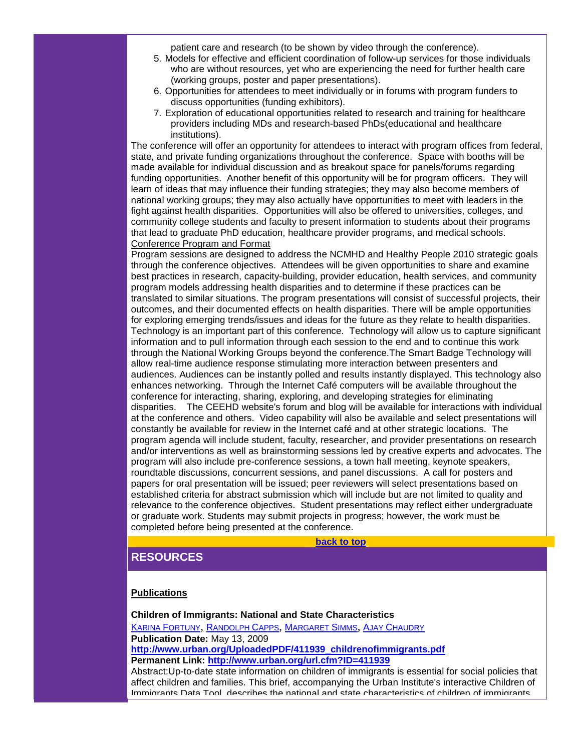patient care and research (to be shown by video through the conference).

5. Models for effective and efficient coordination of follow-up services for those individuals who are without resources, yet who are experiencing the need for further health care (working groups, poster and paper presentations).
6. Opportunities for attendees to meet individually or in forums with program funders to discuss opportunities (funding exhibitors).
7. Exploration of educational opportunities related to research and training for healthcare providers including MDs and research-based PhDs(educational and healthcare institutions).

The conference will offer an opportunity for attendees to interact with program offices from federal, state, and private funding organizations throughout the conference. Space with booths will be made available for individual discussion and as breakout space for panels/forums regarding funding opportunities. Another benefit of this opportunity will be for program officers. They will learn of ideas that may influence their funding strategies; they may also become members of national working groups; they may also actually have opportunities to meet with leaders in the fight against health disparities. Opportunities will also be offered to universities, colleges, and community college students and faculty to present information to students about their programs that lead to graduate PhD education, healthcare provider programs, and medical schools.

Conference Program and Format

Program sessions are designed to address the NCMHD and Healthy People 2010 strategic goals through the conference objectives. Attendees will be given opportunities to share and examine best practices in research, capacity-building, provider education, health services, and community program models addressing health disparities and to determine if these practices can be translated to similar situations. The program presentations will consist of successful projects, their outcomes, and their documented effects on health disparities. There will be ample opportunities for exploring emerging trends/issues and ideas for the future as they relate to health disparities. Technology is an important part of this conference. Technology will allow us to capture significant information and to pull information through each session to the end and to continue this work through the National Working Groups beyond the conference.The Smart Badge Technology will allow real-time audience response stimulating more interaction between presenters and audiences. Audiences can be instantly polled and results instantly displayed. This technology also enhances networking. Through the Internet Café computers will be available throughout the conference for interacting, sharing, exploring, and developing strategies for eliminating disparities. The CEEHD website's forum and blog will be available for interactions with individual at the conference and others. Video capability will also be available and select presentations will constantly be available for review in the Internet café and at other strategic locations. The program agenda will include student, faculty, researcher, and provider presentations on research and/or interventions as well as brainstorming sessions led by creative experts and advocates. The program will also include pre-conference sessions, a town hall meeting, keynote speakers, roundtable discussions, concurrent sessions, and panel discussions. A call for posters and papers for oral presentation will be issued; peer reviewers will select presentations based on established criteria for abstract submission which will include but are not limited to quality and relevance to the conference objectives. Student presentations may reflect either undergraduate or graduate work. Students may submit projects in progress; however, the work must be completed before being presented at the conference.

**back to top**

## RESOURCES

**Publications**

**Children of Immigrants: National and State Characteristics**

Karina Fortuny, Randolph Capps, Margaret Simms, Ajay Chaudry

**Publication Date:** May 13, 2009

**http://www.urban.org/UploadedPDF/411939_childrenofimmigrants.pdf**

**Permanent Link: http://www.urban.org/url.cfm?ID=411939**

Abstract:Up-to-date state information on children of immigrants is essential for social policies that affect children and families. This brief, accompanying the Urban Institute's interactive Children of Immigrants Data Tool, describes the national and state characteristics of children of immigrants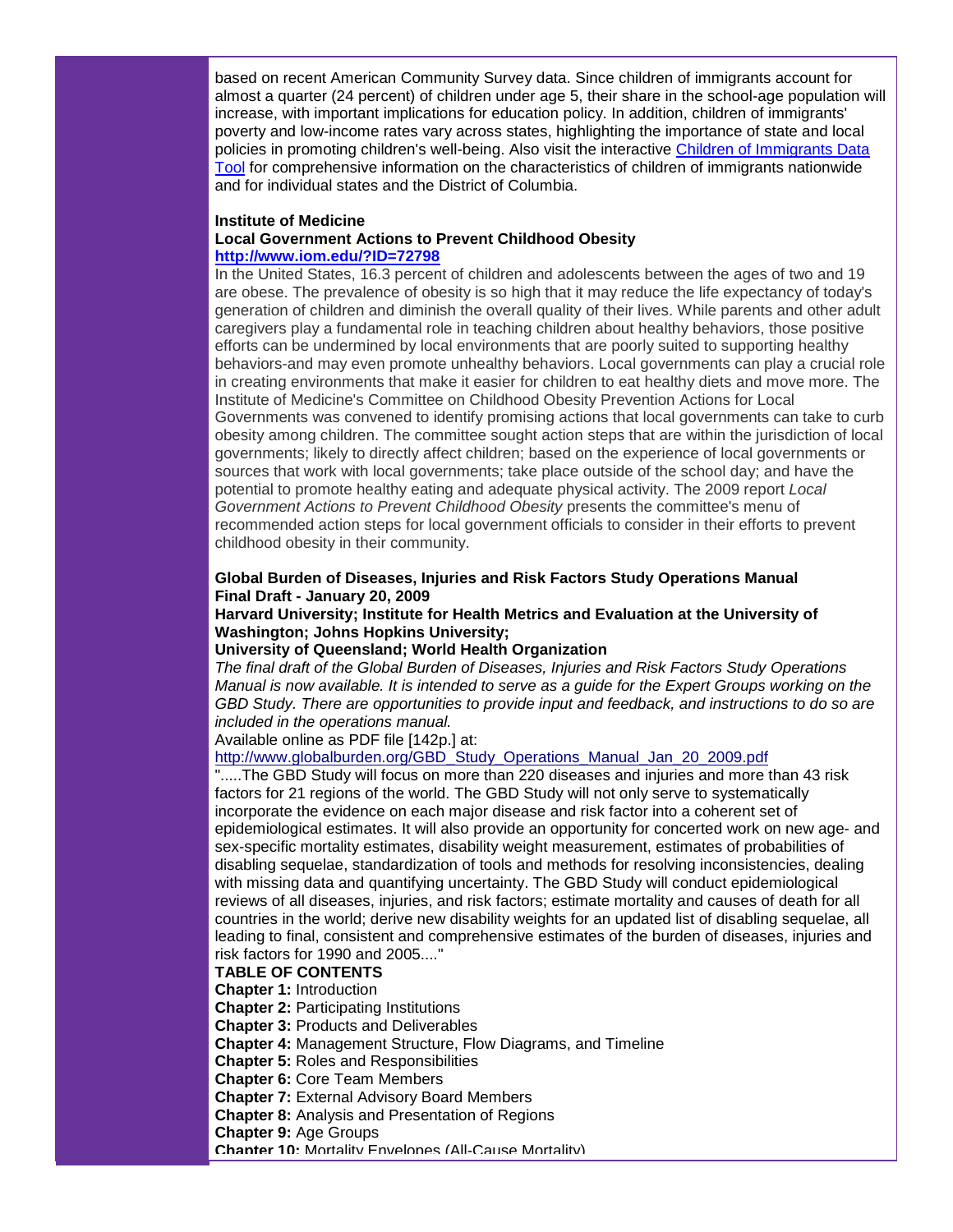based on recent American Community Survey data. Since children of immigrants account for almost a quarter (24 percent) of children under age 5, their share in the school-age population will increase, with important implications for education policy. In addition, children of immigrants' poverty and low-income rates vary across states, highlighting the importance of state and local policies in promoting children's well-being. Also visit the interactive [Children of Immigrants Data Tool]() for comprehensive information on the characteristics of children of immigrants nationwide and for individual states and the District of Columbia.

**Institute of Medicine**
**Local Government Actions to Prevent Childhood Obesity**
**http://www.iom.edu/?ID=72798**

In the United States, 16.3 percent of children and adolescents between the ages of two and 19 are obese. The prevalence of obesity is so high that it may reduce the life expectancy of today's generation of children and diminish the overall quality of their lives. While parents and other adult caregivers play a fundamental role in teaching children about healthy behaviors, those positive efforts can be undermined by local environments that are poorly suited to supporting healthy behaviors-and may even promote unhealthy behaviors. Local governments can play a crucial role in creating environments that make it easier for children to eat healthy diets and move more. The Institute of Medicine's Committee on Childhood Obesity Prevention Actions for Local Governments was convened to identify promising actions that local governments can take to curb obesity among children. The committee sought action steps that are within the jurisdiction of local governments; likely to directly affect children; based on the experience of local governments or sources that work with local governments; take place outside of the school day; and have the potential to promote healthy eating and adequate physical activity. The 2009 report *Local Government Actions to Prevent Childhood Obesity* presents the committee's menu of recommended action steps for local government officials to consider in their efforts to prevent childhood obesity in their community.

**Global Burden of Diseases, Injuries and Risk Factors Study Operations Manual**
**Final Draft - January 20, 2009**
**Harvard University; Institute for Health Metrics and Evaluation at the University of Washington; Johns Hopkins University;**
**University of Queensland; World Health Organization**

*The final draft of the Global Burden of Diseases, Injuries and Risk Factors Study Operations Manual is now available. It is intended to serve as a guide for the Expert Groups working on the GBD Study. There are opportunities to provide input and feedback, and instructions to do so are included in the operations manual.*

Available online as PDF file [142p.] at:
http://www.globalburden.org/GBD_Study_Operations_Manual_Jan_20_2009.pdf

".....The GBD Study will focus on more than 220 diseases and injuries and more than 43 risk factors for 21 regions of the world. The GBD Study will not only serve to systematically incorporate the evidence on each major disease and risk factor into a coherent set of epidemiological estimates. It will also provide an opportunity for concerted work on new age- and sex-specific mortality estimates, disability weight measurement, estimates of probabilities of disabling sequelae, standardization of tools and methods for resolving inconsistencies, dealing with missing data and quantifying uncertainty. The GBD Study will conduct epidemiological reviews of all diseases, injuries, and risk factors; estimate mortality and causes of death for all countries in the world; derive new disability weights for an updated list of disabling sequelae, all leading to final, consistent and comprehensive estimates of the burden of diseases, injuries and risk factors for 1990 and 2005...."

**TABLE OF CONTENTS**

**Chapter 1:** Introduction
**Chapter 2:** Participating Institutions
**Chapter 3:** Products and Deliverables
**Chapter 4:** Management Structure, Flow Diagrams, and Timeline
**Chapter 5:** Roles and Responsibilities
**Chapter 6:** Core Team Members
**Chapter 7:** External Advisory Board Members
**Chapter 8:** Analysis and Presentation of Regions
**Chapter 9:** Age Groups
**Chapter 10:** Mortality Envelopes (All-Cause Mortality)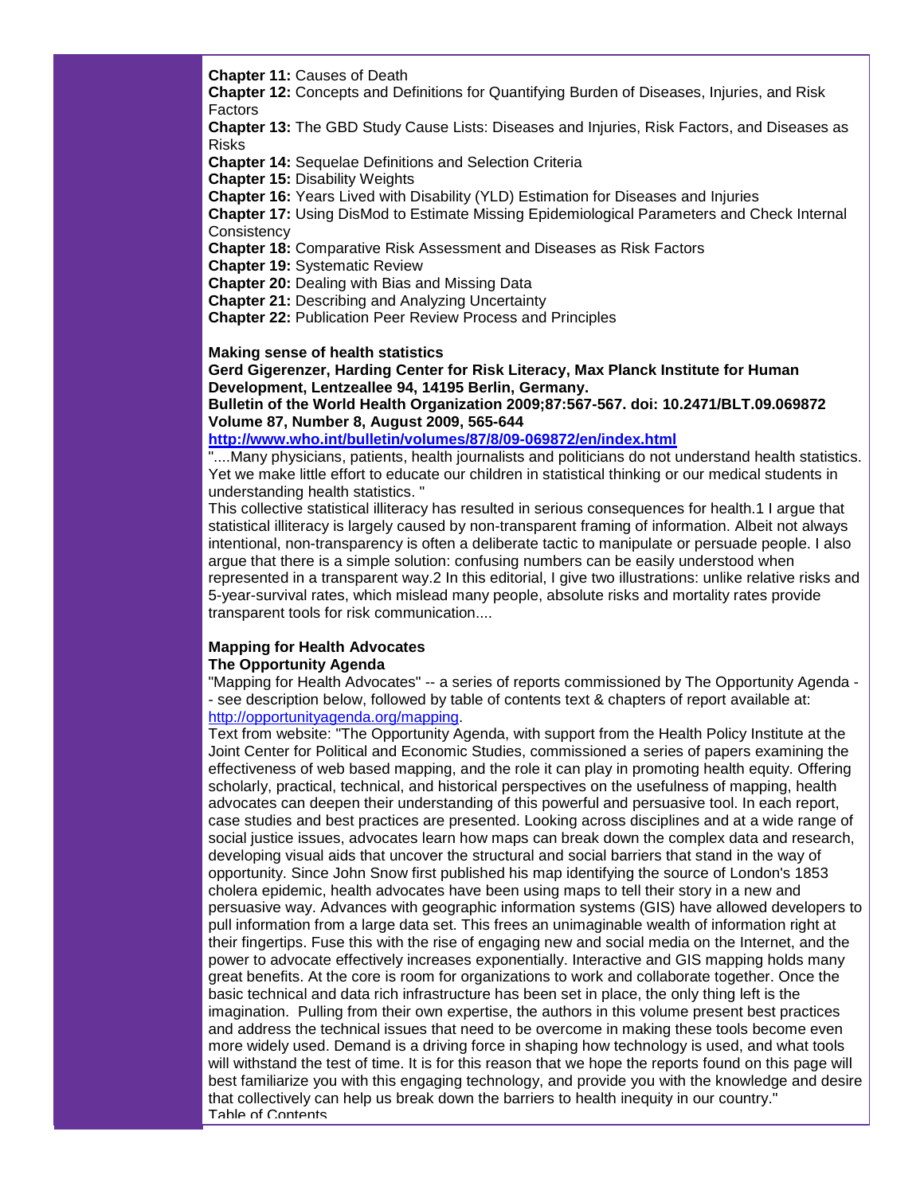**Chapter 11:** Causes of Death
**Chapter 12:** Concepts and Definitions for Quantifying Burden of Diseases, Injuries, and Risk Factors
**Chapter 13:** The GBD Study Cause Lists: Diseases and Injuries, Risk Factors, and Diseases as Risks
**Chapter 14:** Sequelae Definitions and Selection Criteria
**Chapter 15:** Disability Weights
**Chapter 16:** Years Lived with Disability (YLD) Estimation for Diseases and Injuries
**Chapter 17:** Using DisMod to Estimate Missing Epidemiological Parameters and Check Internal Consistency
**Chapter 18:** Comparative Risk Assessment and Diseases as Risk Factors
**Chapter 19:** Systematic Review
**Chapter 20:** Dealing with Bias and Missing Data
**Chapter 21:** Describing and Analyzing Uncertainty
**Chapter 22:** Publication Peer Review Process and Principles

**Making sense of health statistics**
**Gerd Gigerenzer, Harding Center for Risk Literacy, Max Planck Institute for Human Development, Lentzeallee 94, 14195 Berlin, Germany.**
**Bulletin of the World Health Organization 2009;87:567-567. doi: 10.2471/BLT.09.069872**
**Volume 87, Number 8, August 2009, 565-644**
**http://www.who.int/bulletin/volumes/87/8/09-069872/en/index.html**
"....Many physicians, patients, health journalists and politicians do not understand health statistics. Yet we make little effort to educate our children in statistical thinking or our medical students in understanding health statistics. "
This collective statistical illiteracy has resulted in serious consequences for health.1 I argue that statistical illiteracy is largely caused by non-transparent framing of information. Albeit not always intentional, non-transparency is often a deliberate tactic to manipulate or persuade people. I also argue that there is a simple solution: confusing numbers can be easily understood when represented in a transparent way.2 In this editorial, I give two illustrations: unlike relative risks and 5-year-survival rates, which mislead many people, absolute risks and mortality rates provide transparent tools for risk communication....

**Mapping for Health Advocates**
**The Opportunity Agenda**
"Mapping for Health Advocates" -- a series of reports commissioned by The Opportunity Agenda -- see description below, followed by table of contents text & chapters of report available at: http://opportunityagenda.org/mapping.
Text from website: "The Opportunity Agenda, with support from the Health Policy Institute at the Joint Center for Political and Economic Studies, commissioned a series of papers examining the effectiveness of web based mapping, and the role it can play in promoting health equity. Offering scholarly, practical, technical, and historical perspectives on the usefulness of mapping, health advocates can deepen their understanding of this powerful and persuasive tool. In each report, case studies and best practices are presented. Looking across disciplines and at a wide range of social justice issues, advocates learn how maps can break down the complex data and research, developing visual aids that uncover the structural and social barriers that stand in the way of opportunity. Since John Snow first published his map identifying the source of London's 1853 cholera epidemic, health advocates have been using maps to tell their story in a new and persuasive way. Advances with geographic information systems (GIS) have allowed developers to pull information from a large data set. This frees an unimaginable wealth of information right at their fingertips. Fuse this with the rise of engaging new and social media on the Internet, and the power to advocate effectively increases exponentially. Interactive and GIS mapping holds many great benefits. At the core is room for organizations to work and collaborate together. Once the basic technical and data rich infrastructure has been set in place, the only thing left is the imagination. Pulling from their own expertise, the authors in this volume present best practices and address the technical issues that need to be overcome in making these tools become even more widely used. Demand is a driving force in shaping how technology is used, and what tools will withstand the test of time. It is for this reason that we hope the reports found on this page will best familiarize you with this engaging technology, and provide you with the knowledge and desire that collectively can help us break down the barriers to health inequity in our country."
Table of Contents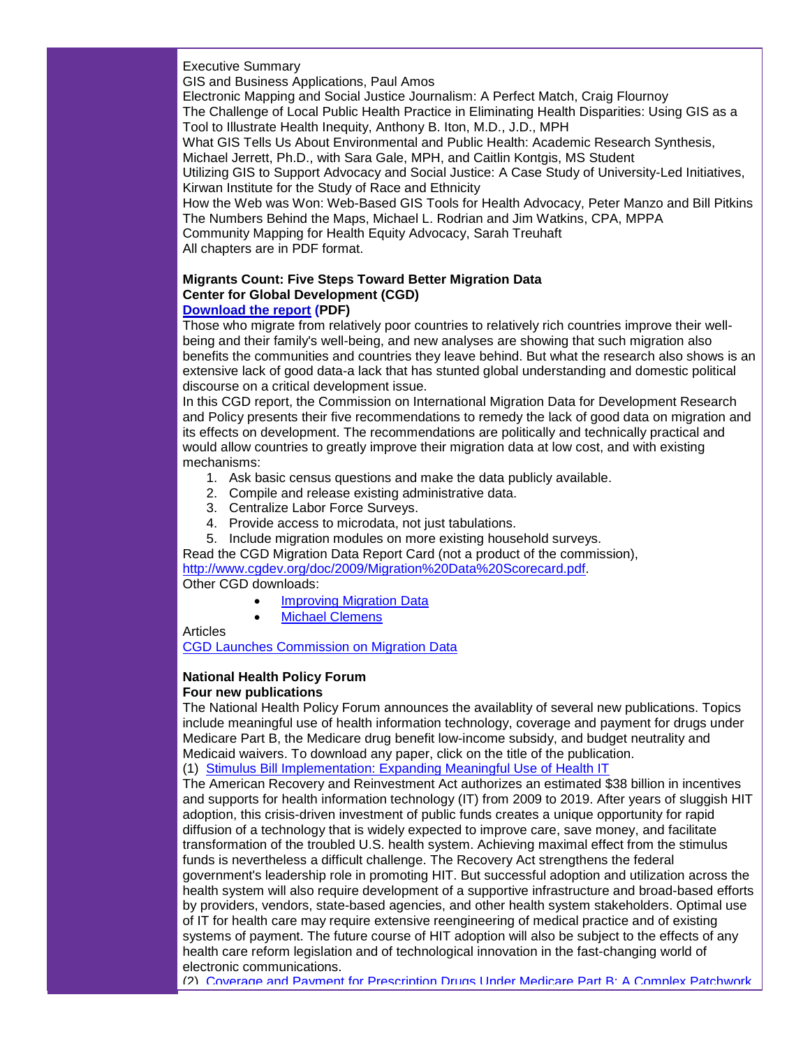Executive Summary
GIS and Business Applications, Paul Amos
Electronic Mapping and Social Justice Journalism: A Perfect Match, Craig Flournoy
The Challenge of Local Public Health Practice in Eliminating Health Disparities: Using GIS as a Tool to Illustrate Health Inequity, Anthony B. Iton, M.D., J.D., MPH
What GIS Tells Us About Environmental and Public Health: Academic Research Synthesis, Michael Jerrett, Ph.D., with Sara Gale, MPH, and Caitlin Kontgis, MS Student
Utilizing GIS to Support Advocacy and Social Justice: A Case Study of University-Led Initiatives, Kirwan Institute for the Study of Race and Ethnicity
How the Web was Won: Web-Based GIS Tools for Health Advocacy, Peter Manzo and Bill Pitkins
The Numbers Behind the Maps, Michael L. Rodrian and Jim Watkins, CPA, MPPA
Community Mapping for Health Equity Advocacy, Sarah Treuhaft
All chapters are in PDF format.

**Migrants Count: Five Steps Toward Better Migration Data**
**Center for Global Development (CGD)**
**Download the report (PDF)**
Those who migrate from relatively poor countries to relatively rich countries improve their well-being and their family's well-being, and new analyses are showing that such migration also benefits the communities and countries they leave behind. But what the research also shows is an extensive lack of good data-a lack that has stunted global understanding and domestic political discourse on a critical development issue.
In this CGD report, the Commission on International Migration Data for Development Research and Policy presents their five recommendations to remedy the lack of good data on migration and its effects on development. The recommendations are politically and technically practical and would allow countries to greatly improve their migration data at low cost, and with existing mechanisms:

1. Ask basic census questions and make the data publicly available.
2. Compile and release existing administrative data.
3. Centralize Labor Force Surveys.
4. Provide access to microdata, not just tabulations.
5. Include migration modules on more existing household surveys.

Read the CGD Migration Data Report Card (not a product of the commission), http://www.cgdev.org/doc/2009/Migration%20Data%20Scorecard.pdf.
Other CGD downloads:

- Improving Migration Data
- Michael Clemens

Articles
CGD Launches Commission on Migration Data

**National Health Policy Forum**
**Four new publications**
The National Health Policy Forum announces the availablity of several new publications. Topics include meaningful use of health information technology, coverage and payment for drugs under Medicare Part B, the Medicare drug benefit low-income subsidy, and budget neutrality and Medicaid waivers. To download any paper, click on the title of the publication.
(1) Stimulus Bill Implementation: Expanding Meaningful Use of Health IT
The American Recovery and Reinvestment Act authorizes an estimated $38 billion in incentives and supports for health information technology (IT) from 2009 to 2019. After years of sluggish HIT adoption, this crisis-driven investment of public funds creates a unique opportunity for rapid diffusion of a technology that is widely expected to improve care, save money, and facilitate transformation of the troubled U.S. health system. Achieving maximal effect from the stimulus funds is nevertheless a difficult challenge. The Recovery Act strengthens the federal government's leadership role in promoting HIT. But successful adoption and utilization across the health system will also require development of a supportive infrastructure and broad-based efforts by providers, vendors, state-based agencies, and other health system stakeholders. Optimal use of IT for health care may require extensive reengineering of medical practice and of existing systems of payment. The future course of HIT adoption will also be subject to the effects of any health care reform legislation and of technological innovation in the fast-changing world of electronic communications.
(2) Coverage and Payment for Prescription Drugs Under Medicare Part B: A Complex Patchwork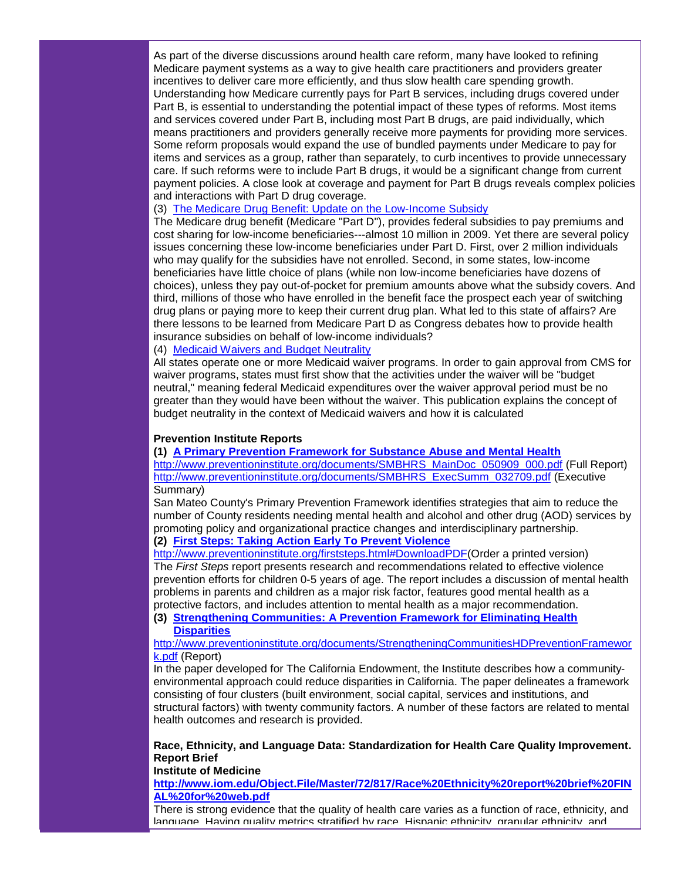As part of the diverse discussions around health care reform, many have looked to refining Medicare payment systems as a way to give health care practitioners and providers greater incentives to deliver care more efficiently, and thus slow health care spending growth. Understanding how Medicare currently pays for Part B services, including drugs covered under Part B, is essential to understanding the potential impact of these types of reforms. Most items and services covered under Part B, including most Part B drugs, are paid individually, which means practitioners and providers generally receive more payments for providing more services. Some reform proposals would expand the use of bundled payments under Medicare to pay for items and services as a group, rather than separately, to curb incentives to provide unnecessary care. If such reforms were to include Part B drugs, it would be a significant change from current payment policies. A close look at coverage and payment for Part B drugs reveals complex policies and interactions with Part D drug coverage.

(3) The Medicare Drug Benefit: Update on the Low-Income Subsidy

The Medicare drug benefit (Medicare "Part D"), provides federal subsidies to pay premiums and cost sharing for low-income beneficiaries---almost 10 million in 2009. Yet there are several policy issues concerning these low-income beneficiaries under Part D. First, over 2 million individuals who may qualify for the subsidies have not enrolled. Second, in some states, low-income beneficiaries have little choice of plans (while non low-income beneficiaries have dozens of choices), unless they pay out-of-pocket for premium amounts above what the subsidy covers. And third, millions of those who have enrolled in the benefit face the prospect each year of switching drug plans or paying more to keep their current drug plan. What led to this state of affairs? Are there lessons to be learned from Medicare Part D as Congress debates how to provide health insurance subsidies on behalf of low-income individuals?

(4) Medicaid Waivers and Budget Neutrality

All states operate one or more Medicaid waiver programs. In order to gain approval from CMS for waiver programs, states must first show that the activities under the waiver will be "budget neutral," meaning federal Medicaid expenditures over the waiver approval period must be no greater than they would have been without the waiver. This publication explains the concept of budget neutrality in the context of Medicaid waivers and how it is calculated

**Prevention Institute Reports**

**(1) A Primary Prevention Framework for Substance Abuse and Mental Health**

http://www.preventioninstitute.org/documents/SMBHRS_MainDoc_050909_000.pdf (Full Report)
http://www.preventioninstitute.org/documents/SMBHRS_ExecSumm_032709.pdf (Executive Summary)

San Mateo County's Primary Prevention Framework identifies strategies that aim to reduce the number of County residents needing mental health and alcohol and other drug (AOD) services by promoting policy and organizational practice changes and interdisciplinary partnership.

**(2) First Steps: Taking Action Early To Prevent Violence**

http://www.preventioninstitute.org/firststeps.html#DownloadPDF(Order a printed version)

The *First Steps* report presents research and recommendations related to effective violence prevention efforts for children 0-5 years of age. The report includes a discussion of mental health problems in parents and children as a major risk factor, features good mental health as a protective factors, and includes attention to mental health as a major recommendation.

**(3) Strengthening Communities: A Prevention Framework for Eliminating Health Disparities**

http://www.preventioninstitute.org/documents/StrengtheningCommunitiesHDPreventionFramework.pdf (Report)

In the paper developed for The California Endowment, the Institute describes how a community-environmental approach could reduce disparities in California. The paper delineates a framework consisting of four clusters (built environment, social capital, services and institutions, and structural factors) with twenty community factors. A number of these factors are related to mental health outcomes and research is provided.

**Race, Ethnicity, and Language Data: Standardization for Health Care Quality Improvement. Report Brief**

**Institute of Medicine**

**http://www.iom.edu/Object.File/Master/72/817/Race%20Ethnicity%20report%20brief%20FINAL%20for%20web.pdf**

There is strong evidence that the quality of health care varies as a function of race, ethnicity, and language. Having quality metrics stratified by race, Hispanic ethnicity, granular ethnicity, and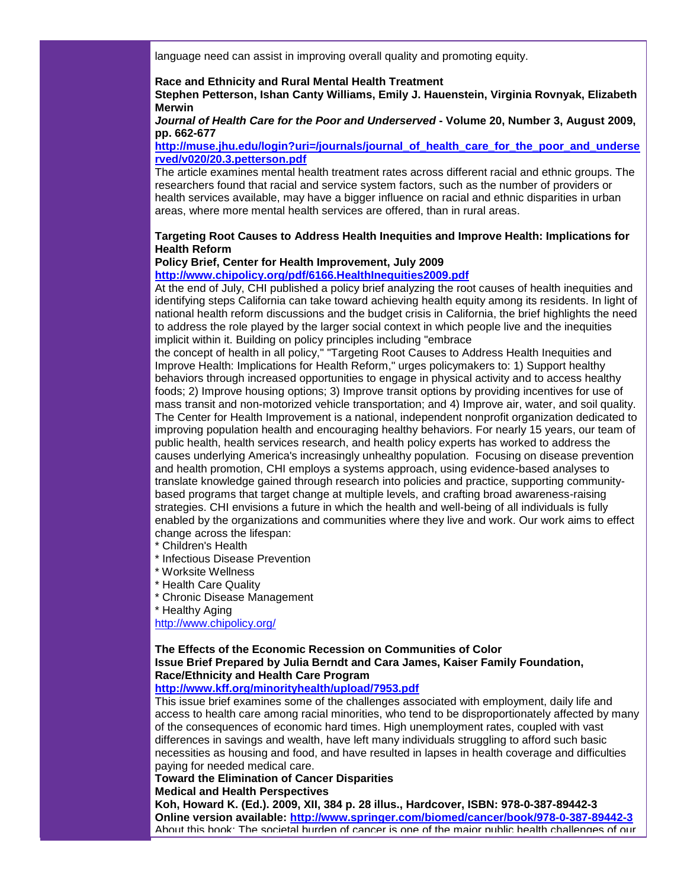language need can assist in improving overall quality and promoting equity.

**Race and Ethnicity and Rural Mental Health Treatment**
**Stephen Petterson, Ishan Canty Williams, Emily J. Hauenstein, Virginia Rovnyak, Elizabeth Merwin**
***Journal of Health Care for the Poor and Underserved* - Volume 20, Number 3, August 2009, pp. 662-677**
**http://muse.jhu.edu/login?uri=/journals/journal_of_health_care_for_the_poor_and_underserved/v020/20.3.petterson.pdf**
The article examines mental health treatment rates across different racial and ethnic groups. The researchers found that racial and service system factors, such as the number of providers or health services available, may have a bigger influence on racial and ethnic disparities in urban areas, where more mental health services are offered, than in rural areas.

**Targeting Root Causes to Address Health Inequities and Improve Health: Implications for Health Reform**
**Policy Brief, Center for Health Improvement, July 2009**
**http://www.chipolicy.org/pdf/6166.HealthInequities2009.pdf**
At the end of July, CHI published a policy brief analyzing the root causes of health inequities and identifying steps California can take toward achieving health equity among its residents. In light of national health reform discussions and the budget crisis in California, the brief highlights the need to address the role played by the larger social context in which people live and the inequities implicit within it. Building on policy principles including "embrace
the concept of health in all policy," "Targeting Root Causes to Address Health Inequities and Improve Health: Implications for Health Reform," urges policymakers to: 1) Support healthy behaviors through increased opportunities to engage in physical activity and to access healthy foods; 2) Improve housing options; 3) Improve transit options by providing incentives for use of mass transit and non-motorized vehicle transportation; and 4) Improve air, water, and soil quality. The Center for Health Improvement is a national, independent nonprofit organization dedicated to improving population health and encouraging healthy behaviors. For nearly 15 years, our team of public health, health services research, and health policy experts has worked to address the causes underlying America's increasingly unhealthy population. Focusing on disease prevention and health promotion, CHI employs a systems approach, using evidence-based analyses to translate knowledge gained through research into policies and practice, supporting community-based programs that target change at multiple levels, and crafting broad awareness-raising strategies. CHI envisions a future in which the health and well-being of all individuals is fully enabled by the organizations and communities where they live and work. Our work aims to effect change across the lifespan:

* Children's Health
* Infectious Disease Prevention
* Worksite Wellness
* Health Care Quality
* Chronic Disease Management
* Healthy Aging

http://www.chipolicy.org/

**The Effects of the Economic Recession on Communities of Color**
**Issue Brief Prepared by Julia Berndt and Cara James, Kaiser Family Foundation, Race/Ethnicity and Health Care Program**
**http://www.kff.org/minorityhealth/upload/7953.pdf**
This issue brief examines some of the challenges associated with employment, daily life and access to health care among racial minorities, who tend to be disproportionately affected by many of the consequences of economic hard times. High unemployment rates, coupled with vast differences in savings and wealth, have left many individuals struggling to afford such basic necessities as housing and food, and have resulted in lapses in health coverage and difficulties paying for needed medical care.
**Toward the Elimination of Cancer Disparities**
**Medical and Health Perspectives**
**Koh, Howard K. (Ed.). 2009, XII, 384 p. 28 illus., Hardcover, ISBN: 978-0-387-89442-3**
**Online version available: http://www.springer.com/biomed/cancer/book/978-0-387-89442-3**
About this book: The societal burden of cancer is one of the major public health challenges of our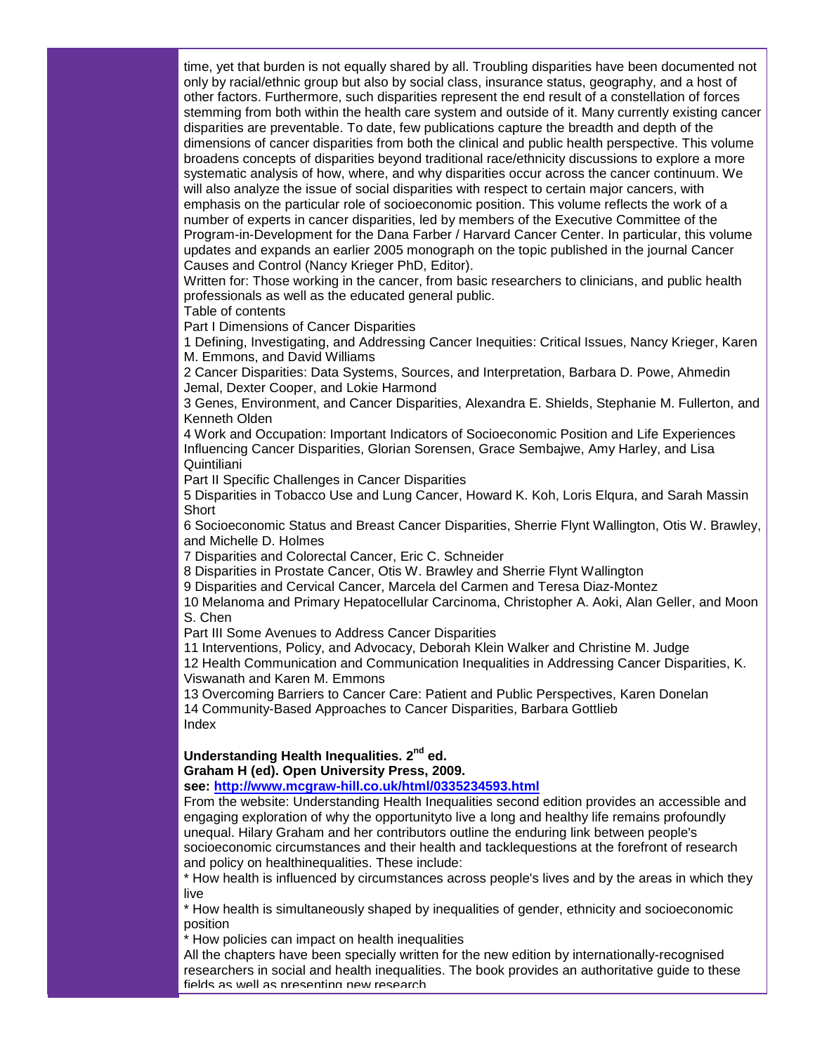time, yet that burden is not equally shared by all. Troubling disparities have been documented not only by racial/ethnic group but also by social class, insurance status, geography, and a host of other factors. Furthermore, such disparities represent the end result of a constellation of forces stemming from both within the health care system and outside of it. Many currently existing cancer disparities are preventable. To date, few publications capture the breadth and depth of the dimensions of cancer disparities from both the clinical and public health perspective. This volume broadens concepts of disparities beyond traditional race/ethnicity discussions to explore a more systematic analysis of how, where, and why disparities occur across the cancer continuum. We will also analyze the issue of social disparities with respect to certain major cancers, with emphasis on the particular role of socioeconomic position. This volume reflects the work of a number of experts in cancer disparities, led by members of the Executive Committee of the Program-in-Development for the Dana Farber / Harvard Cancer Center. In particular, this volume updates and expands an earlier 2005 monograph on the topic published in the journal Cancer Causes and Control (Nancy Krieger PhD, Editor).

Written for: Those working in the cancer, from basic researchers to clinicians, and public health professionals as well as the educated general public.

Table of contents

Part I Dimensions of Cancer Disparities

1 Defining, Investigating, and Addressing Cancer Inequities: Critical Issues, Nancy Krieger, Karen M. Emmons, and David Williams

2 Cancer Disparities: Data Systems, Sources, and Interpretation, Barbara D. Powe, Ahmedin Jemal, Dexter Cooper, and Lokie Harmond

3 Genes, Environment, and Cancer Disparities, Alexandra E. Shields, Stephanie M. Fullerton, and Kenneth Olden

4 Work and Occupation: Important Indicators of Socioeconomic Position and Life Experiences Influencing Cancer Disparities, Glorian Sorensen, Grace Sembajwe, Amy Harley, and Lisa Quintiliani

Part II Specific Challenges in Cancer Disparities

5 Disparities in Tobacco Use and Lung Cancer, Howard K. Koh, Loris Elqura, and Sarah Massin Short

6 Socioeconomic Status and Breast Cancer Disparities, Sherrie Flynt Wallington, Otis W. Brawley, and Michelle D. Holmes

7 Disparities and Colorectal Cancer, Eric C. Schneider

8 Disparities in Prostate Cancer, Otis W. Brawley and Sherrie Flynt Wallington

9 Disparities and Cervical Cancer, Marcela del Carmen and Teresa Diaz-Montez

10 Melanoma and Primary Hepatocellular Carcinoma, Christopher A. Aoki, Alan Geller, and Moon S. Chen

Part III Some Avenues to Address Cancer Disparities

11 Interventions, Policy, and Advocacy, Deborah Klein Walker and Christine M. Judge

12 Health Communication and Communication Inequalities in Addressing Cancer Disparities, K. Viswanath and Karen M. Emmons

13 Overcoming Barriers to Cancer Care: Patient and Public Perspectives, Karen Donelan

14 Community-Based Approaches to Cancer Disparities, Barbara Gottlieb

Index

**Understanding Health Inequalities. 2nd ed.**
**Graham H (ed). Open University Press, 2009.**
**see: [http://www.mcgraw-hill.co.uk/html/0335234593.html](http://www.mcgraw-hill.co.uk/html/0335234593.html)**

From the website: Understanding Health Inequalities second edition provides an accessible and engaging exploration of why the opportunityto live a long and healthy life remains profoundly unequal. Hilary Graham and her contributors outline the enduring link between people's socioeconomic circumstances and their health and tacklequestions at the forefront of research and policy on healthinequalities. These include:

* How health is influenced by circumstances across people's lives and by the areas in which they live
* How health is simultaneously shaped by inequalities of gender, ethnicity and socioeconomic position
* How policies can impact on health inequalities

All the chapters have been specially written for the new edition by internationally-recognised researchers in social and health inequalities. The book provides an authoritative guide to these fields as well as presenting new research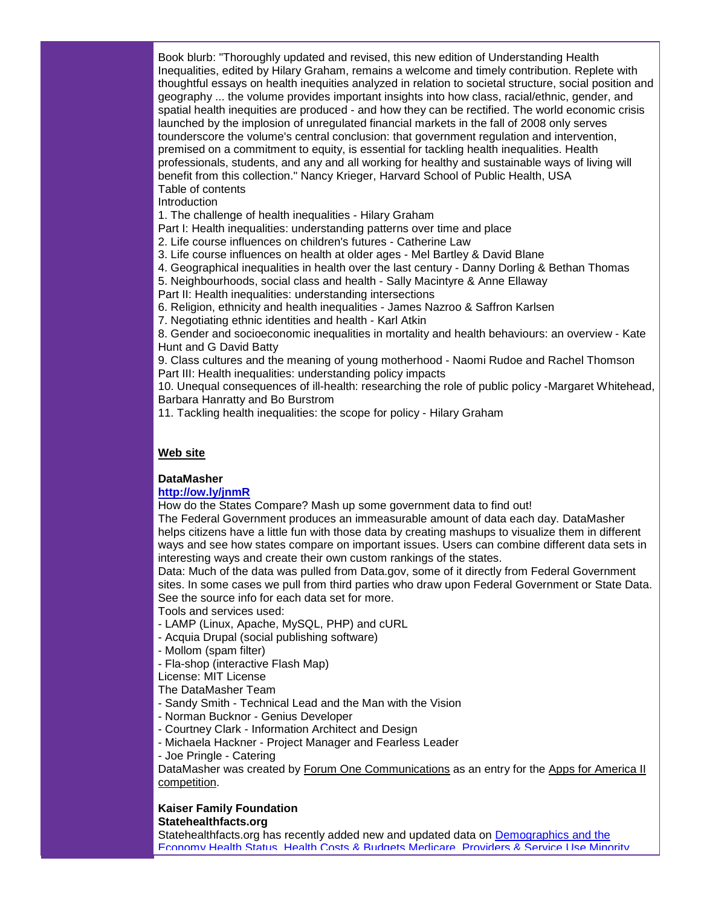Book blurb: "Thoroughly updated and revised, this new edition of Understanding Health Inequalities, edited by Hilary Graham, remains a welcome and timely contribution. Replete with thoughtful essays on health inequities analyzed in relation to societal structure, social position and geography ... the volume provides important insights into how class, racial/ethnic, gender, and spatial health inequities are produced - and how they can be rectified. The world economic crisis launched by the implosion of unregulated financial markets in the fall of 2008 only serves tounderscore the volume's central conclusion: that government regulation and intervention, premised on a commitment to equity, is essential for tackling health inequalities. Health professionals, students, and any and all working for healthy and sustainable ways of living will benefit from this collection." Nancy Krieger, Harvard School of Public Health, USA

Table of contents

Introduction

1. The challenge of health inequalities - Hilary Graham

Part I: Health inequalities: understanding patterns over time and place

2. Life course influences on children's futures - Catherine Law

3. Life course influences on health at older ages - Mel Bartley & David Blane

4. Geographical inequalities in health over the last century - Danny Dorling & Bethan Thomas

5. Neighbourhoods, social class and health - Sally Macintyre & Anne Ellaway

Part II: Health inequalities: understanding intersections

6. Religion, ethnicity and health inequalities - James Nazroo & Saffron Karlsen

7. Negotiating ethnic identities and health - Karl Atkin

8. Gender and socioeconomic inequalities in mortality and health behaviours: an overview - Kate Hunt and G David Batty

9. Class cultures and the meaning of young motherhood - Naomi Rudoe and Rachel Thomson

Part III: Health inequalities: understanding policy impacts

10. Unequal consequences of ill-health: researching the role of public policy -Margaret Whitehead, Barbara Hanratty and Bo Burstrom

11. Tackling health inequalities: the scope for policy - Hilary Graham

**Web site**

**DataMasher**

**http://ow.ly/jnmR**

How do the States Compare? Mash up some government data to find out!

The Federal Government produces an immeasurable amount of data each day. DataMasher helps citizens have a little fun with those data by creating mashups to visualize them in different ways and see how states compare on important issues. Users can combine different data sets in interesting ways and create their own custom rankings of the states.

Data: Much of the data was pulled from Data.gov, some of it directly from Federal Government sites. In some cases we pull from third parties who draw upon Federal Government or State Data. See the source info for each data set for more.

Tools and services used:

- LAMP (Linux, Apache, MySQL, PHP) and cURL
- Acquia Drupal (social publishing software)
- Mollom (spam filter)
- Fla-shop (interactive Flash Map)

License: MIT License

The DataMasher Team

- Sandy Smith - Technical Lead and the Man with the Vision
- Norman Bucknor - Genius Developer
- Courtney Clark - Information Architect and Design
- Michaela Hackner - Project Manager and Fearless Leader
- Joe Pringle - Catering

DataMasher was created by Forum One Communications as an entry for the Apps for America II competition.

**Kaiser Family Foundation**

**Statehealthfacts.org**

Statehealthfacts.org has recently added new and updated data on Demographics and the Economy Health Status, Health Costs & Budgets Medicare, Providers & Service Use Minority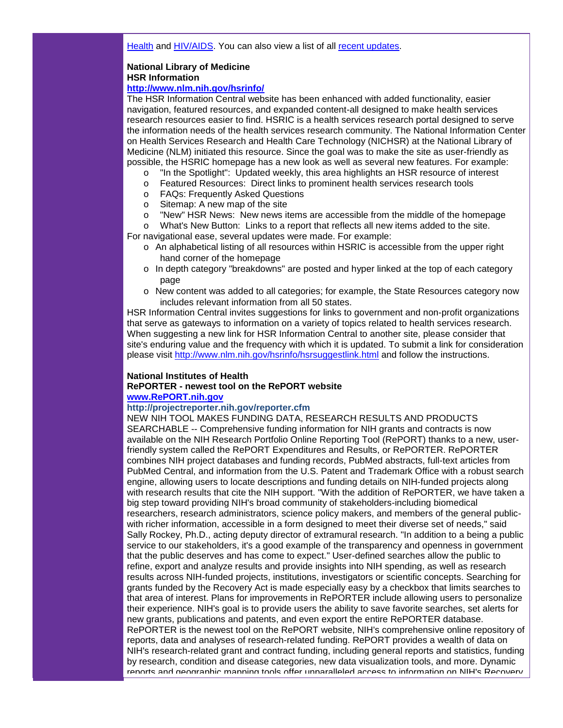Health and HIV/AIDS. You can also view a list of all recent updates.

**National Library of Medicine**
**HSR Information**
**http://www.nlm.nih.gov/hsrinfo/**

The HSR Information Central website has been enhanced with added functionality, easier navigation, featured resources, and expanded content-all designed to make health services research resources easier to find. HSRIC is a health services research portal designed to serve the information needs of the health services research community. The National Information Center on Health Services Research and Health Care Technology (NICHSR) at the National Library of Medicine (NLM) initiated this resource. Since the goal was to make the site as user-friendly as possible, the HSRIC homepage has a new look as well as several new features. For example:

- "In the Spotlight": Updated weekly, this area highlights an HSR resource of interest
- Featured Resources: Direct links to prominent health services research tools
- FAQs: Frequently Asked Questions
- Sitemap: A new map of the site
- "New" HSR News: New news items are accessible from the middle of the homepage
- What's New Button: Links to a report that reflects all new items added to the site.

For navigational ease, several updates were made. For example:

- An alphabetical listing of all resources within HSRIC is accessible from the upper right hand corner of the homepage
- In depth category "breakdowns" are posted and hyper linked at the top of each category page
- New content was added to all categories; for example, the State Resources category now includes relevant information from all 50 states.

HSR Information Central invites suggestions for links to government and non-profit organizations that serve as gateways to information on a variety of topics related to health services research. When suggesting a new link for HSR Information Central to another site, please consider that site's enduring value and the frequency with which it is updated. To submit a link for consideration please visit http://www.nlm.nih.gov/hsrinfo/hsrsuggestlink.html and follow the instructions.

**National Institutes of Health**
**RePORTER - newest tool on the RePORT website**
**www.RePORT.nih.gov**
**http://projectreporter.nih.gov/reporter.cfm**

NEW NIH TOOL MAKES FUNDING DATA, RESEARCH RESULTS AND PRODUCTS SEARCHABLE -- Comprehensive funding information for NIH grants and contracts is now available on the NIH Research Portfolio Online Reporting Tool (RePORT) thanks to a new, user-friendly system called the RePORT Expenditures and Results, or RePORTER. RePORTER combines NIH project databases and funding records, PubMed abstracts, full-text articles from PubMed Central, and information from the U.S. Patent and Trademark Office with a robust search engine, allowing users to locate descriptions and funding details on NIH-funded projects along with research results that cite the NIH support. "With the addition of RePORTER, we have taken a big step toward providing NIH's broad community of stakeholders-including biomedical researchers, research administrators, science policy makers, and members of the general public-with richer information, accessible in a form designed to meet their diverse set of needs," said Sally Rockey, Ph.D., acting deputy director of extramural research. "In addition to a being a public service to our stakeholders, it's a good example of the transparency and openness in government that the public deserves and has come to expect." User-defined searches allow the public to refine, export and analyze results and provide insights into NIH spending, as well as research results across NIH-funded projects, institutions, investigators or scientific concepts. Searching for grants funded by the Recovery Act is made especially easy by a checkbox that limits searches to that area of interest. Plans for improvements in RePORTER include allowing users to personalize their experience. NIH's goal is to provide users the ability to save favorite searches, set alerts for new grants, publications and patents, and even export the entire RePORTER database. RePORTER is the newest tool on the RePORT website, NIH's comprehensive online repository of reports, data and analyses of research-related funding. RePORT provides a wealth of data on NIH's research-related grant and contract funding, including general reports and statistics, funding by research, condition and disease categories, new data visualization tools, and more. Dynamic reports and geographic mapping tools offer unparalleled access to information on NIH's Recovery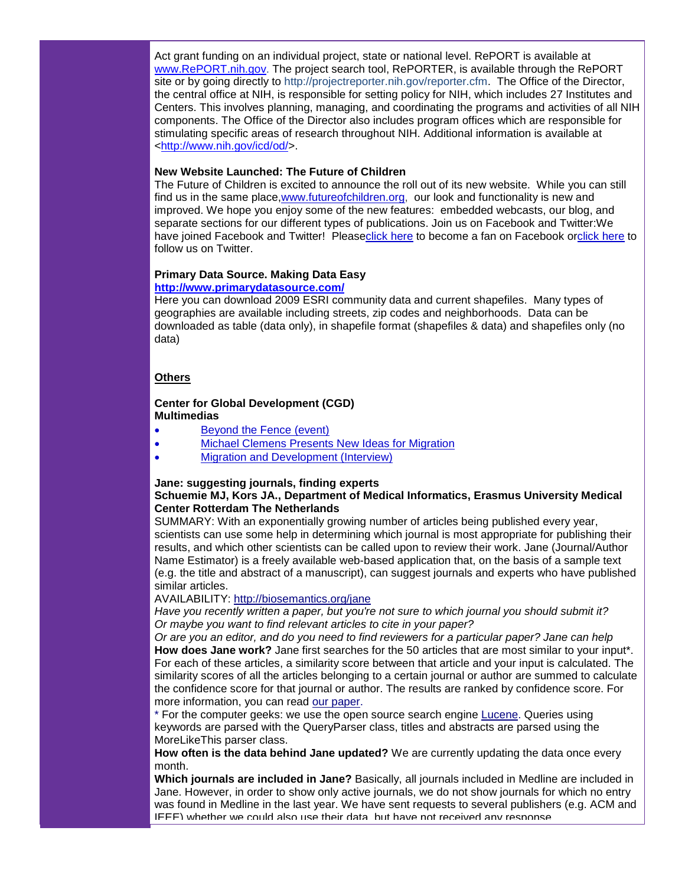Act grant funding on an individual project, state or national level. RePORT is available at www.RePORT.nih.gov. The project search tool, RePORTER, is available through the RePORT site or by going directly to http://projectreporter.nih.gov/reporter.cfm. The Office of the Director, the central office at NIH, is responsible for setting policy for NIH, which includes 27 Institutes and Centers. This involves planning, managing, and coordinating the programs and activities of all NIH components. The Office of the Director also includes program offices which are responsible for stimulating specific areas of research throughout NIH. Additional information is available at <http://www.nih.gov/icd/od/>.

**New Website Launched: The Future of Children**

The Future of Children is excited to announce the roll out of its new website. While you can still find us in the same place, www.futureofchildren.org, our look and functionality is new and improved. We hope you enjoy some of the new features: embedded webcasts, our blog, and separate sections for our different types of publications. Join us on Facebook and Twitter:We have joined Facebook and Twitter! Pleaseclick here to become a fan on Facebook orclick here to follow us on Twitter.

**Primary Data Source. Making Data Easy**
**http://www.primarydatasource.com/**

Here you can download 2009 ESRI community data and current shapefiles. Many types of geographies are available including streets, zip codes and neighborhoods. Data can be downloaded as table (data only), in shapefile format (shapefiles & data) and shapefiles only (no data)

**Others**

**Center for Global Development (CGD)**
**Multimedias**

- Beyond the Fence (event)
- Michael Clemens Presents New Ideas for Migration
- Migration and Development (Interview)

**Jane: suggesting journals, finding experts**
**Schuemie MJ, Kors JA., Department of Medical Informatics, Erasmus University Medical Center Rotterdam The Netherlands**

SUMMARY: With an exponentially growing number of articles being published every year, scientists can use some help in determining which journal is most appropriate for publishing their results, and which other scientists can be called upon to review their work. Jane (Journal/Author Name Estimator) is a freely available web-based application that, on the basis of a sample text (e.g. the title and abstract of a manuscript), can suggest journals and experts who have published similar articles.

AVAILABILITY: http://biosemantics.org/jane

*Have you recently written a paper, but you're not sure to which journal you should submit it?*
*Or maybe you want to find relevant articles to cite in your paper?*
*Or are you an editor, and do you need to find reviewers for a particular paper? Jane can help*

**How does Jane work?** Jane first searches for the 50 articles that are most similar to your input*. For each of these articles, a similarity score between that article and your input is calculated. The similarity scores of all the articles belonging to a certain journal or author are summed to calculate the confidence score for that journal or author. The results are ranked by confidence score. For more information, you can read our paper.

* For the computer geeks: we use the open source search engine Lucene. Queries using keywords are parsed with the QueryParser class, titles and abstracts are parsed using the MoreLikeThis parser class.

**How often is the data behind Jane updated?** We are currently updating the data once every month.

**Which journals are included in Jane?** Basically, all journals included in Medline are included in Jane. However, in order to show only active journals, we do not show journals for which no entry was found in Medline in the last year. We have sent requests to several publishers (e.g. ACM and IEEE) whether we could also use their data, but have not received any response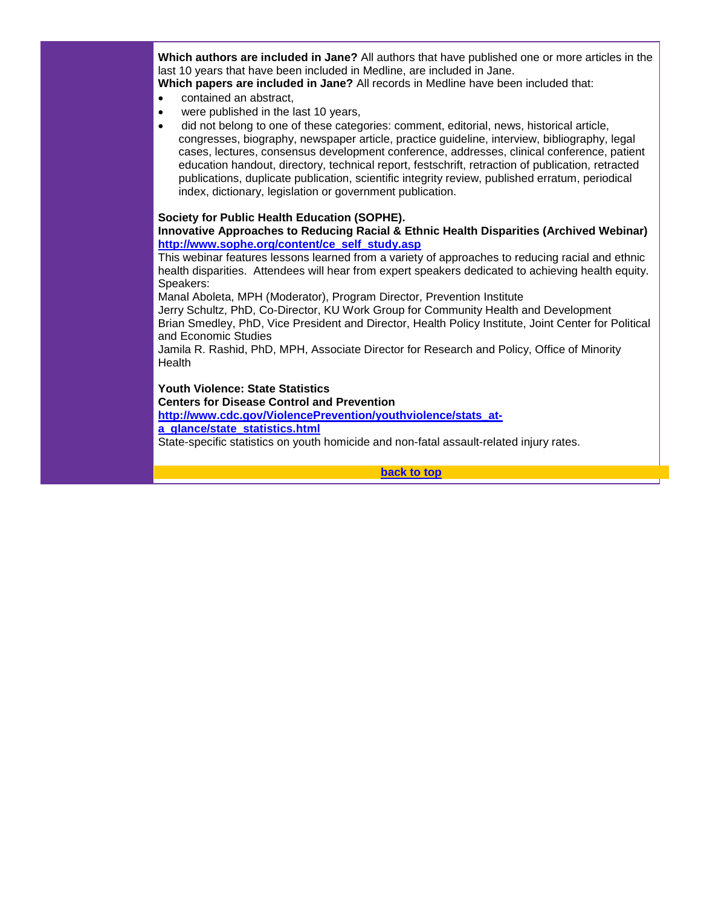**Which authors are included in Jane?** All authors that have published one or more articles in the last 10 years that have been included in Medline, are included in Jane.

**Which papers are included in Jane?** All records in Medline have been included that:

- contained an abstract,
- were published in the last 10 years,
- did not belong to one of these categories: comment, editorial, news, historical article, congresses, biography, newspaper article, practice guideline, interview, bibliography, legal cases, lectures, consensus development conference, addresses, clinical conference, patient education handout, directory, technical report, festschrift, retraction of publication, retracted publications, duplicate publication, scientific integrity review, published erratum, periodical index, dictionary, legislation or government publication.

**Society for Public Health Education (SOPHE).**
**Innovative Approaches to Reducing Racial & Ethnic Health Disparities (Archived Webinar)**
**[http://www.sophe.org/content/ce_self_study.asp](http://www.sophe.org/content/ce_self_study.asp)**
This webinar features lessons learned from a variety of approaches to reducing racial and ethnic health disparities. Attendees will hear from expert speakers dedicated to achieving health equity.
Speakers:
Manal Aboleta, MPH (Moderator), Program Director, Prevention Institute
Jerry Schultz, PhD, Co-Director, KU Work Group for Community Health and Development
Brian Smedley, PhD, Vice President and Director, Health Policy Institute, Joint Center for Political and Economic Studies
Jamila R. Rashid, PhD, MPH, Associate Director for Research and Policy, Office of Minority Health

**Youth Violence: State Statistics**
**Centers for Disease Control and Prevention**
**[http://www.cdc.gov/ViolencePrevention/youthviolence/stats_at-a_glance/state_statistics.html](http://www.cdc.gov/ViolencePrevention/youthviolence/stats_at-a_glance/state_statistics.html)**
State-specific statistics on youth homicide and non-fatal assault-related injury rates.

**back to top**